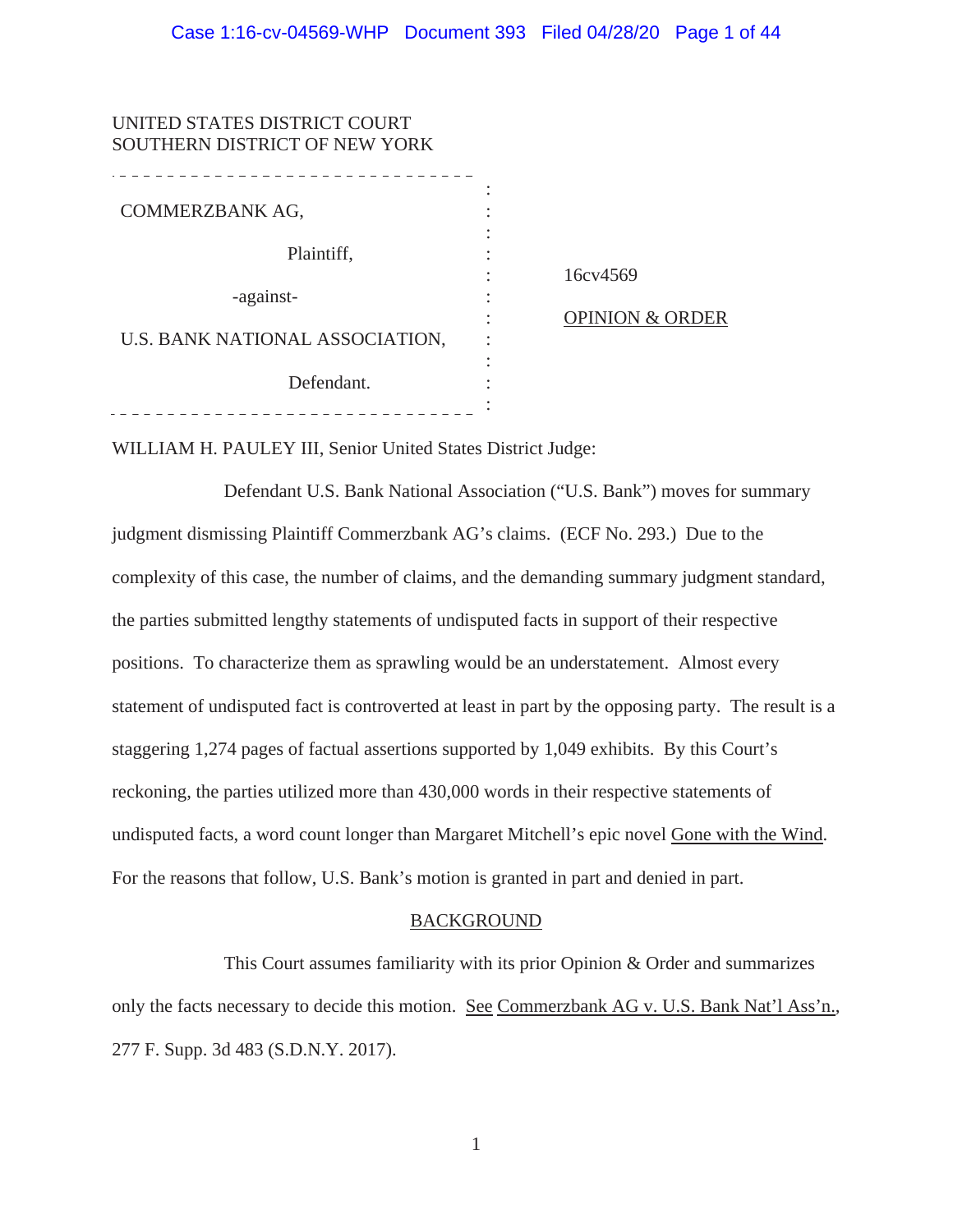UNITED STATES DISTRICT COURT
SOUTHERN DISTRICT OF NEW YORK

COMMERZBANK AG,

Plaintiff,

-against-

U.S. BANK NATIONAL ASSOCIATION,

Defendant.

16cv4569

OPINION & ORDER

WILLIAM H. PAULEY III, Senior United States District Judge:

Defendant U.S. Bank National Association ("U.S. Bank") moves for summary judgment dismissing Plaintiff Commerzbank AG's claims. (ECF No. 293.) Due to the complexity of this case, the number of claims, and the demanding summary judgment standard, the parties submitted lengthy statements of undisputed facts in support of their respective positions. To characterize them as sprawling would be an understatement. Almost every statement of undisputed fact is controverted at least in part by the opposing party. The result is a staggering 1,274 pages of factual assertions supported by 1,049 exhibits. By this Court's reckoning, the parties utilized more than 430,000 words in their respective statements of undisputed facts, a word count longer than Margaret Mitchell's epic novel Gone with the Wind. For the reasons that follow, U.S. Bank's motion is granted in part and denied in part.

## BACKGROUND

This Court assumes familiarity with its prior Opinion & Order and summarizes only the facts necessary to decide this motion. See Commerzbank AG v. U.S. Bank Nat'l Ass'n., 277 F. Supp. 3d 483 (S.D.N.Y. 2017).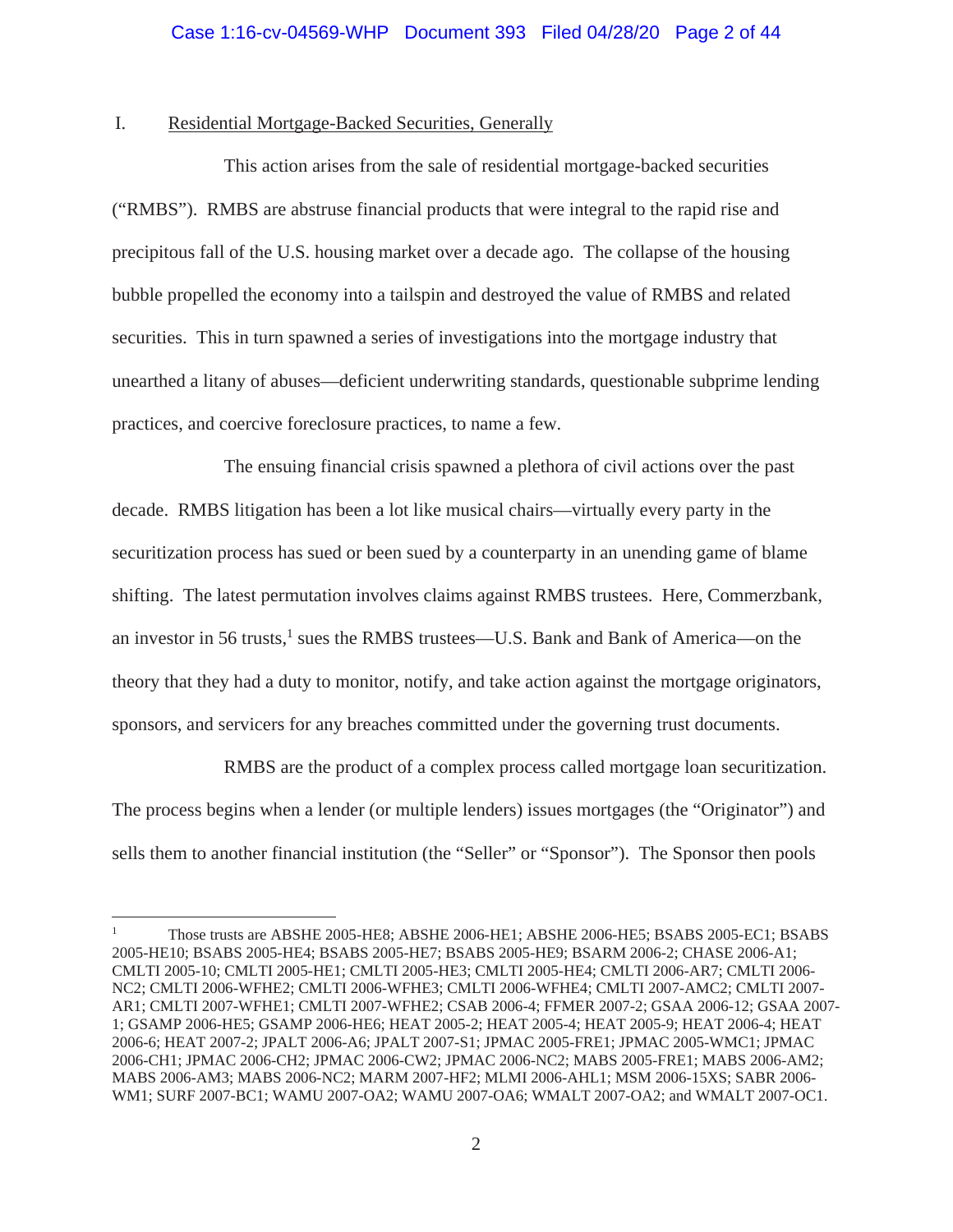## I. Residential Mortgage-Backed Securities, Generally

This action arises from the sale of residential mortgage-backed securities ("RMBS"). RMBS are abstruse financial products that were integral to the rapid rise and precipitous fall of the U.S. housing market over a decade ago. The collapse of the housing bubble propelled the economy into a tailspin and destroyed the value of RMBS and related securities. This in turn spawned a series of investigations into the mortgage industry that unearthed a litany of abuses—deficient underwriting standards, questionable subprime lending practices, and coercive foreclosure practices, to name a few.

The ensuing financial crisis spawned a plethora of civil actions over the past decade. RMBS litigation has been a lot like musical chairs—virtually every party in the securitization process has sued or been sued by a counterparty in an unending game of blame shifting. The latest permutation involves claims against RMBS trustees. Here, Commerzbank, an investor in 56 trusts,[1] sues the RMBS trustees—U.S. Bank and Bank of America—on the theory that they had a duty to monitor, notify, and take action against the mortgage originators, sponsors, and servicers for any breaches committed under the governing trust documents.

RMBS are the product of a complex process called mortgage loan securitization. The process begins when a lender (or multiple lenders) issues mortgages (the "Originator") and sells them to another financial institution (the "Seller" or "Sponsor"). The Sponsor then pools

---

[1] Those trusts are ABSHE 2005-HE8; ABSHE 2006-HE1; ABSHE 2006-HE5; BSABS 2005-EC1; BSABS 2005-HE10; BSABS 2005-HE4; BSABS 2005-HE7; BSABS 2005-HE9; BSARM 2006-2; CHASE 2006-A1; CMLTI 2005-10; CMLTI 2005-HE1; CMLTI 2005-HE3; CMLTI 2005-HE4; CMLTI 2006-AR7; CMLTI 2006-NC2; CMLTI 2006-WFHE2; CMLTI 2006-WFHE3; CMLTI 2006-WFHE4; CMLTI 2007-AMC2; CMLTI 2007-AR1; CMLTI 2007-WFHE1; CMLTI 2007-WFHE2; CSAB 2006-4; FFMER 2007-2; GSAA 2006-12; GSAA 2007-1; GSAMP 2006-HE5; GSAMP 2006-HE6; HEAT 2005-2; HEAT 2005-4; HEAT 2005-9; HEAT 2006-4; HEAT 2006-6; HEAT 2007-2; JPALT 2006-A6; JPALT 2007-S1; JPMAC 2005-FRE1; JPMAC 2005-WMC1; JPMAC 2006-CH1; JPMAC 2006-CH2; JPMAC 2006-CW2; JPMAC 2006-NC2; MABS 2005-FRE1; MABS 2006-AM2; MABS 2006-AM3; MABS 2006-NC2; MARM 2007-HF2; MLMI 2006-AHL1; MSM 2006-15XS; SABR 2006-WM1; SURF 2007-BC1; WAMU 2007-OA2; WAMU 2007-OA6; WMALT 2007-OA2; and WMALT 2007-OC1.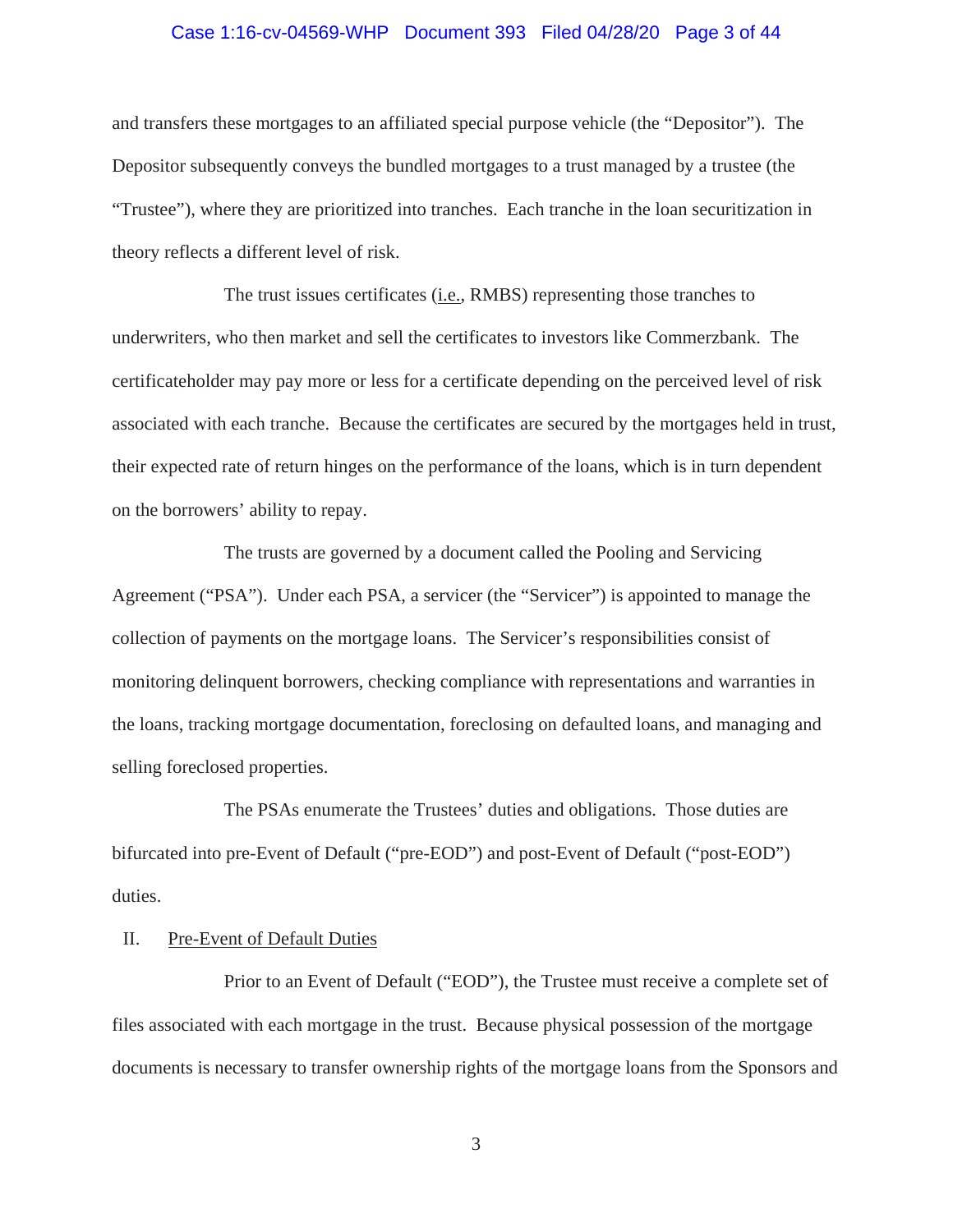and transfers these mortgages to an affiliated special purpose vehicle (the "Depositor"). The Depositor subsequently conveys the bundled mortgages to a trust managed by a trustee (the "Trustee"), where they are prioritized into tranches. Each tranche in the loan securitization in theory reflects a different level of risk.

The trust issues certificates (i.e., RMBS) representing those tranches to underwriters, who then market and sell the certificates to investors like Commerzbank. The certificateholder may pay more or less for a certificate depending on the perceived level of risk associated with each tranche. Because the certificates are secured by the mortgages held in trust, their expected rate of return hinges on the performance of the loans, which is in turn dependent on the borrowers' ability to repay.

The trusts are governed by a document called the Pooling and Servicing Agreement ("PSA"). Under each PSA, a servicer (the "Servicer") is appointed to manage the collection of payments on the mortgage loans. The Servicer's responsibilities consist of monitoring delinquent borrowers, checking compliance with representations and warranties in the loans, tracking mortgage documentation, foreclosing on defaulted loans, and managing and selling foreclosed properties.

The PSAs enumerate the Trustees' duties and obligations. Those duties are bifurcated into pre-Event of Default ("pre-EOD") and post-Event of Default ("post-EOD") duties.

## II. Pre-Event of Default Duties

Prior to an Event of Default ("EOD"), the Trustee must receive a complete set of files associated with each mortgage in the trust. Because physical possession of the mortgage documents is necessary to transfer ownership rights of the mortgage loans from the Sponsors and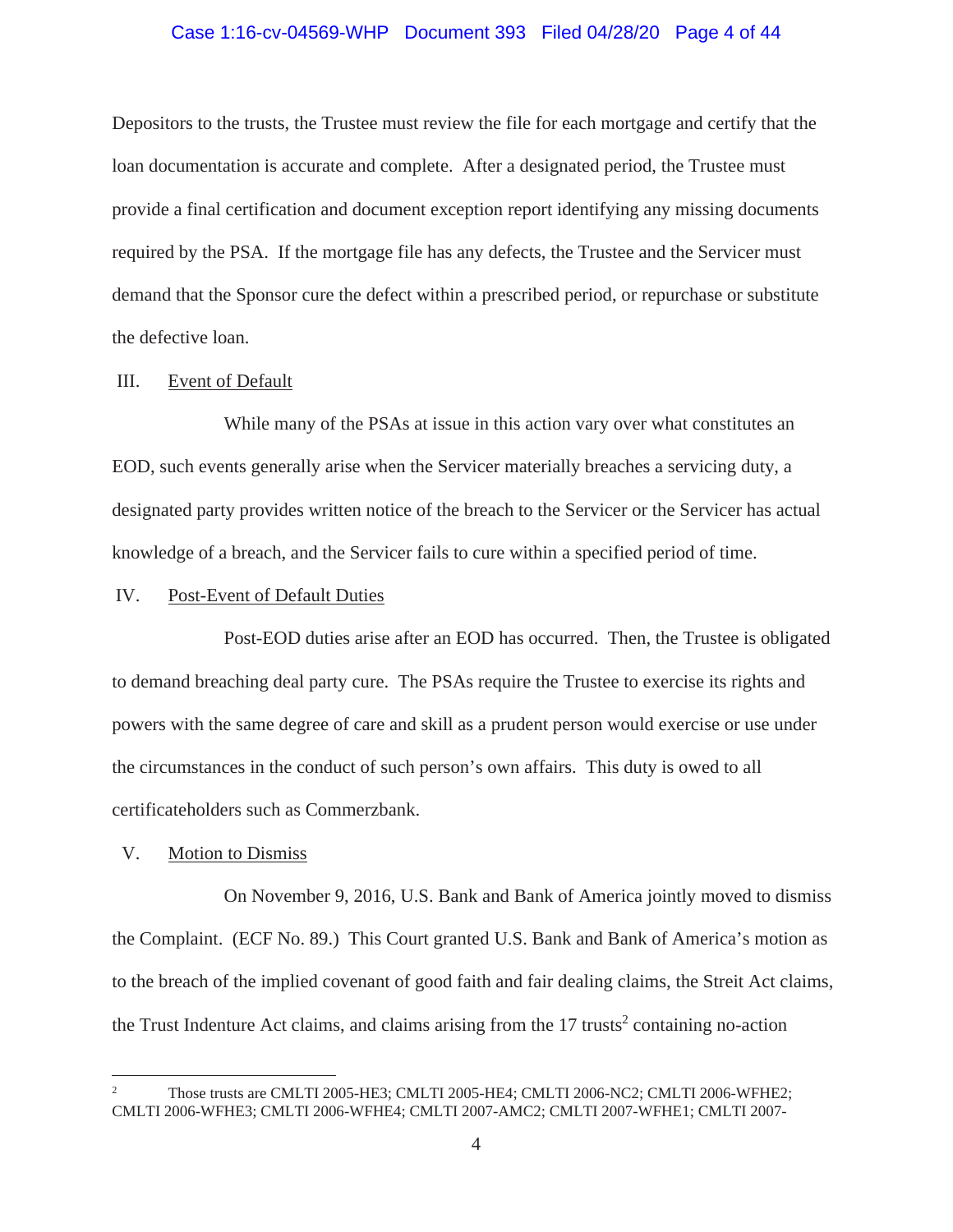Depositors to the trusts, the Trustee must review the file for each mortgage and certify that the loan documentation is accurate and complete. After a designated period, the Trustee must provide a final certification and document exception report identifying any missing documents required by the PSA. If the mortgage file has any defects, the Trustee and the Servicer must demand that the Sponsor cure the defect within a prescribed period, or repurchase or substitute the defective loan.

## III. Event of Default

While many of the PSAs at issue in this action vary over what constitutes an EOD, such events generally arise when the Servicer materially breaches a servicing duty, a designated party provides written notice of the breach to the Servicer or the Servicer has actual knowledge of a breach, and the Servicer fails to cure within a specified period of time.

## IV. Post-Event of Default Duties

Post-EOD duties arise after an EOD has occurred. Then, the Trustee is obligated to demand breaching deal party cure. The PSAs require the Trustee to exercise its rights and powers with the same degree of care and skill as a prudent person would exercise or use under the circumstances in the conduct of such person's own affairs. This duty is owed to all certificateholders such as Commerzbank.

## V. Motion to Dismiss

On November 9, 2016, U.S. Bank and Bank of America jointly moved to dismiss the Complaint. (ECF No. 89.) This Court granted U.S. Bank and Bank of America's motion as to the breach of the implied covenant of good faith and fair dealing claims, the Streit Act claims, the Trust Indenture Act claims, and claims arising from the 17 trusts[2] containing no-action

---

[2] Those trusts are CMLTI 2005-HE3; CMLTI 2005-HE4; CMLTI 2006-NC2; CMLTI 2006-WFHE2; CMLTI 2006-WFHE3; CMLTI 2006-WFHE4; CMLTI 2007-AMC2; CMLTI 2007-WFHE1; CMLTI 2007-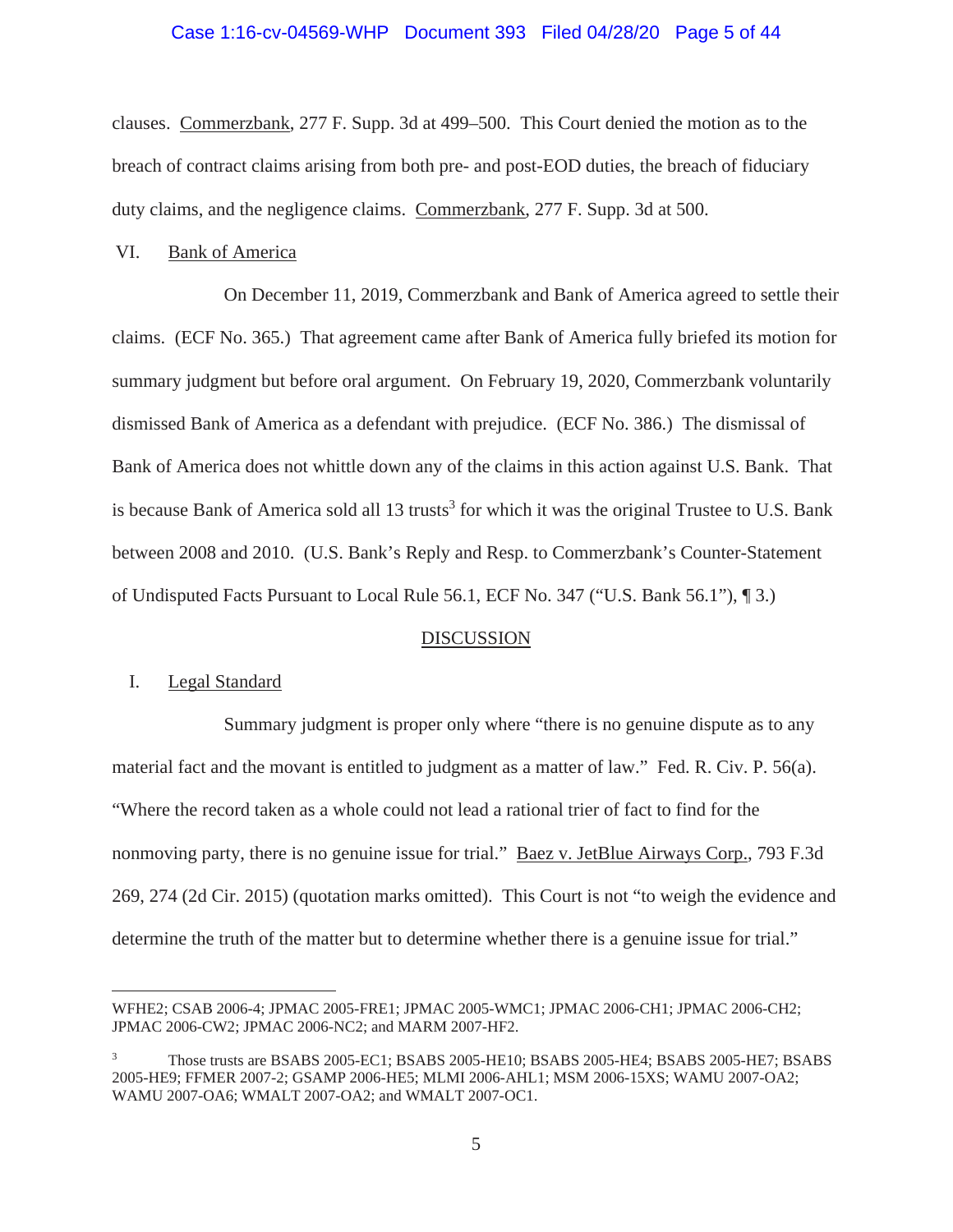clauses. Commerzbank, 277 F. Supp. 3d at 499–500. This Court denied the motion as to the breach of contract claims arising from both pre- and post-EOD duties, the breach of fiduciary duty claims, and the negligence claims. Commerzbank, 277 F. Supp. 3d at 500.

VI. Bank of America

On December 11, 2019, Commerzbank and Bank of America agreed to settle their claims. (ECF No. 365.) That agreement came after Bank of America fully briefed its motion for summary judgment but before oral argument. On February 19, 2020, Commerzbank voluntarily dismissed Bank of America as a defendant with prejudice. (ECF No. 386.) The dismissal of Bank of America does not whittle down any of the claims in this action against U.S. Bank. That is because Bank of America sold all 13 trusts[3] for which it was the original Trustee to U.S. Bank between 2008 and 2010. (U.S. Bank's Reply and Resp. to Commerzbank's Counter-Statement of Undisputed Facts Pursuant to Local Rule 56.1, ECF No. 347 ("U.S. Bank 56.1"), ¶ 3.)

## DISCUSSION

I. Legal Standard

Summary judgment is proper only where "there is no genuine dispute as to any material fact and the movant is entitled to judgment as a matter of law." Fed. R. Civ. P. 56(a). "Where the record taken as a whole could not lead a rational trier of fact to find for the nonmoving party, there is no genuine issue for trial." Baez v. JetBlue Airways Corp., 793 F.3d 269, 274 (2d Cir. 2015) (quotation marks omitted). This Court is not "to weigh the evidence and determine the truth of the matter but to determine whether there is a genuine issue for trial."

---

WFHE2; CSAB 2006-4; JPMAC 2005-FRE1; JPMAC 2005-WMC1; JPMAC 2006-CH1; JPMAC 2006-CH2; JPMAC 2006-CW2; JPMAC 2006-NC2; and MARM 2007-HF2.

[3] Those trusts are BSABS 2005-EC1; BSABS 2005-HE10; BSABS 2005-HE4; BSABS 2005-HE7; BSABS 2005-HE9; FFMER 2007-2; GSAMP 2006-HE5; MLMI 2006-AHL1; MSM 2006-15XS; WAMU 2007-OA2; WAMU 2007-OA6; WMALT 2007-OA2; and WMALT 2007-OC1.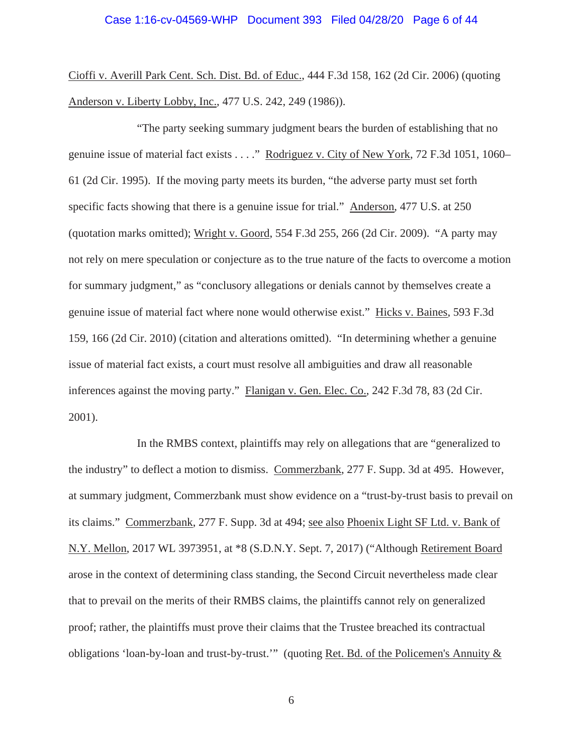Cioffi v. Averill Park Cent. Sch. Dist. Bd. of Educ., 444 F.3d 158, 162 (2d Cir. 2006) (quoting Anderson v. Liberty Lobby, Inc., 477 U.S. 242, 249 (1986)).

"The party seeking summary judgment bears the burden of establishing that no genuine issue of material fact exists . . . ." Rodriguez v. City of New York, 72 F.3d 1051, 1060–61 (2d Cir. 1995). If the moving party meets its burden, "the adverse party must set forth specific facts showing that there is a genuine issue for trial." Anderson, 477 U.S. at 250 (quotation marks omitted); Wright v. Goord, 554 F.3d 255, 266 (2d Cir. 2009). "A party may not rely on mere speculation or conjecture as to the true nature of the facts to overcome a motion for summary judgment," as "conclusory allegations or denials cannot by themselves create a genuine issue of material fact where none would otherwise exist." Hicks v. Baines, 593 F.3d 159, 166 (2d Cir. 2010) (citation and alterations omitted). "In determining whether a genuine issue of material fact exists, a court must resolve all ambiguities and draw all reasonable inferences against the moving party." Flanigan v. Gen. Elec. Co., 242 F.3d 78, 83 (2d Cir. 2001).

In the RMBS context, plaintiffs may rely on allegations that are "generalized to the industry" to deflect a motion to dismiss. Commerzbank, 277 F. Supp. 3d at 495. However, at summary judgment, Commerzbank must show evidence on a "trust-by-trust basis to prevail on its claims." Commerzbank, 277 F. Supp. 3d at 494; see also Phoenix Light SF Ltd. v. Bank of N.Y. Mellon, 2017 WL 3973951, at *8 (S.D.N.Y. Sept. 7, 2017) ("Although Retirement Board arose in the context of determining class standing, the Second Circuit nevertheless made clear that to prevail on the merits of their RMBS claims, the plaintiffs cannot rely on generalized proof; rather, the plaintiffs must prove their claims that the Trustee breached its contractual obligations 'loan-by-loan and trust-by-trust.'" (quoting Ret. Bd. of the Policemen's Annuity &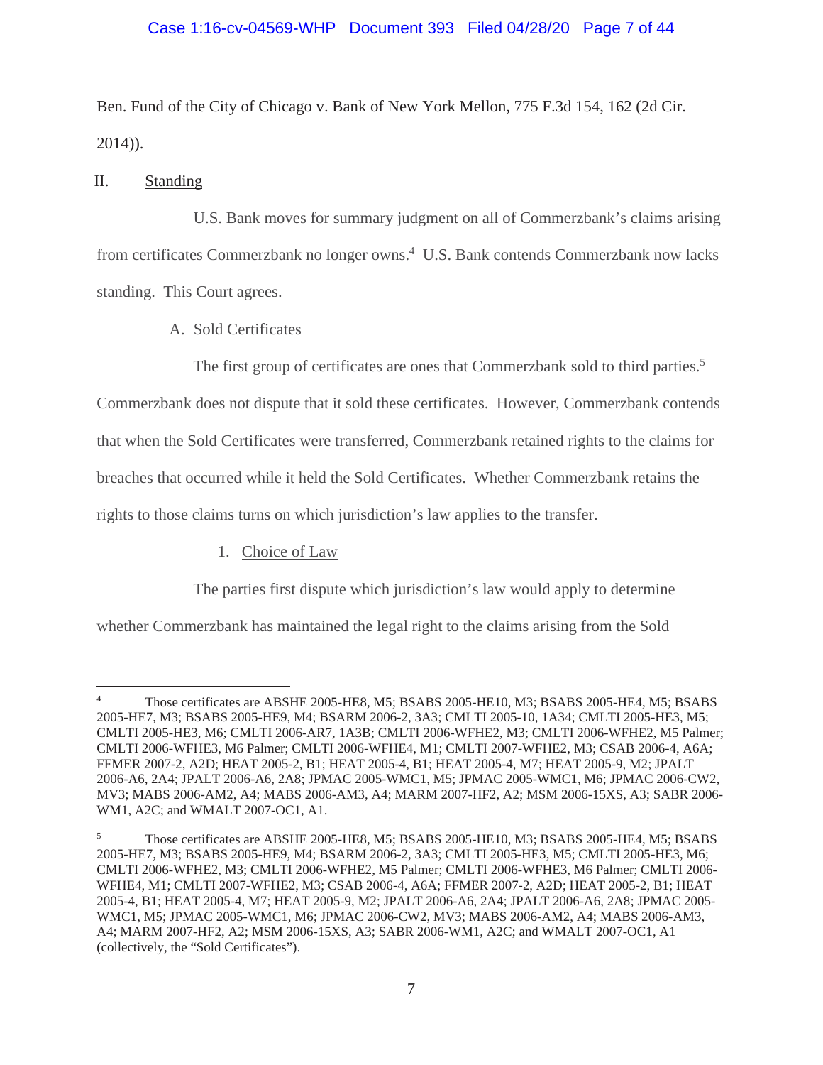Ben. Fund of the City of Chicago v. Bank of New York Mellon, 775 F.3d 154, 162 (2d Cir. 2014)).

## II. Standing

U.S. Bank moves for summary judgment on all of Commerzbank's claims arising from certificates Commerzbank no longer owns.[4] U.S. Bank contends Commerzbank now lacks standing. This Court agrees.

### A. Sold Certificates

The first group of certificates are ones that Commerzbank sold to third parties.[5] Commerzbank does not dispute that it sold these certificates. However, Commerzbank contends that when the Sold Certificates were transferred, Commerzbank retained rights to the claims for breaches that occurred while it held the Sold Certificates. Whether Commerzbank retains the rights to those claims turns on which jurisdiction's law applies to the transfer.

#### 1. Choice of Law

The parties first dispute which jurisdiction's law would apply to determine whether Commerzbank has maintained the legal right to the claims arising from the Sold

---

[4] Those certificates are ABSHE 2005-HE8, M5; BSABS 2005-HE10, M3; BSABS 2005-HE4, M5; BSABS 2005-HE7, M3; BSABS 2005-HE9, M4; BSARM 2006-2, 3A3; CMLTI 2005-10, 1A34; CMLTI 2005-HE3, M5; CMLTI 2005-HE3, M6; CMLTI 2006-AR7, 1A3B; CMLTI 2006-WFHE2, M3; CMLTI 2006-WFHE2, M5 Palmer; CMLTI 2006-WFHE3, M6 Palmer; CMLTI 2006-WFHE4, M1; CMLTI 2007-WFHE2, M3; CSAB 2006-4, A6A; FFMER 2007-2, A2D; HEAT 2005-2, B1; HEAT 2005-4, B1; HEAT 2005-4, M7; HEAT 2005-9, M2; JPALT 2006-A6, 2A4; JPALT 2006-A6, 2A8; JPMAC 2005-WMC1, M5; JPMAC 2005-WMC1, M6; JPMAC 2006-CW2, MV3; MABS 2006-AM2, A4; MABS 2006-AM3, A4; MARM 2007-HF2, A2; MSM 2006-15XS, A3; SABR 2006-WM1, A2C; and WMALT 2007-OC1, A1.

[5] Those certificates are ABSHE 2005-HE8, M5; BSABS 2005-HE10, M3; BSABS 2005-HE4, M5; BSABS 2005-HE7, M3; BSABS 2005-HE9, M4; BSARM 2006-2, 3A3; CMLTI 2005-HE3, M5; CMLTI 2005-HE3, M6; CMLTI 2006-WFHE2, M3; CMLTI 2006-WFHE2, M5 Palmer; CMLTI 2006-WFHE3, M6 Palmer; CMLTI 2006-WFHE4, M1; CMLTI 2007-WFHE2, M3; CSAB 2006-4, A6A; FFMER 2007-2, A2D; HEAT 2005-2, B1; HEAT 2005-4, B1; HEAT 2005-4, M7; HEAT 2005-9, M2; JPALT 2006-A6, 2A4; JPALT 2006-A6, 2A8; JPMAC 2005-WMC1, M5; JPMAC 2005-WMC1, M6; JPMAC 2006-CW2, MV3; MABS 2006-AM2, A4; MABS 2006-AM3, A4; MARM 2007-HF2, A2; MSM 2006-15XS, A3; SABR 2006-WM1, A2C; and WMALT 2007-OC1, A1 (collectively, the "Sold Certificates").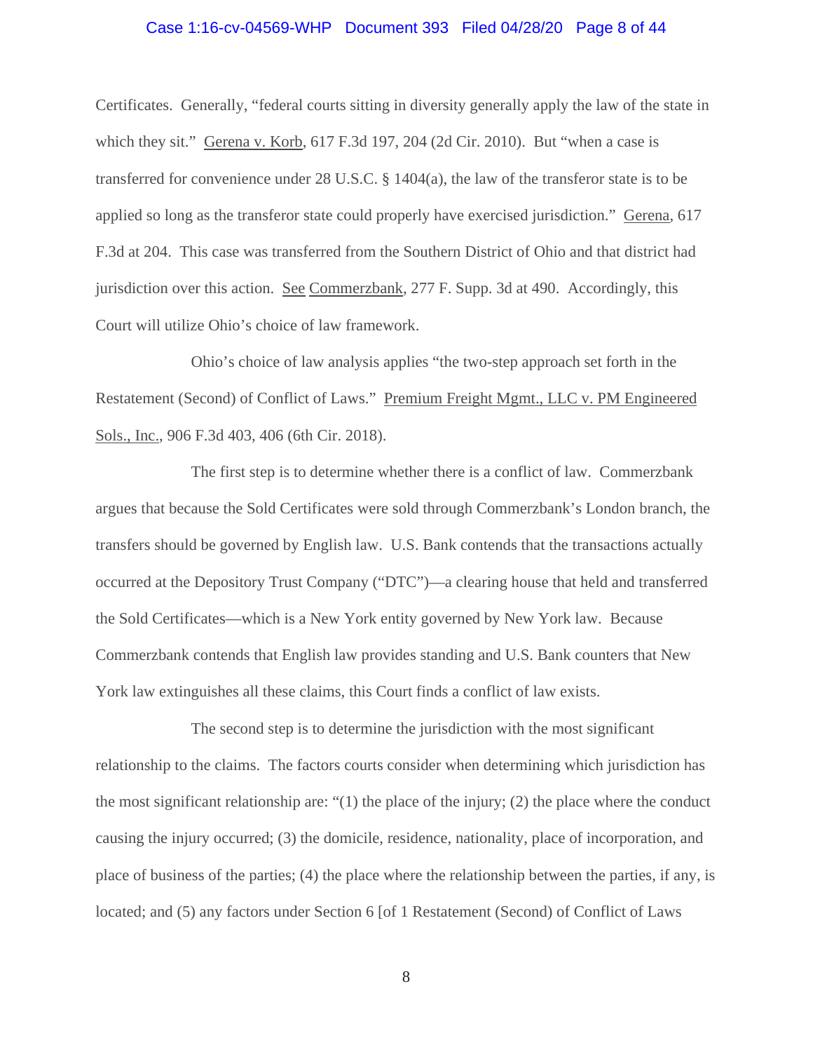Certificates. Generally, "federal courts sitting in diversity generally apply the law of the state in which they sit." Gerena v. Korb, 617 F.3d 197, 204 (2d Cir. 2010). But "when a case is transferred for convenience under 28 U.S.C. § 1404(a), the law of the transferor state is to be applied so long as the transferor state could properly have exercised jurisdiction." Gerena, 617 F.3d at 204. This case was transferred from the Southern District of Ohio and that district had jurisdiction over this action. See Commerzbank, 277 F. Supp. 3d at 490. Accordingly, this Court will utilize Ohio's choice of law framework.

Ohio's choice of law analysis applies "the two-step approach set forth in the Restatement (Second) of Conflict of Laws." Premium Freight Mgmt., LLC v. PM Engineered Sols., Inc., 906 F.3d 403, 406 (6th Cir. 2018).

The first step is to determine whether there is a conflict of law. Commerzbank argues that because the Sold Certificates were sold through Commerzbank's London branch, the transfers should be governed by English law. U.S. Bank contends that the transactions actually occurred at the Depository Trust Company ("DTC")—a clearing house that held and transferred the Sold Certificates—which is a New York entity governed by New York law. Because Commerzbank contends that English law provides standing and U.S. Bank counters that New York law extinguishes all these claims, this Court finds a conflict of law exists.

The second step is to determine the jurisdiction with the most significant relationship to the claims. The factors courts consider when determining which jurisdiction has the most significant relationship are: "(1) the place of the injury; (2) the place where the conduct causing the injury occurred; (3) the domicile, residence, nationality, place of incorporation, and place of business of the parties; (4) the place where the relationship between the parties, if any, is located; and (5) any factors under Section 6 [of 1 Restatement (Second) of Conflict of Laws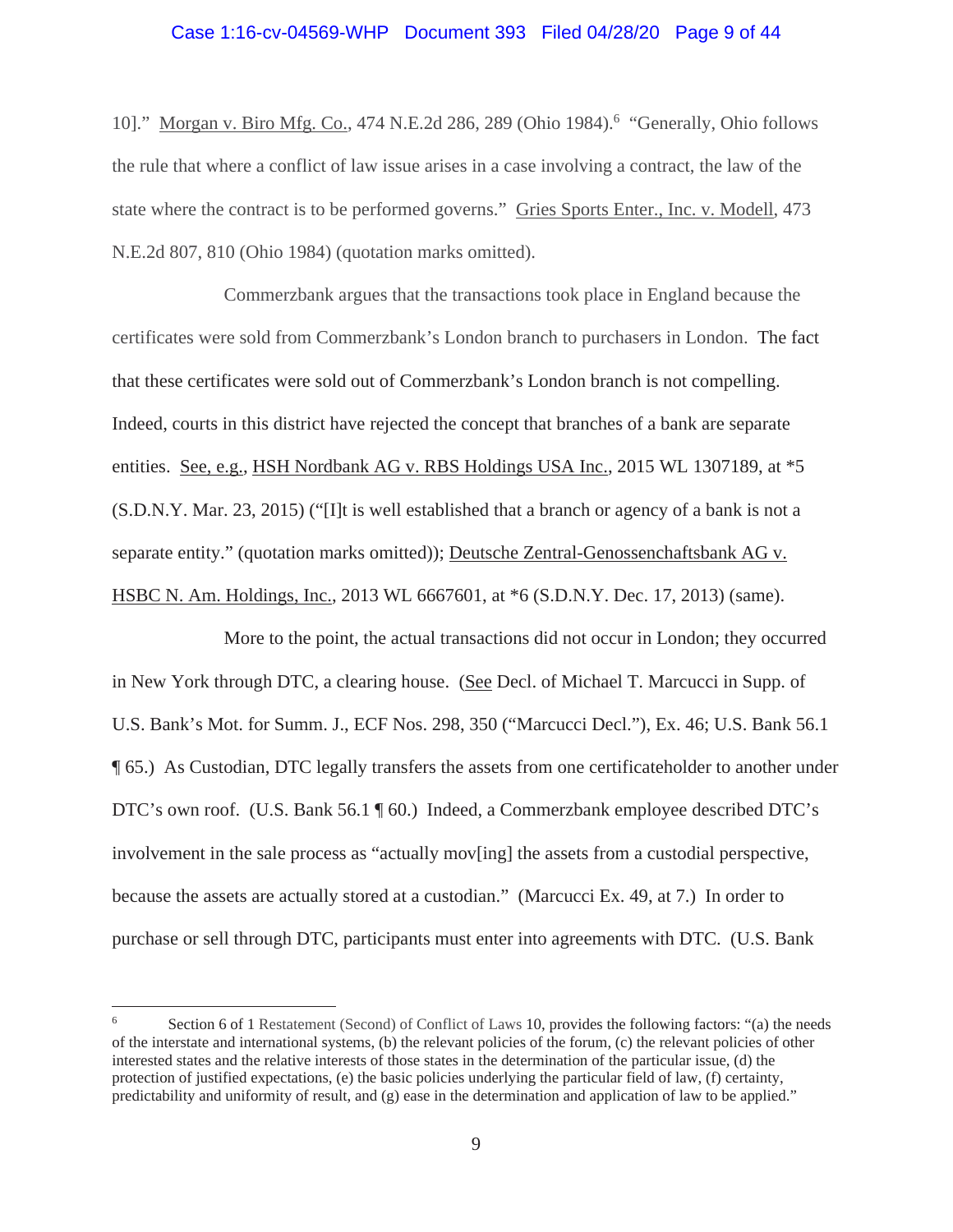10]." Morgan v. Biro Mfg. Co., 474 N.E.2d 286, 289 (Ohio 1984).[6] "Generally, Ohio follows the rule that where a conflict of law issue arises in a case involving a contract, the law of the state where the contract is to be performed governs." Gries Sports Enter., Inc. v. Modell, 473 N.E.2d 807, 810 (Ohio 1984) (quotation marks omitted).

Commerzbank argues that the transactions took place in England because the certificates were sold from Commerzbank's London branch to purchasers in London. The fact that these certificates were sold out of Commerzbank's London branch is not compelling. Indeed, courts in this district have rejected the concept that branches of a bank are separate entities. See, e.g., HSH Nordbank AG v. RBS Holdings USA Inc., 2015 WL 1307189, at *5 (S.D.N.Y. Mar. 23, 2015) ("[I]t is well established that a branch or agency of a bank is not a separate entity." (quotation marks omitted)); Deutsche Zentral-Genossenchaftsbank AG v. HSBC N. Am. Holdings, Inc., 2013 WL 6667601, at *6 (S.D.N.Y. Dec. 17, 2013) (same).

More to the point, the actual transactions did not occur in London; they occurred in New York through DTC, a clearing house. (See Decl. of Michael T. Marcucci in Supp. of U.S. Bank's Mot. for Summ. J., ECF Nos. 298, 350 ("Marcucci Decl."), Ex. 46; U.S. Bank 56.1 ¶ 65.) As Custodian, DTC legally transfers the assets from one certificateholder to another under DTC's own roof. (U.S. Bank 56.1 ¶ 60.) Indeed, a Commerzbank employee described DTC's involvement in the sale process as "actually mov[ing] the assets from a custodial perspective, because the assets are actually stored at a custodian." (Marcucci Ex. 49, at 7.) In order to purchase or sell through DTC, participants must enter into agreements with DTC. (U.S. Bank

---

[6] Section 6 of 1 Restatement (Second) of Conflict of Laws 10, provides the following factors: "(a) the needs of the interstate and international systems, (b) the relevant policies of the forum, (c) the relevant policies of other interested states and the relative interests of those states in the determination of the particular issue, (d) the protection of justified expectations, (e) the basic policies underlying the particular field of law, (f) certainty, predictability and uniformity of result, and (g) ease in the determination and application of law to be applied."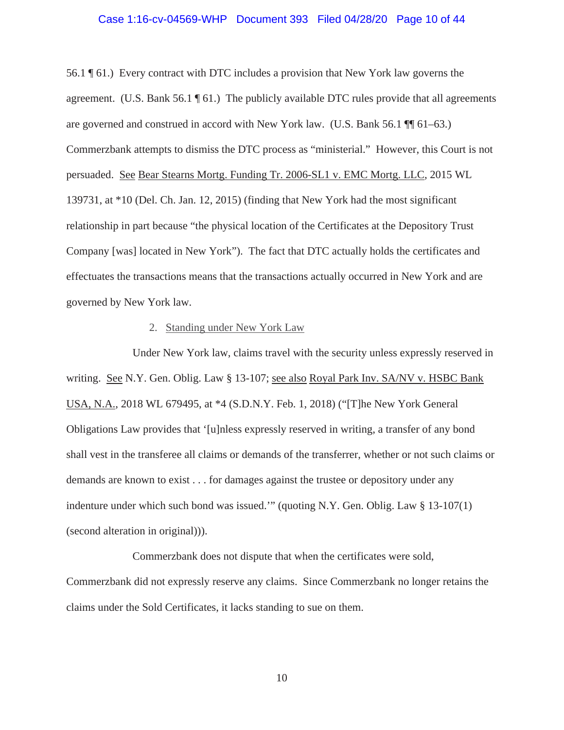56.1 ¶ 61.) Every contract with DTC includes a provision that New York law governs the agreement. (U.S. Bank 56.1 ¶ 61.) The publicly available DTC rules provide that all agreements are governed and construed in accord with New York law. (U.S. Bank 56.1 ¶¶ 61–63.) Commerzbank attempts to dismiss the DTC process as "ministerial." However, this Court is not persuaded. See Bear Stearns Mortg. Funding Tr. 2006-SL1 v. EMC Mortg. LLC, 2015 WL 139731, at *10 (Del. Ch. Jan. 12, 2015) (finding that New York had the most significant relationship in part because "the physical location of the Certificates at the Depository Trust Company [was] located in New York"). The fact that DTC actually holds the certificates and effectuates the transactions means that the transactions actually occurred in New York and are governed by New York law.

2. Standing under New York Law

Under New York law, claims travel with the security unless expressly reserved in writing. See N.Y. Gen. Oblig. Law § 13-107; see also Royal Park Inv. SA/NV v. HSBC Bank USA, N.A., 2018 WL 679495, at *4 (S.D.N.Y. Feb. 1, 2018) ("[T]he New York General Obligations Law provides that '[u]nless expressly reserved in writing, a transfer of any bond shall vest in the transferee all claims or demands of the transferrer, whether or not such claims or demands are known to exist . . . for damages against the trustee or depository under any indenture under which such bond was issued.'" (quoting N.Y. Gen. Oblig. Law § 13-107(1) (second alteration in original))).

Commerzbank does not dispute that when the certificates were sold, Commerzbank did not expressly reserve any claims. Since Commerzbank no longer retains the claims under the Sold Certificates, it lacks standing to sue on them.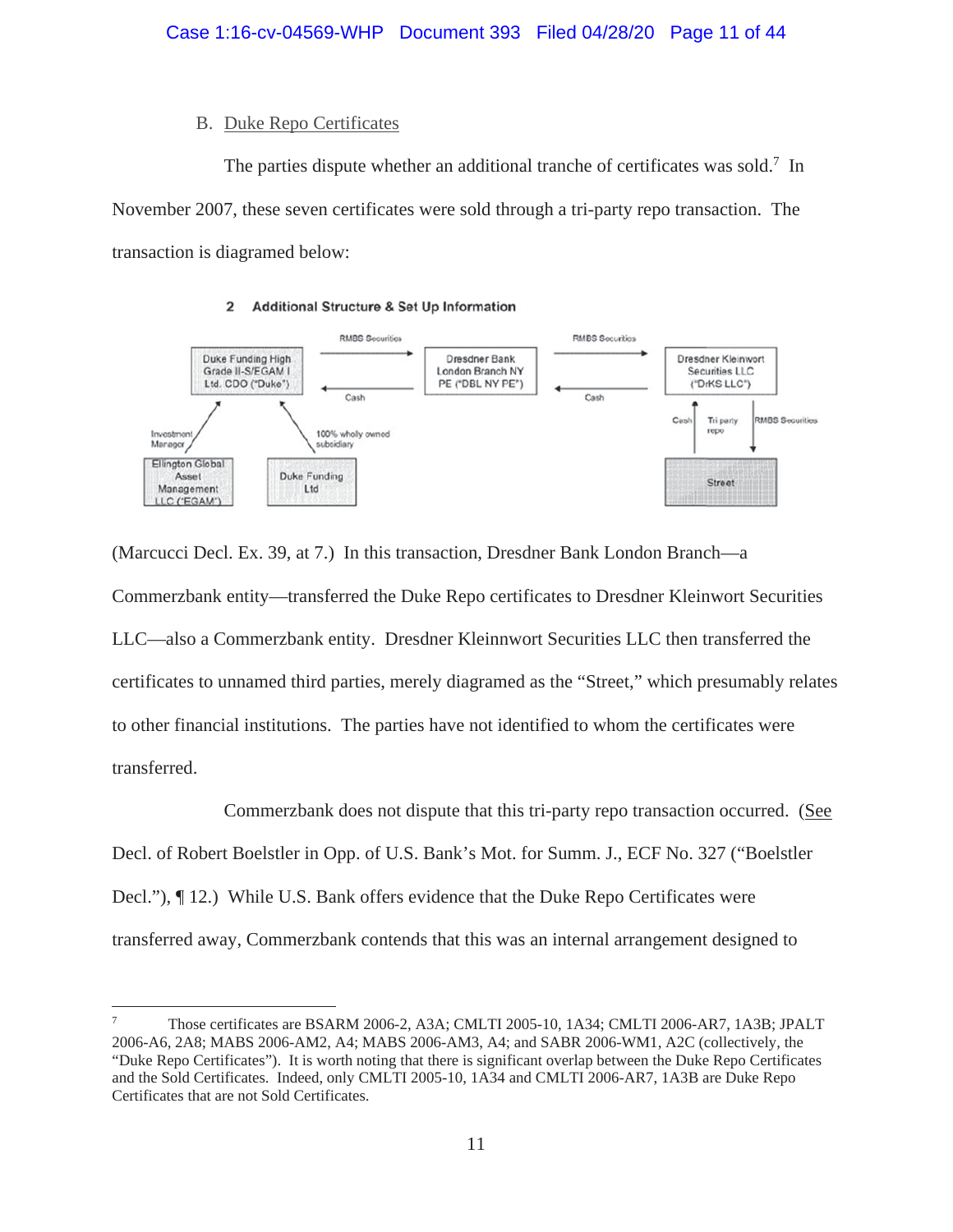B. Duke Repo Certificates

The parties dispute whether an additional tranche of certificates was sold.[7] In November 2007, these seven certificates were sold through a tri-party repo transaction. The transaction is diagramed below:

2 Additional Structure & Set Up Information

Duke Funding High Grade II-S/EGAM I Ltd. CDO ("Duke") — RMBS Securities → Dresdner Bank London Branch NY PE ("DBL NY PE") — RMBS Securities → Dresdner Kleinwort Securities LLC ("DrKS LLC")

Cash ← Cash ←

Investment Manager: Ellington Global Asset Management LLC ("EGAM")

100% wholly owned subsidiary: Duke Funding Ltd

Dresdner Kleinwort Securities LLC ("DrKS LLC") — Tri party repo — Street (Cash ↑, RMBS Securities ↓)

(Marcucci Decl. Ex. 39, at 7.) In this transaction, Dresdner Bank London Branch—a Commerzbank entity—transferred the Duke Repo certificates to Dresdner Kleinwort Securities LLC—also a Commerzbank entity. Dresdner Kleinnwort Securities LLC then transferred the certificates to unnamed third parties, merely diagramed as the "Street," which presumably relates to other financial institutions. The parties have not identified to whom the certificates were transferred.

Commerzbank does not dispute that this tri-party repo transaction occurred. (See Decl. of Robert Boelstler in Opp. of U.S. Bank's Mot. for Summ. J., ECF No. 327 ("Boelstler Decl."), ¶ 12.) While U.S. Bank offers evidence that the Duke Repo Certificates were transferred away, Commerzbank contends that this was an internal arrangement designed to

[7] Those certificates are BSARM 2006-2, A3A; CMLTI 2005-10, 1A34; CMLTI 2006-AR7, 1A3B; JPALT 2006-A6, 2A8; MABS 2006-AM2, A4; MABS 2006-AM3, A4; and SABR 2006-WM1, A2C (collectively, the "Duke Repo Certificates"). It is worth noting that there is significant overlap between the Duke Repo Certificates and the Sold Certificates. Indeed, only CMLTI 2005-10, 1A34 and CMLTI 2006-AR7, 1A3B are Duke Repo Certificates that are not Sold Certificates.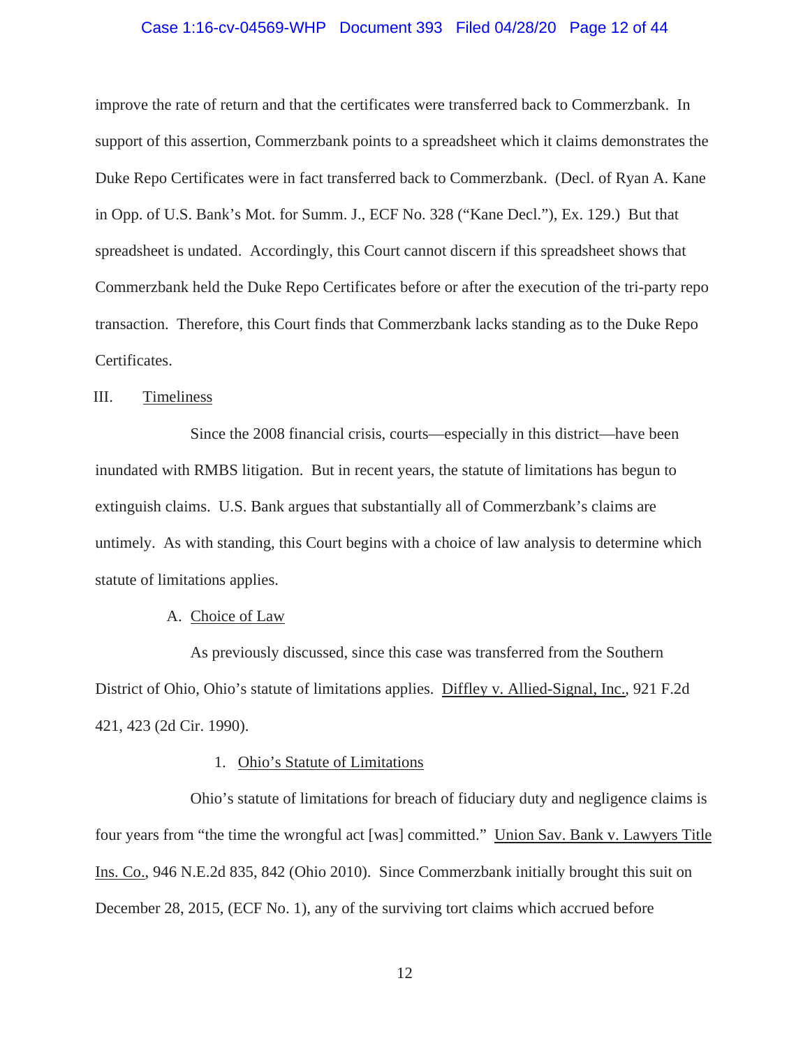improve the rate of return and that the certificates were transferred back to Commerzbank. In support of this assertion, Commerzbank points to a spreadsheet which it claims demonstrates the Duke Repo Certificates were in fact transferred back to Commerzbank. (Decl. of Ryan A. Kane in Opp. of U.S. Bank's Mot. for Summ. J., ECF No. 328 ("Kane Decl."), Ex. 129.) But that spreadsheet is undated. Accordingly, this Court cannot discern if this spreadsheet shows that Commerzbank held the Duke Repo Certificates before or after the execution of the tri-party repo transaction. Therefore, this Court finds that Commerzbank lacks standing as to the Duke Repo Certificates.

## III. Timeliness

Since the 2008 financial crisis, courts—especially in this district—have been inundated with RMBS litigation. But in recent years, the statute of limitations has begun to extinguish claims. U.S. Bank argues that substantially all of Commerzbank's claims are untimely. As with standing, this Court begins with a choice of law analysis to determine which statute of limitations applies.

### A. Choice of Law

As previously discussed, since this case was transferred from the Southern District of Ohio, Ohio's statute of limitations applies. Diffley v. Allied-Signal, Inc., 921 F.2d 421, 423 (2d Cir. 1990).

#### 1. Ohio's Statute of Limitations

Ohio's statute of limitations for breach of fiduciary duty and negligence claims is four years from "the time the wrongful act [was] committed." Union Sav. Bank v. Lawyers Title Ins. Co., 946 N.E.2d 835, 842 (Ohio 2010). Since Commerzbank initially brought this suit on December 28, 2015, (ECF No. 1), any of the surviving tort claims which accrued before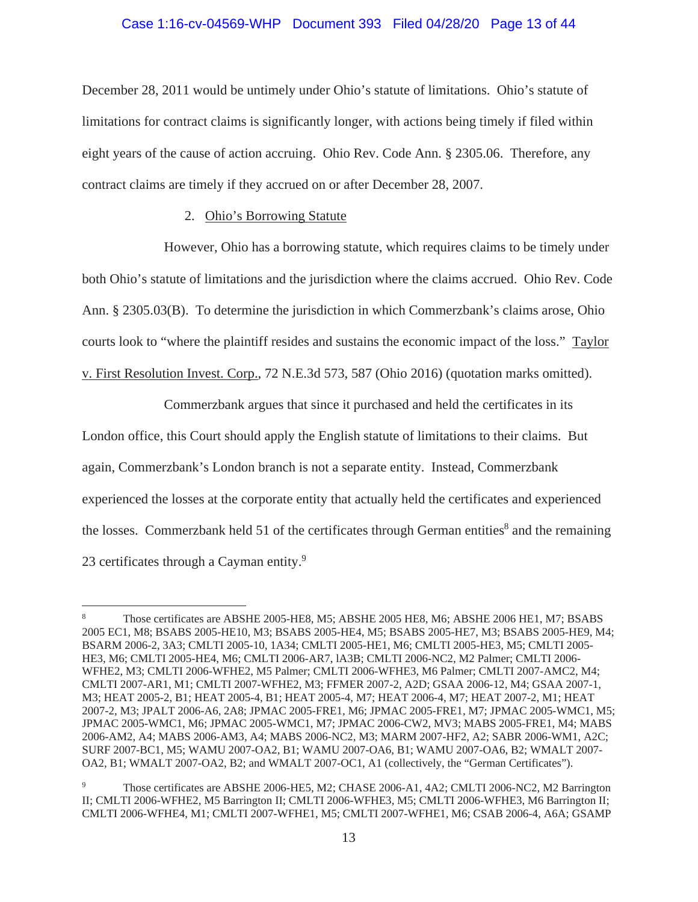December 28, 2011 would be untimely under Ohio's statute of limitations. Ohio's statute of limitations for contract claims is significantly longer, with actions being timely if filed within eight years of the cause of action accruing. Ohio Rev. Code Ann. § 2305.06. Therefore, any contract claims are timely if they accrued on or after December 28, 2007.

2. Ohio's Borrowing Statute

However, Ohio has a borrowing statute, which requires claims to be timely under both Ohio's statute of limitations and the jurisdiction where the claims accrued. Ohio Rev. Code Ann. § 2305.03(B). To determine the jurisdiction in which Commerzbank's claims arose, Ohio courts look to "where the plaintiff resides and sustains the economic impact of the loss." Taylor v. First Resolution Invest. Corp., 72 N.E.3d 573, 587 (Ohio 2016) (quotation marks omitted).

Commerzbank argues that since it purchased and held the certificates in its London office, this Court should apply the English statute of limitations to their claims. But again, Commerzbank's London branch is not a separate entity. Instead, Commerzbank experienced the losses at the corporate entity that actually held the certificates and experienced the losses. Commerzbank held 51 of the certificates through German entities[8] and the remaining 23 certificates through a Cayman entity.[9]

---

[8] Those certificates are ABSHE 2005-HE8, M5; ABSHE 2005 HE8, M6; ABSHE 2006 HE1, M7; BSABS 2005 EC1, M8; BSABS 2005-HE10, M3; BSABS 2005-HE4, M5; BSABS 2005-HE7, M3; BSABS 2005-HE9, M4; BSARM 2006-2, 3A3; CMLTI 2005-10, 1A34; CMLTI 2005-HE1, M6; CMLTI 2005-HE3, M5; CMLTI 2005-HE3, M6; CMLTI 2005-HE4, M6; CMLTI 2006-AR7, lA3B; CMLTI 2006-NC2, M2 Palmer; CMLTI 2006-WFHE2, M3; CMLTI 2006-WFHE2, M5 Palmer; CMLTI 2006-WFHE3, M6 Palmer; CMLTI 2007-AMC2, M4; CMLTI 2007-AR1, M1; CMLTI 2007-WFHE2, M3; FFMER 2007-2, A2D; GSAA 2006-12, M4; GSAA 2007-1, M3; HEAT 2005-2, B1; HEAT 2005-4, B1; HEAT 2005-4, M7; HEAT 2006-4, M7; HEAT 2007-2, M1; HEAT 2007-2, M3; JPALT 2006-A6, 2A8; JPMAC 2005-FRE1, M6; JPMAC 2005-FRE1, M7; JPMAC 2005-WMC1, M5; JPMAC 2005-WMC1, M6; JPMAC 2005-WMC1, M7; JPMAC 2006-CW2, MV3; MABS 2005-FRE1, M4; MABS 2006-AM2, A4; MABS 2006-AM3, A4; MABS 2006-NC2, M3; MARM 2007-HF2, A2; SABR 2006-WM1, A2C; SURF 2007-BC1, M5; WAMU 2007-OA2, B1; WAMU 2007-OA6, B1; WAMU 2007-OA6, B2; WMALT 2007-OA2, B1; WMALT 2007-OA2, B2; and WMALT 2007-OC1, A1 (collectively, the "German Certificates").

[9] Those certificates are ABSHE 2006-HE5, M2; CHASE 2006-A1, 4A2; CMLTI 2006-NC2, M2 Barrington II; CMLTI 2006-WFHE2, M5 Barrington II; CMLTI 2006-WFHE3, M5; CMLTI 2006-WFHE3, M6 Barrington II; CMLTI 2006-WFHE4, M1; CMLTI 2007-WFHE1, M5; CMLTI 2007-WFHE1, M6; CSAB 2006-4, A6A; GSAMP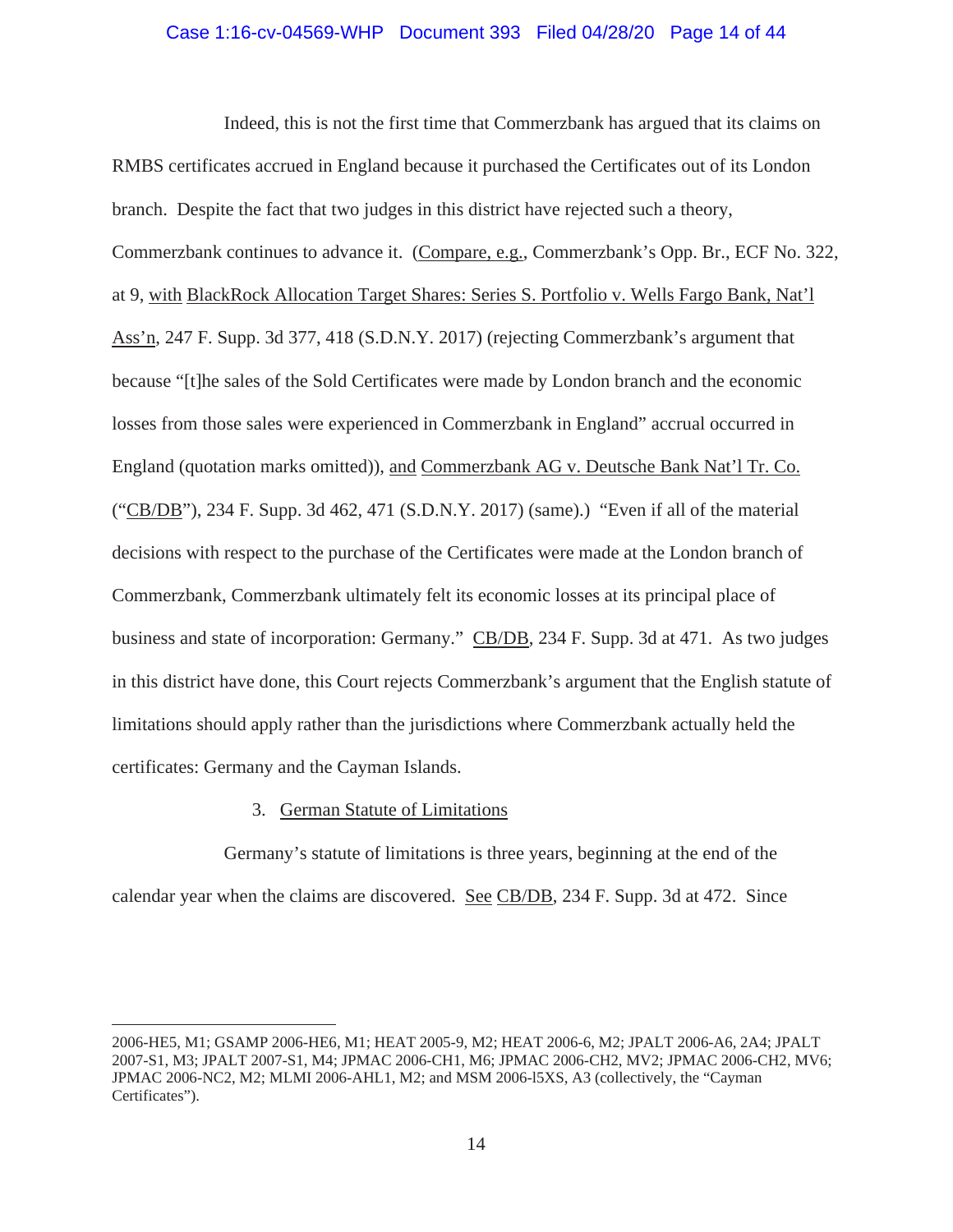Indeed, this is not the first time that Commerzbank has argued that its claims on RMBS certificates accrued in England because it purchased the Certificates out of its London branch. Despite the fact that two judges in this district have rejected such a theory, Commerzbank continues to advance it. (Compare, e.g., Commerzbank's Opp. Br., ECF No. 322, at 9, with BlackRock Allocation Target Shares: Series S. Portfolio v. Wells Fargo Bank, Nat'l Ass'n, 247 F. Supp. 3d 377, 418 (S.D.N.Y. 2017) (rejecting Commerzbank's argument that because "[t]he sales of the Sold Certificates were made by London branch and the economic losses from those sales were experienced in Commerzbank in England" accrual occurred in England (quotation marks omitted)), and Commerzbank AG v. Deutsche Bank Nat'l Tr. Co. ("CB/DB"), 234 F. Supp. 3d 462, 471 (S.D.N.Y. 2017) (same).) "Even if all of the material decisions with respect to the purchase of the Certificates were made at the London branch of Commerzbank, Commerzbank ultimately felt its economic losses at its principal place of business and state of incorporation: Germany." CB/DB, 234 F. Supp. 3d at 471. As two judges in this district have done, this Court rejects Commerzbank's argument that the English statute of limitations should apply rather than the jurisdictions where Commerzbank actually held the certificates: Germany and the Cayman Islands.

3. German Statute of Limitations

Germany's statute of limitations is three years, beginning at the end of the calendar year when the claims are discovered. See CB/DB, 234 F. Supp. 3d at 472. Since

---

2006-HE5, M1; GSAMP 2006-HE6, M1; HEAT 2005-9, M2; HEAT 2006-6, M2; JPALT 2006-A6, 2A4; JPALT 2007-S1, M3; JPALT 2007-S1, M4; JPMAC 2006-CH1, M6; JPMAC 2006-CH2, MV2; JPMAC 2006-CH2, MV6; JPMAC 2006-NC2, M2; MLMI 2006-AHL1, M2; and MSM 2006-l5XS, A3 (collectively, the "Cayman Certificates").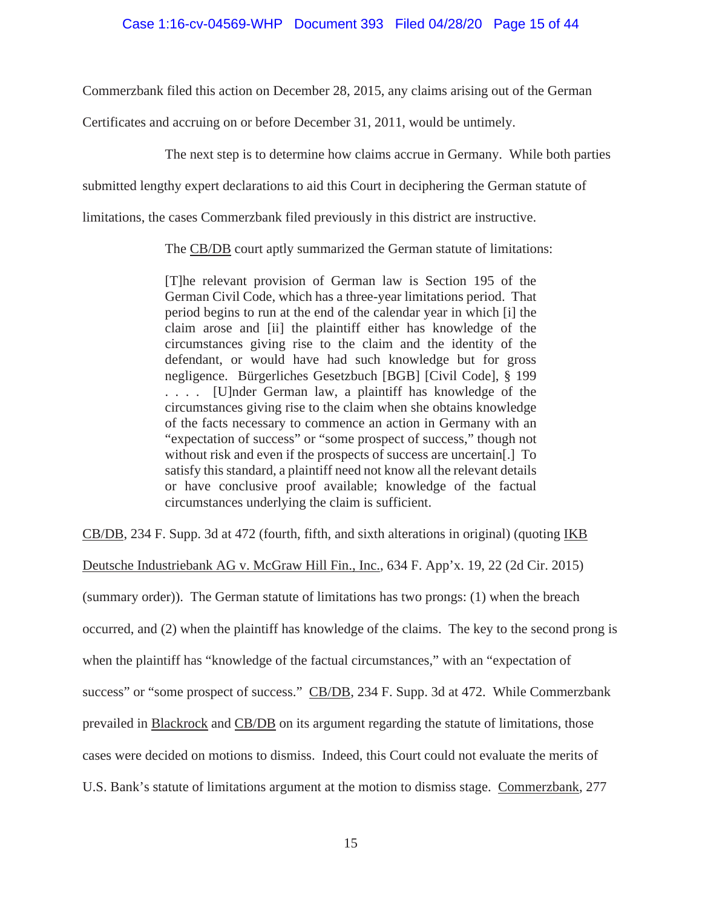Commerzbank filed this action on December 28, 2015, any claims arising out of the German Certificates and accruing on or before December 31, 2011, would be untimely.

The next step is to determine how claims accrue in Germany. While both parties submitted lengthy expert declarations to aid this Court in deciphering the German statute of limitations, the cases Commerzbank filed previously in this district are instructive.

The CB/DB court aptly summarized the German statute of limitations:

> [T]he relevant provision of German law is Section 195 of the German Civil Code, which has a three-year limitations period. That period begins to run at the end of the calendar year in which [i] the claim arose and [ii] the plaintiff either has knowledge of the circumstances giving rise to the claim and the identity of the defendant, or would have had such knowledge but for gross negligence. Bürgerliches Gesetzbuch [BGB] [Civil Code], § 199 . . . . [U]nder German law, a plaintiff has knowledge of the circumstances giving rise to the claim when she obtains knowledge of the facts necessary to commence an action in Germany with an "expectation of success" or "some prospect of success," though not without risk and even if the prospects of success are uncertain[.] To satisfy this standard, a plaintiff need not know all the relevant details or have conclusive proof available; knowledge of the factual circumstances underlying the claim is sufficient.

CB/DB, 234 F. Supp. 3d at 472 (fourth, fifth, and sixth alterations in original) (quoting IKB Deutsche Industriebank AG v. McGraw Hill Fin., Inc., 634 F. App'x. 19, 22 (2d Cir. 2015) (summary order)). The German statute of limitations has two prongs: (1) when the breach occurred, and (2) when the plaintiff has knowledge of the claims. The key to the second prong is when the plaintiff has "knowledge of the factual circumstances," with an "expectation of success" or "some prospect of success." CB/DB, 234 F. Supp. 3d at 472. While Commerzbank prevailed in Blackrock and CB/DB on its argument regarding the statute of limitations, those cases were decided on motions to dismiss. Indeed, this Court could not evaluate the merits of U.S. Bank's statute of limitations argument at the motion to dismiss stage. Commerzbank, 277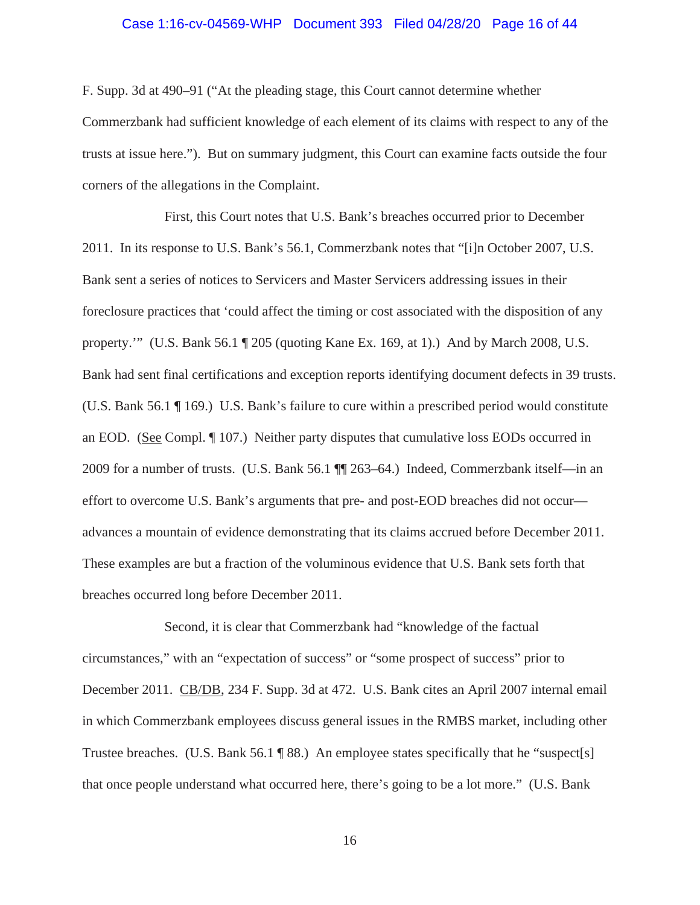F. Supp. 3d at 490–91 ("At the pleading stage, this Court cannot determine whether Commerzbank had sufficient knowledge of each element of its claims with respect to any of the trusts at issue here."). But on summary judgment, this Court can examine facts outside the four corners of the allegations in the Complaint.

First, this Court notes that U.S. Bank's breaches occurred prior to December 2011. In its response to U.S. Bank's 56.1, Commerzbank notes that "[i]n October 2007, U.S. Bank sent a series of notices to Servicers and Master Servicers addressing issues in their foreclosure practices that 'could affect the timing or cost associated with the disposition of any property.'" (U.S. Bank 56.1 ¶ 205 (quoting Kane Ex. 169, at 1).) And by March 2008, U.S. Bank had sent final certifications and exception reports identifying document defects in 39 trusts. (U.S. Bank 56.1 ¶ 169.) U.S. Bank's failure to cure within a prescribed period would constitute an EOD. (<u>See</u> Compl. ¶ 107.) Neither party disputes that cumulative loss EODs occurred in 2009 for a number of trusts. (U.S. Bank 56.1 ¶¶ 263–64.) Indeed, Commerzbank itself—in an effort to overcome U.S. Bank's arguments that pre- and post-EOD breaches did not occur—advances a mountain of evidence demonstrating that its claims accrued before December 2011. These examples are but a fraction of the voluminous evidence that U.S. Bank sets forth that breaches occurred long before December 2011.

Second, it is clear that Commerzbank had "knowledge of the factual circumstances," with an "expectation of success" or "some prospect of success" prior to December 2011. <u>CB/DB</u>, 234 F. Supp. 3d at 472. U.S. Bank cites an April 2007 internal email in which Commerzbank employees discuss general issues in the RMBS market, including other Trustee breaches. (U.S. Bank 56.1 ¶ 88.) An employee states specifically that he "suspect[s] that once people understand what occurred here, there's going to be a lot more." (U.S. Bank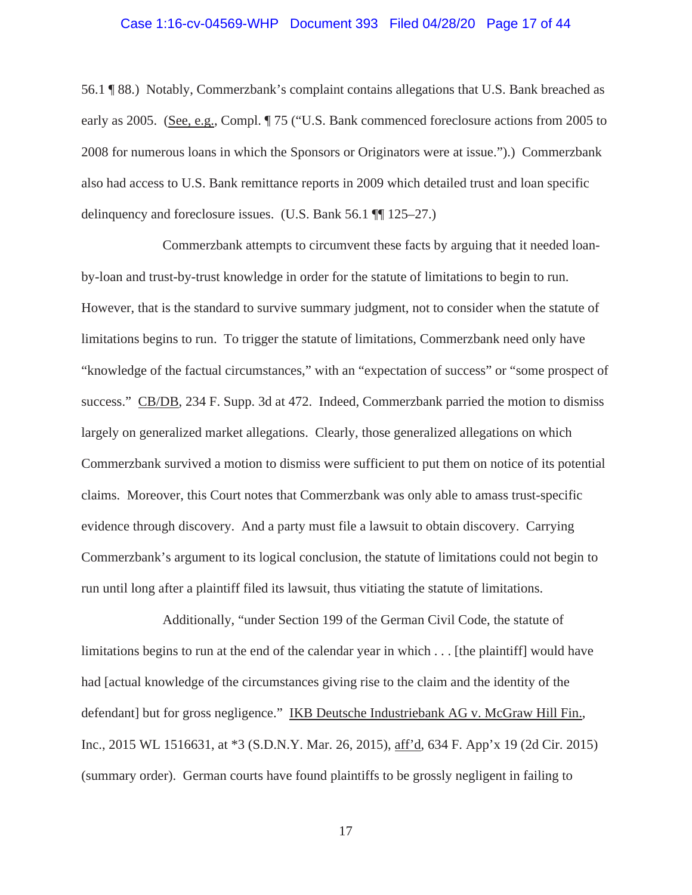56.1 ¶ 88.) Notably, Commerzbank's complaint contains allegations that U.S. Bank breached as early as 2005. (See, e.g., Compl. ¶ 75 ("U.S. Bank commenced foreclosure actions from 2005 to 2008 for numerous loans in which the Sponsors or Originators were at issue.").) Commerzbank also had access to U.S. Bank remittance reports in 2009 which detailed trust and loan specific delinquency and foreclosure issues. (U.S. Bank 56.1 ¶¶ 125–27.)

Commerzbank attempts to circumvent these facts by arguing that it needed loan-by-loan and trust-by-trust knowledge in order for the statute of limitations to begin to run. However, that is the standard to survive summary judgment, not to consider when the statute of limitations begins to run. To trigger the statute of limitations, Commerzbank need only have "knowledge of the factual circumstances," with an "expectation of success" or "some prospect of success." CB/DB, 234 F. Supp. 3d at 472. Indeed, Commerzbank parried the motion to dismiss largely on generalized market allegations. Clearly, those generalized allegations on which Commerzbank survived a motion to dismiss were sufficient to put them on notice of its potential claims. Moreover, this Court notes that Commerzbank was only able to amass trust-specific evidence through discovery. And a party must file a lawsuit to obtain discovery. Carrying Commerzbank's argument to its logical conclusion, the statute of limitations could not begin to run until long after a plaintiff filed its lawsuit, thus vitiating the statute of limitations.

Additionally, "under Section 199 of the German Civil Code, the statute of limitations begins to run at the end of the calendar year in which . . . [the plaintiff] would have had [actual knowledge of the circumstances giving rise to the claim and the identity of the defendant] but for gross negligence." IKB Deutsche Industriebank AG v. McGraw Hill Fin., Inc., 2015 WL 1516631, at *3 (S.D.N.Y. Mar. 26, 2015), aff'd, 634 F. App'x 19 (2d Cir. 2015) (summary order). German courts have found plaintiffs to be grossly negligent in failing to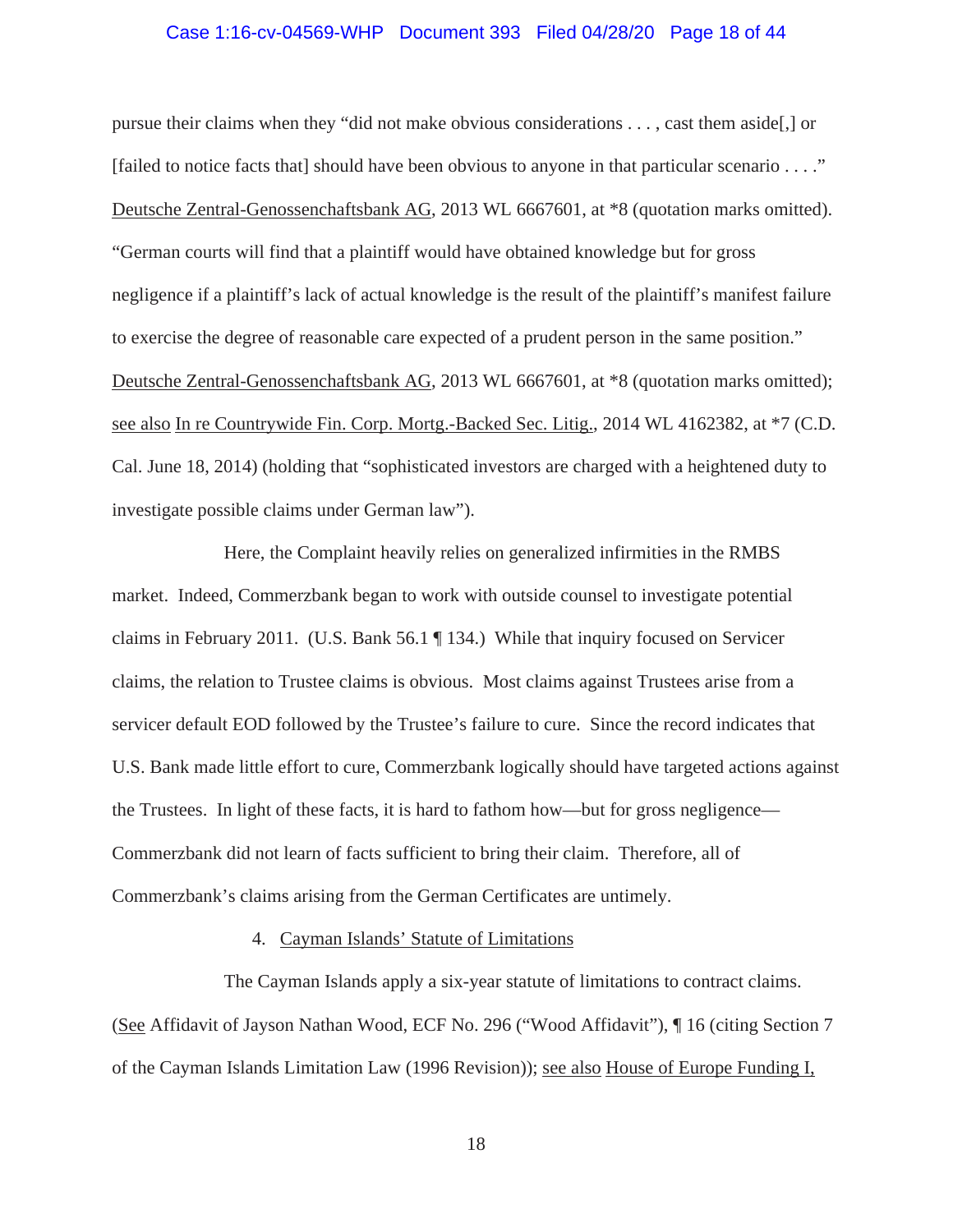pursue their claims when they "did not make obvious considerations . . . , cast them aside[,] or [failed to notice facts that] should have been obvious to anyone in that particular scenario . . . ." Deutsche Zentral-Genossenchaftsbank AG, 2013 WL 6667601, at *8 (quotation marks omitted). "German courts will find that a plaintiff would have obtained knowledge but for gross negligence if a plaintiff's lack of actual knowledge is the result of the plaintiff's manifest failure to exercise the degree of reasonable care expected of a prudent person in the same position." Deutsche Zentral-Genossenchaftsbank AG, 2013 WL 6667601, at *8 (quotation marks omitted); see also In re Countrywide Fin. Corp. Mortg.-Backed Sec. Litig., 2014 WL 4162382, at *7 (C.D. Cal. June 18, 2014) (holding that "sophisticated investors are charged with a heightened duty to investigate possible claims under German law").

Here, the Complaint heavily relies on generalized infirmities in the RMBS market. Indeed, Commerzbank began to work with outside counsel to investigate potential claims in February 2011. (U.S. Bank 56.1 ¶ 134.) While that inquiry focused on Servicer claims, the relation to Trustee claims is obvious. Most claims against Trustees arise from a servicer default EOD followed by the Trustee's failure to cure. Since the record indicates that U.S. Bank made little effort to cure, Commerzbank logically should have targeted actions against the Trustees. In light of these facts, it is hard to fathom how—but for gross negligence—Commerzbank did not learn of facts sufficient to bring their claim. Therefore, all of Commerzbank's claims arising from the German Certificates are untimely.

4. Cayman Islands' Statute of Limitations

The Cayman Islands apply a six-year statute of limitations to contract claims. (See Affidavit of Jayson Nathan Wood, ECF No. 296 ("Wood Affidavit"), ¶ 16 (citing Section 7 of the Cayman Islands Limitation Law (1996 Revision)); see also House of Europe Funding I,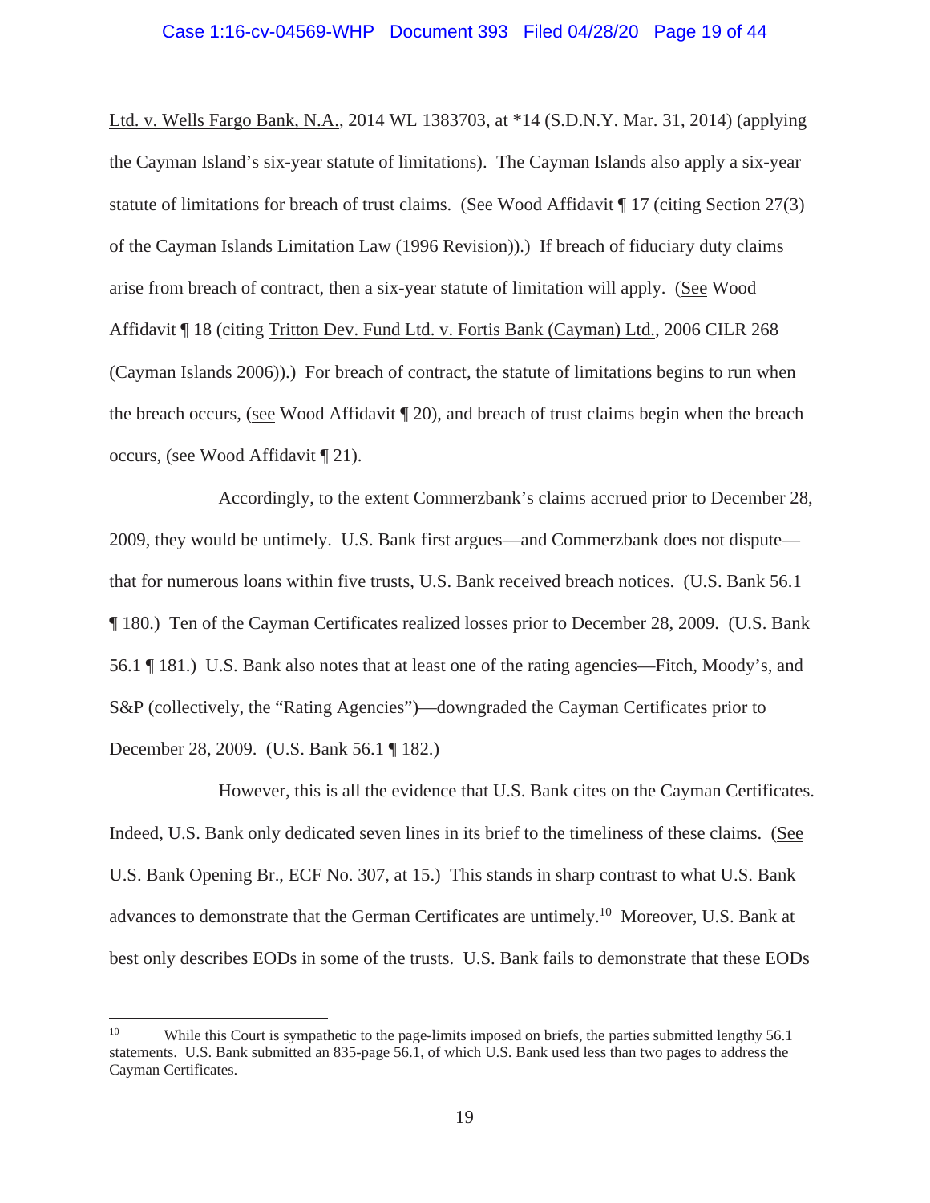Ltd. v. Wells Fargo Bank, N.A., 2014 WL 1383703, at *14 (S.D.N.Y. Mar. 31, 2014) (applying the Cayman Island's six-year statute of limitations). The Cayman Islands also apply a six-year statute of limitations for breach of trust claims. (See Wood Affidavit ¶ 17 (citing Section 27(3) of the Cayman Islands Limitation Law (1996 Revision)).) If breach of fiduciary duty claims arise from breach of contract, then a six-year statute of limitation will apply. (See Wood Affidavit ¶ 18 (citing Tritton Dev. Fund Ltd. v. Fortis Bank (Cayman) Ltd., 2006 CILR 268 (Cayman Islands 2006)).) For breach of contract, the statute of limitations begins to run when the breach occurs, (see Wood Affidavit ¶ 20), and breach of trust claims begin when the breach occurs, (see Wood Affidavit ¶ 21).

Accordingly, to the extent Commerzbank's claims accrued prior to December 28, 2009, they would be untimely. U.S. Bank first argues—and Commerzbank does not dispute—that for numerous loans within five trusts, U.S. Bank received breach notices. (U.S. Bank 56.1 ¶ 180.) Ten of the Cayman Certificates realized losses prior to December 28, 2009. (U.S. Bank 56.1 ¶ 181.) U.S. Bank also notes that at least one of the rating agencies—Fitch, Moody's, and S&P (collectively, the "Rating Agencies")—downgraded the Cayman Certificates prior to December 28, 2009. (U.S. Bank 56.1 ¶ 182.)

However, this is all the evidence that U.S. Bank cites on the Cayman Certificates. Indeed, U.S. Bank only dedicated seven lines in its brief to the timeliness of these claims. (See U.S. Bank Opening Br., ECF No. 307, at 15.) This stands in sharp contrast to what U.S. Bank advances to demonstrate that the German Certificates are untimely.[10] Moreover, U.S. Bank at best only describes EODs in some of the trusts. U.S. Bank fails to demonstrate that these EODs

---

[10] While this Court is sympathetic to the page-limits imposed on briefs, the parties submitted lengthy 56.1 statements. U.S. Bank submitted an 835-page 56.1, of which U.S. Bank used less than two pages to address the Cayman Certificates.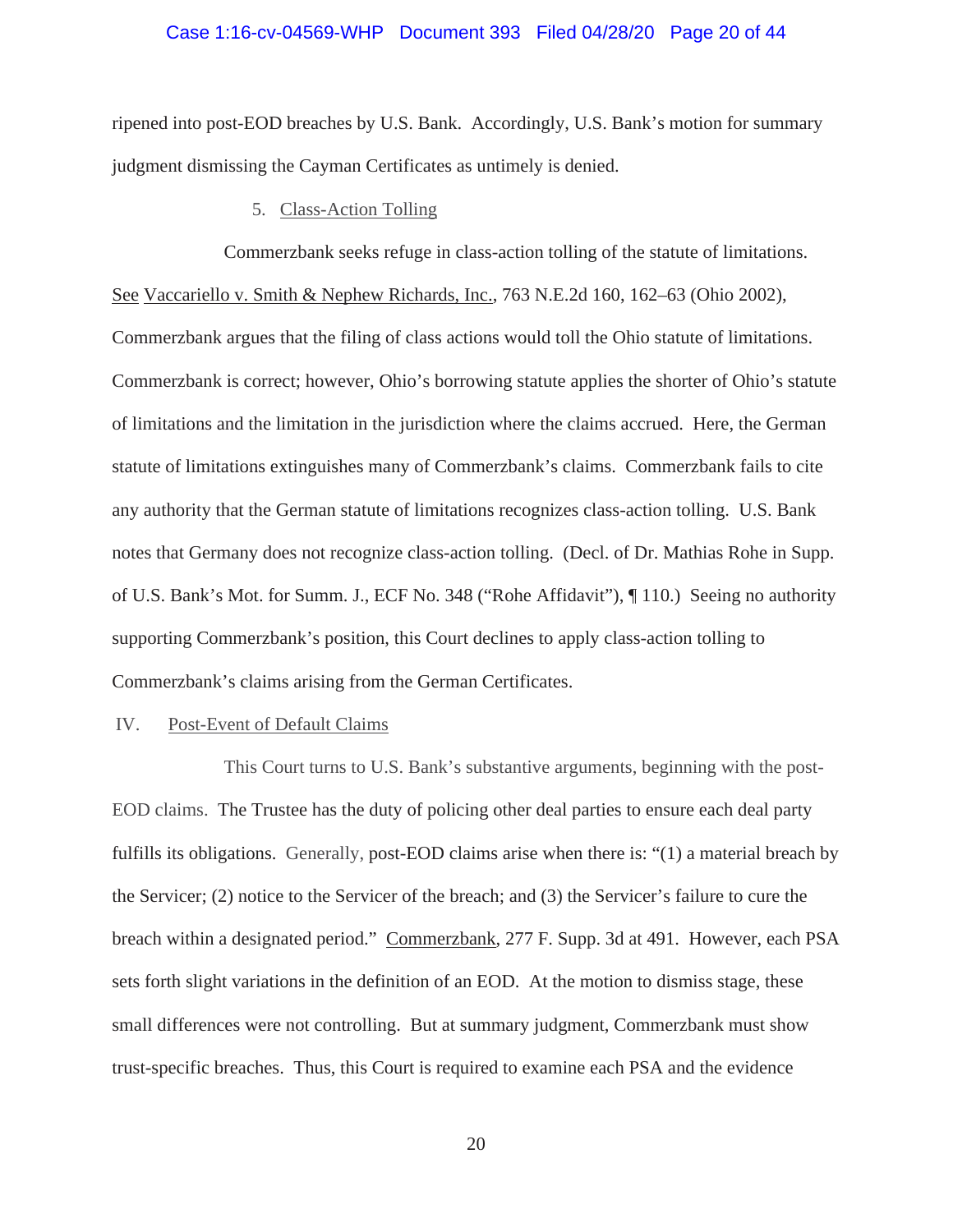ripened into post-EOD breaches by U.S. Bank. Accordingly, U.S. Bank's motion for summary judgment dismissing the Cayman Certificates as untimely is denied.

5. Class-Action Tolling

Commerzbank seeks refuge in class-action tolling of the statute of limitations. See Vaccariello v. Smith & Nephew Richards, Inc., 763 N.E.2d 160, 162–63 (Ohio 2002), Commerzbank argues that the filing of class actions would toll the Ohio statute of limitations. Commerzbank is correct; however, Ohio's borrowing statute applies the shorter of Ohio's statute of limitations and the limitation in the jurisdiction where the claims accrued. Here, the German statute of limitations extinguishes many of Commerzbank's claims. Commerzbank fails to cite any authority that the German statute of limitations recognizes class-action tolling. U.S. Bank notes that Germany does not recognize class-action tolling. (Decl. of Dr. Mathias Rohe in Supp. of U.S. Bank's Mot. for Summ. J., ECF No. 348 ("Rohe Affidavit"), ¶ 110.) Seeing no authority supporting Commerzbank's position, this Court declines to apply class-action tolling to Commerzbank's claims arising from the German Certificates.

## IV. Post-Event of Default Claims

This Court turns to U.S. Bank's substantive arguments, beginning with the post-EOD claims. The Trustee has the duty of policing other deal parties to ensure each deal party fulfills its obligations. Generally, post-EOD claims arise when there is: "(1) a material breach by the Servicer; (2) notice to the Servicer of the breach; and (3) the Servicer's failure to cure the breach within a designated period." Commerzbank, 277 F. Supp. 3d at 491. However, each PSA sets forth slight variations in the definition of an EOD. At the motion to dismiss stage, these small differences were not controlling. But at summary judgment, Commerzbank must show trust-specific breaches. Thus, this Court is required to examine each PSA and the evidence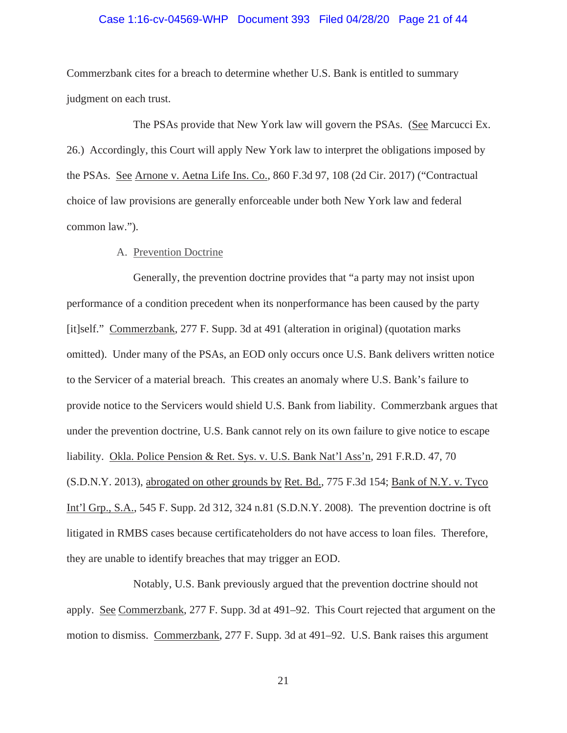Commerzbank cites for a breach to determine whether U.S. Bank is entitled to summary judgment on each trust.

The PSAs provide that New York law will govern the PSAs. (See Marcucci Ex. 26.) Accordingly, this Court will apply New York law to interpret the obligations imposed by the PSAs. See Arnone v. Aetna Life Ins. Co., 860 F.3d 97, 108 (2d Cir. 2017) ("Contractual choice of law provisions are generally enforceable under both New York law and federal common law.").

A. Prevention Doctrine

Generally, the prevention doctrine provides that "a party may not insist upon performance of a condition precedent when its nonperformance has been caused by the party [it]self." Commerzbank, 277 F. Supp. 3d at 491 (alteration in original) (quotation marks omitted). Under many of the PSAs, an EOD only occurs once U.S. Bank delivers written notice to the Servicer of a material breach. This creates an anomaly where U.S. Bank's failure to provide notice to the Servicers would shield U.S. Bank from liability. Commerzbank argues that under the prevention doctrine, U.S. Bank cannot rely on its own failure to give notice to escape liability. Okla. Police Pension & Ret. Sys. v. U.S. Bank Nat'l Ass'n, 291 F.R.D. 47, 70 (S.D.N.Y. 2013), abrogated on other grounds by Ret. Bd., 775 F.3d 154; Bank of N.Y. v. Tyco Int'l Grp., S.A., 545 F. Supp. 2d 312, 324 n.81 (S.D.N.Y. 2008). The prevention doctrine is oft litigated in RMBS cases because certificateholders do not have access to loan files. Therefore, they are unable to identify breaches that may trigger an EOD.

Notably, U.S. Bank previously argued that the prevention doctrine should not apply. See Commerzbank, 277 F. Supp. 3d at 491–92. This Court rejected that argument on the motion to dismiss. Commerzbank, 277 F. Supp. 3d at 491–92. U.S. Bank raises this argument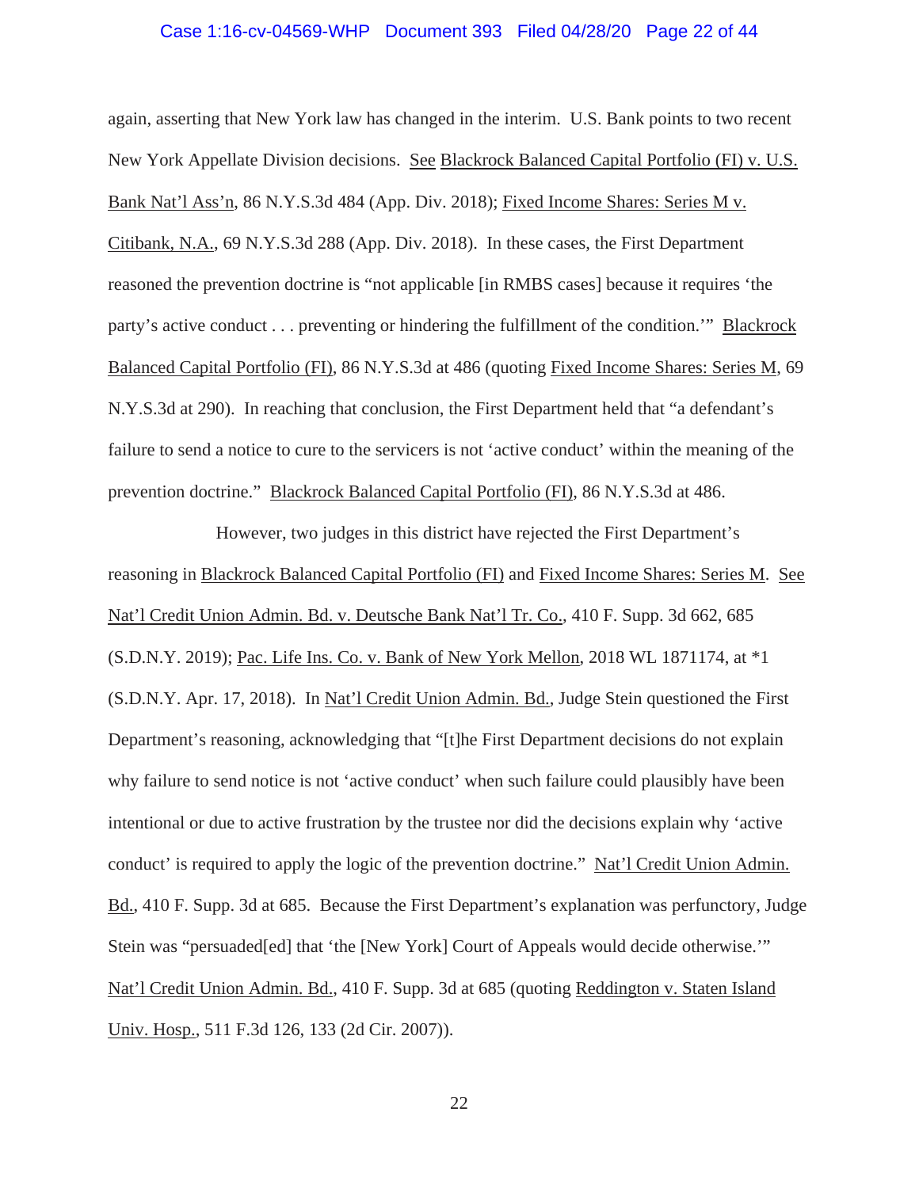again, asserting that New York law has changed in the interim. U.S. Bank points to two recent New York Appellate Division decisions. See Blackrock Balanced Capital Portfolio (FI) v. U.S. Bank Nat'l Ass'n, 86 N.Y.S.3d 484 (App. Div. 2018); Fixed Income Shares: Series M v. Citibank, N.A., 69 N.Y.S.3d 288 (App. Div. 2018). In these cases, the First Department reasoned the prevention doctrine is "not applicable [in RMBS cases] because it requires 'the party's active conduct . . . preventing or hindering the fulfillment of the condition.'" Blackrock Balanced Capital Portfolio (FI), 86 N.Y.S.3d at 486 (quoting Fixed Income Shares: Series M, 69 N.Y.S.3d at 290). In reaching that conclusion, the First Department held that "a defendant's failure to send a notice to cure to the servicers is not 'active conduct' within the meaning of the prevention doctrine." Blackrock Balanced Capital Portfolio (FI), 86 N.Y.S.3d at 486.

However, two judges in this district have rejected the First Department's reasoning in Blackrock Balanced Capital Portfolio (FI) and Fixed Income Shares: Series M. See Nat'l Credit Union Admin. Bd. v. Deutsche Bank Nat'l Tr. Co., 410 F. Supp. 3d 662, 685 (S.D.N.Y. 2019); Pac. Life Ins. Co. v. Bank of New York Mellon, 2018 WL 1871174, at *1 (S.D.N.Y. Apr. 17, 2018). In Nat'l Credit Union Admin. Bd., Judge Stein questioned the First Department's reasoning, acknowledging that "[t]he First Department decisions do not explain why failure to send notice is not 'active conduct' when such failure could plausibly have been intentional or due to active frustration by the trustee nor did the decisions explain why 'active conduct' is required to apply the logic of the prevention doctrine." Nat'l Credit Union Admin. Bd., 410 F. Supp. 3d at 685. Because the First Department's explanation was perfunctory, Judge Stein was "persuaded[ed] that 'the [New York] Court of Appeals would decide otherwise.'" Nat'l Credit Union Admin. Bd., 410 F. Supp. 3d at 685 (quoting Reddington v. Staten Island Univ. Hosp., 511 F.3d 126, 133 (2d Cir. 2007)).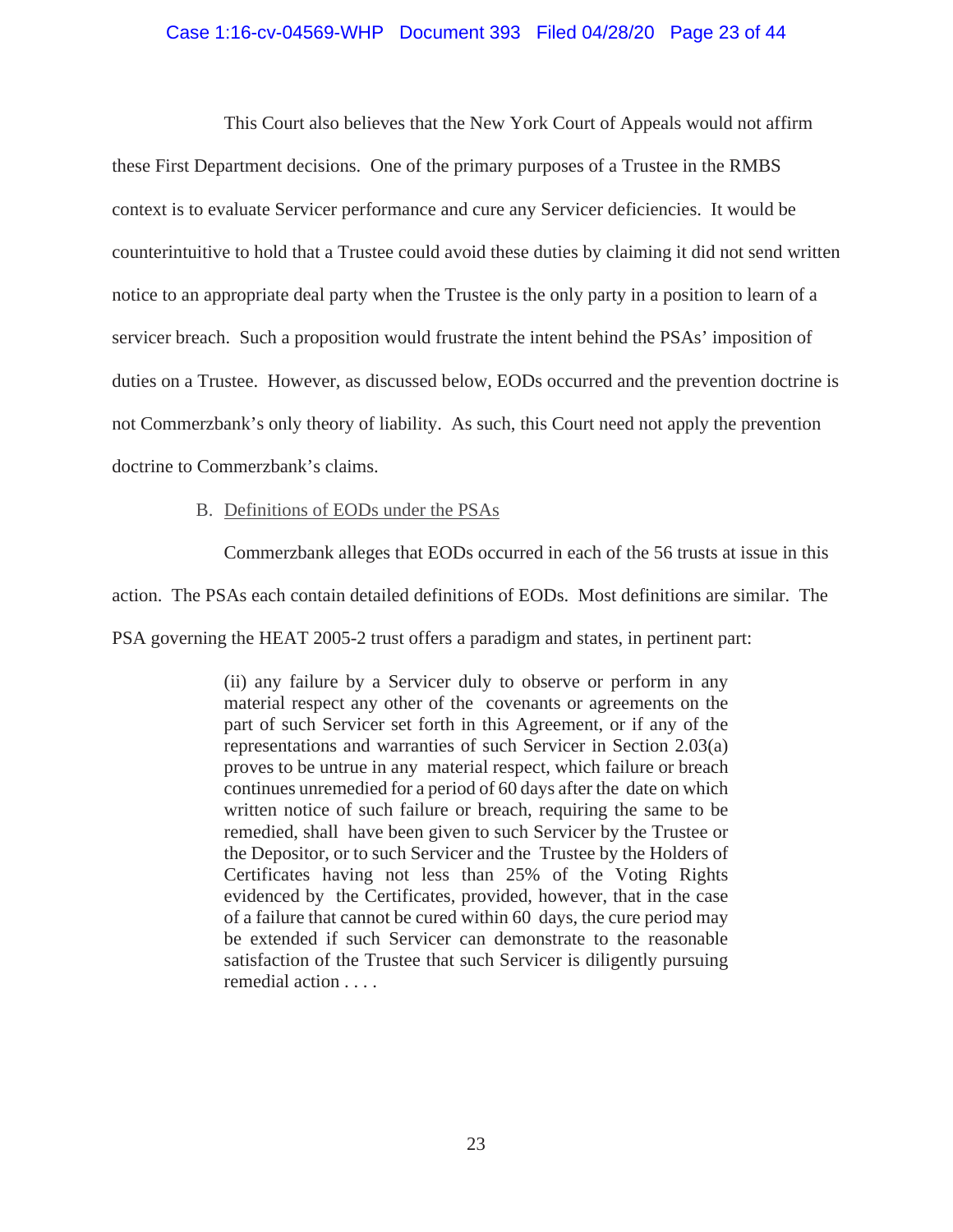This Court also believes that the New York Court of Appeals would not affirm these First Department decisions. One of the primary purposes of a Trustee in the RMBS context is to evaluate Servicer performance and cure any Servicer deficiencies. It would be counterintuitive to hold that a Trustee could avoid these duties by claiming it did not send written notice to an appropriate deal party when the Trustee is the only party in a position to learn of a servicer breach. Such a proposition would frustrate the intent behind the PSAs' imposition of duties on a Trustee. However, as discussed below, EODs occurred and the prevention doctrine is not Commerzbank's only theory of liability. As such, this Court need not apply the prevention doctrine to Commerzbank's claims.

B. Definitions of EODs under the PSAs

Commerzbank alleges that EODs occurred in each of the 56 trusts at issue in this action. The PSAs each contain detailed definitions of EODs. Most definitions are similar. The PSA governing the HEAT 2005-2 trust offers a paradigm and states, in pertinent part:

> (ii) any failure by a Servicer duly to observe or perform in any material respect any other of the covenants or agreements on the part of such Servicer set forth in this Agreement, or if any of the representations and warranties of such Servicer in Section 2.03(a) proves to be untrue in any material respect, which failure or breach continues unremedied for a period of 60 days after the date on which written notice of such failure or breach, requiring the same to be remedied, shall have been given to such Servicer by the Trustee or the Depositor, or to such Servicer and the Trustee by the Holders of Certificates having not less than 25% of the Voting Rights evidenced by the Certificates, provided, however, that in the case of a failure that cannot be cured within 60 days, the cure period may be extended if such Servicer can demonstrate to the reasonable satisfaction of the Trustee that such Servicer is diligently pursuing remedial action . . . .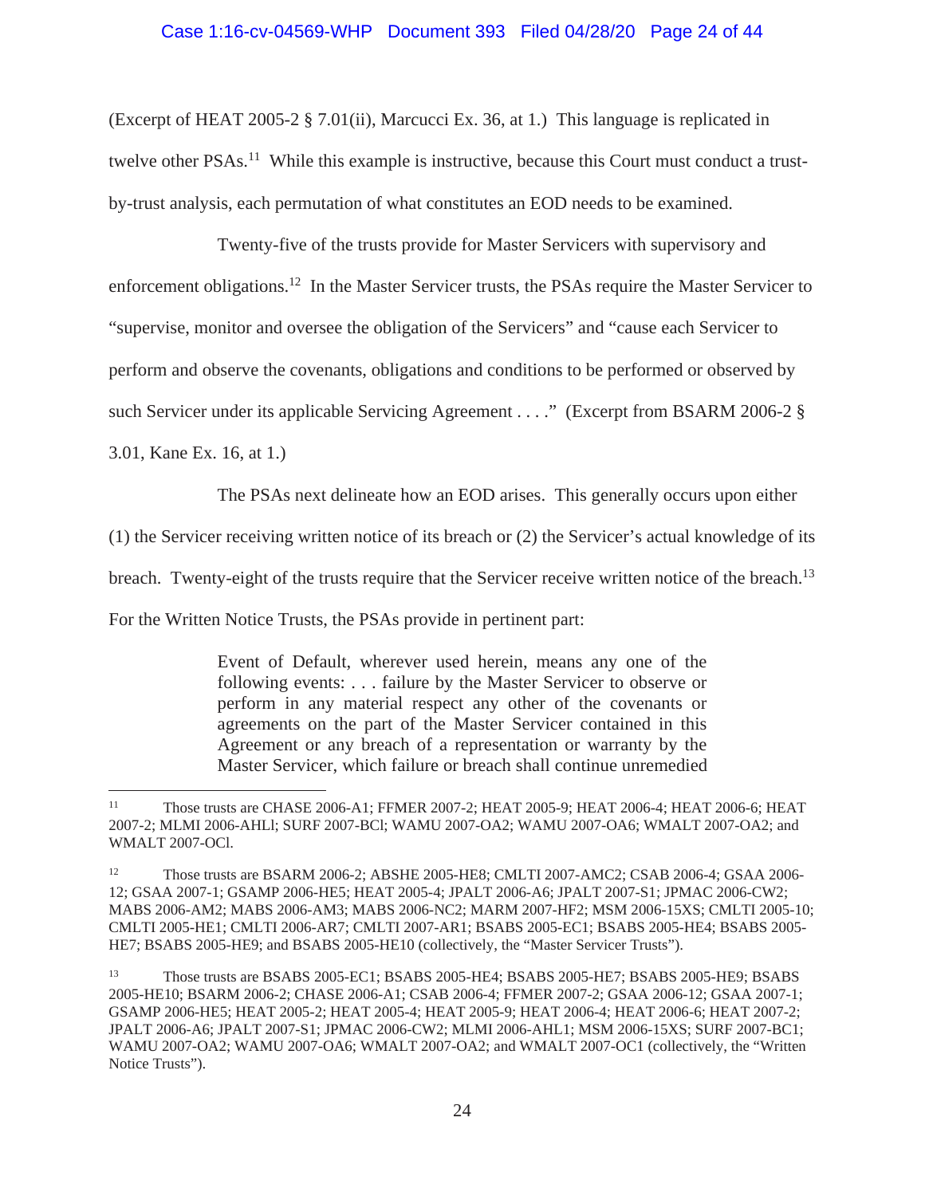(Excerpt of HEAT 2005-2 § 7.01(ii), Marcucci Ex. 36, at 1.) This language is replicated in twelve other PSAs.[11] While this example is instructive, because this Court must conduct a trust-by-trust analysis, each permutation of what constitutes an EOD needs to be examined.

Twenty-five of the trusts provide for Master Servicers with supervisory and enforcement obligations.[12] In the Master Servicer trusts, the PSAs require the Master Servicer to "supervise, monitor and oversee the obligation of the Servicers" and "cause each Servicer to perform and observe the covenants, obligations and conditions to be performed or observed by such Servicer under its applicable Servicing Agreement . . . ." (Excerpt from BSARM 2006-2 § 3.01, Kane Ex. 16, at 1.)

The PSAs next delineate how an EOD arises. This generally occurs upon either (1) the Servicer receiving written notice of its breach or (2) the Servicer's actual knowledge of its breach. Twenty-eight of the trusts require that the Servicer receive written notice of the breach.[13] For the Written Notice Trusts, the PSAs provide in pertinent part:

> Event of Default, wherever used herein, means any one of the following events: . . . failure by the Master Servicer to observe or perform in any material respect any other of the covenants or agreements on the part of the Master Servicer contained in this Agreement or any breach of a representation or warranty by the Master Servicer, which failure or breach shall continue unremedied

---

[11] Those trusts are CHASE 2006-A1; FFMER 2007-2; HEAT 2005-9; HEAT 2006-4; HEAT 2006-6; HEAT 2007-2; MLMI 2006-AHLl; SURF 2007-BCl; WAMU 2007-OA2; WAMU 2007-OA6; WMALT 2007-OA2; and WMALT 2007-OCl.

[12] Those trusts are BSARM 2006-2; ABSHE 2005-HE8; CMLTI 2007-AMC2; CSAB 2006-4; GSAA 2006-12; GSAA 2007-1; GSAMP 2006-HE5; HEAT 2005-4; JPALT 2006-A6; JPALT 2007-S1; JPMAC 2006-CW2; MABS 2006-AM2; MABS 2006-AM3; MABS 2006-NC2; MARM 2007-HF2; MSM 2006-15XS; CMLTI 2005-10; CMLTI 2005-HE1; CMLTI 2006-AR7; CMLTI 2007-AR1; BSABS 2005-EC1; BSABS 2005-HE4; BSABS 2005-HE7; BSABS 2005-HE9; and BSABS 2005-HE10 (collectively, the "Master Servicer Trusts").

[13] Those trusts are BSABS 2005-EC1; BSABS 2005-HE4; BSABS 2005-HE7; BSABS 2005-HE9; BSABS 2005-HE10; BSARM 2006-2; CHASE 2006-A1; CSAB 2006-4; FFMER 2007-2; GSAA 2006-12; GSAA 2007-1; GSAMP 2006-HE5; HEAT 2005-2; HEAT 2005-4; HEAT 2005-9; HEAT 2006-4; HEAT 2006-6; HEAT 2007-2; JPALT 2006-A6; JPALT 2007-S1; JPMAC 2006-CW2; MLMI 2006-AHL1; MSM 2006-15XS; SURF 2007-BC1; WAMU 2007-OA2; WAMU 2007-OA6; WMALT 2007-OA2; and WMALT 2007-OC1 (collectively, the "Written Notice Trusts").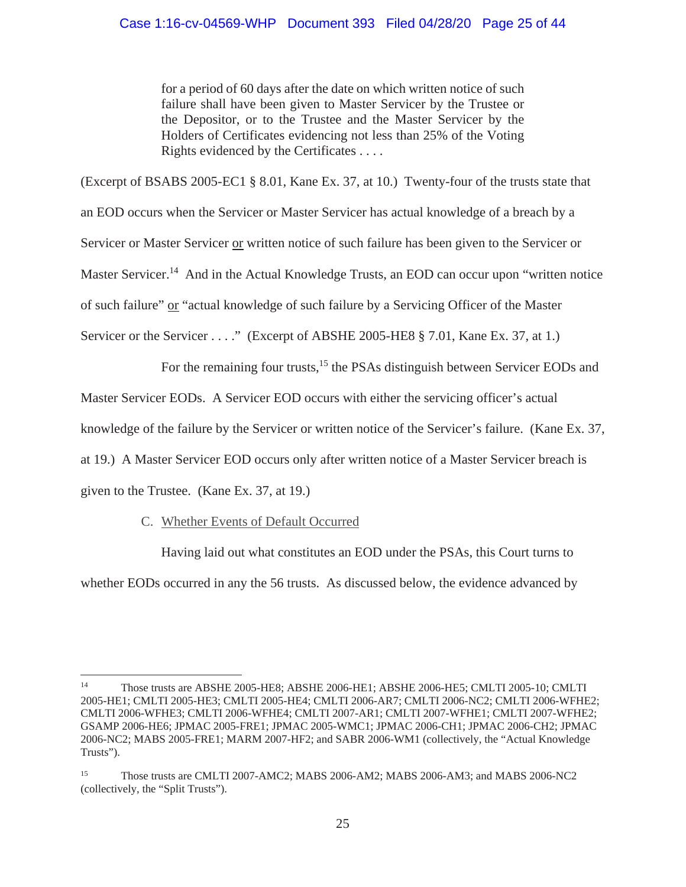> for a period of 60 days after the date on which written notice of such failure shall have been given to Master Servicer by the Trustee or the Depositor, or to the Trustee and the Master Servicer by the Holders of Certificates evidencing not less than 25% of the Voting Rights evidenced by the Certificates . . . .

(Excerpt of BSABS 2005-EC1 § 8.01, Kane Ex. 37, at 10.) Twenty-four of the trusts state that an EOD occurs when the Servicer or Master Servicer has actual knowledge of a breach by a Servicer or Master Servicer <u>or</u> written notice of such failure has been given to the Servicer or Master Servicer.[14] And in the Actual Knowledge Trusts, an EOD can occur upon "written notice of such failure" <u>or</u> "actual knowledge of such failure by a Servicing Officer of the Master Servicer or the Servicer . . . ." (Excerpt of ABSHE 2005-HE8 § 7.01, Kane Ex. 37, at 1.)

For the remaining four trusts,[15] the PSAs distinguish between Servicer EODs and Master Servicer EODs. A Servicer EOD occurs with either the servicing officer's actual knowledge of the failure by the Servicer or written notice of the Servicer's failure. (Kane Ex. 37, at 19.) A Master Servicer EOD occurs only after written notice of a Master Servicer breach is given to the Trustee. (Kane Ex. 37, at 19.)

C. <u>Whether Events of Default Occurred</u>

Having laid out what constitutes an EOD under the PSAs, this Court turns to whether EODs occurred in any the 56 trusts. As discussed below, the evidence advanced by

---

[14] Those trusts are ABSHE 2005-HE8; ABSHE 2006-HE1; ABSHE 2006-HE5; CMLTI 2005-10; CMLTI 2005-HE1; CMLTI 2005-HE3; CMLTI 2005-HE4; CMLTI 2006-AR7; CMLTI 2006-NC2; CMLTI 2006-WFHE2; CMLTI 2006-WFHE3; CMLTI 2006-WFHE4; CMLTI 2007-AR1; CMLTI 2007-WFHE1; CMLTI 2007-WFHE2; GSAMP 2006-HE6; JPMAC 2005-FRE1; JPMAC 2005-WMC1; JPMAC 2006-CH1; JPMAC 2006-CH2; JPMAC 2006-NC2; MABS 2005-FRE1; MARM 2007-HF2; and SABR 2006-WM1 (collectively, the "Actual Knowledge Trusts").

[15] Those trusts are CMLTI 2007-AMC2; MABS 2006-AM2; MABS 2006-AM3; and MABS 2006-NC2 (collectively, the "Split Trusts").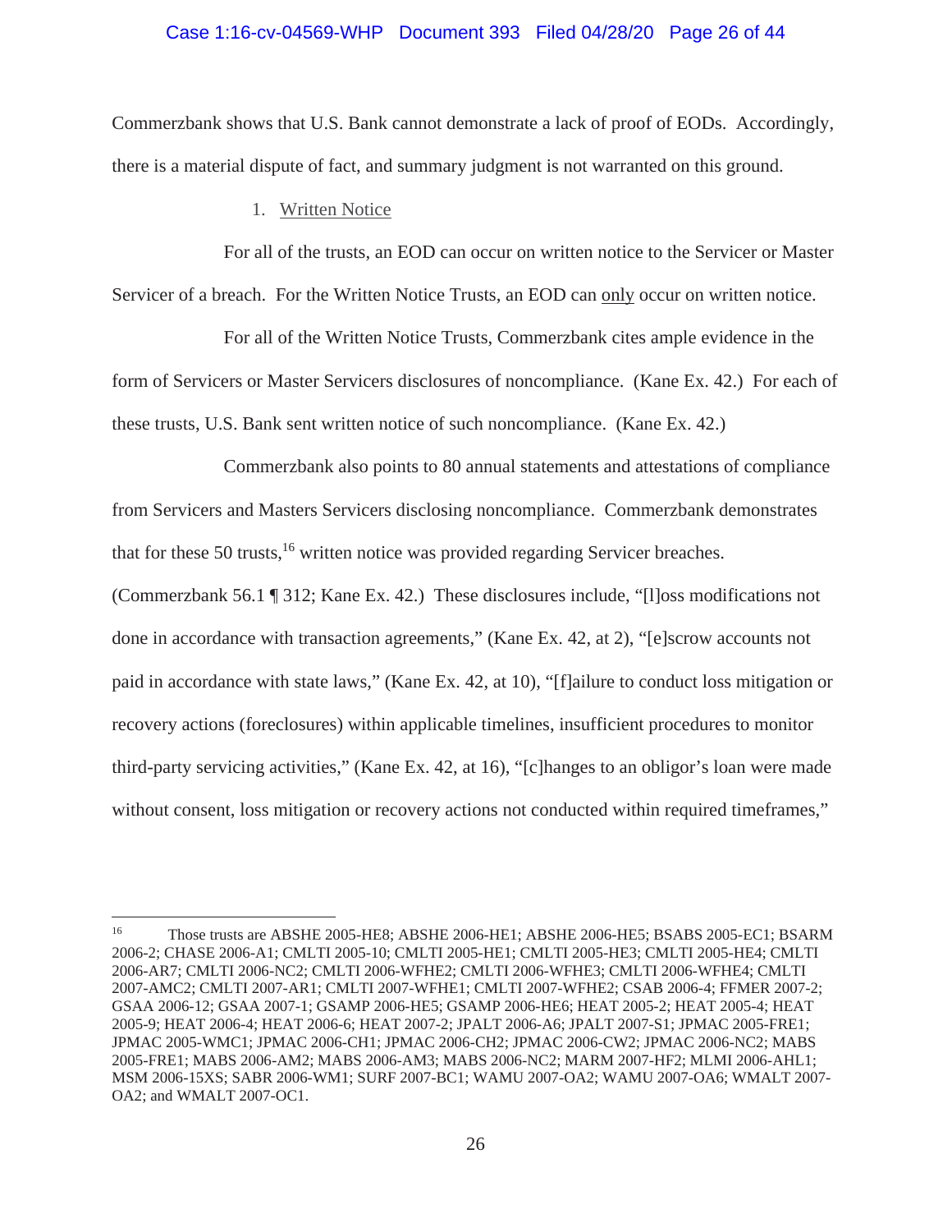Commerzbank shows that U.S. Bank cannot demonstrate a lack of proof of EODs. Accordingly, there is a material dispute of fact, and summary judgment is not warranted on this ground.

1. Written Notice

For all of the trusts, an EOD can occur on written notice to the Servicer or Master Servicer of a breach. For the Written Notice Trusts, an EOD can only occur on written notice.

For all of the Written Notice Trusts, Commerzbank cites ample evidence in the form of Servicers or Master Servicers disclosures of noncompliance. (Kane Ex. 42.) For each of these trusts, U.S. Bank sent written notice of such noncompliance. (Kane Ex. 42.)

Commerzbank also points to 80 annual statements and attestations of compliance from Servicers and Masters Servicers disclosing noncompliance. Commerzbank demonstrates that for these 50 trusts,[16] written notice was provided regarding Servicer breaches. (Commerzbank 56.1 ¶ 312; Kane Ex. 42.) These disclosures include, "[l]oss modifications not done in accordance with transaction agreements," (Kane Ex. 42, at 2), "[e]scrow accounts not paid in accordance with state laws," (Kane Ex. 42, at 10), "[f]ailure to conduct loss mitigation or recovery actions (foreclosures) within applicable timelines, insufficient procedures to monitor third-party servicing activities," (Kane Ex. 42, at 16), "[c]hanges to an obligor's loan were made without consent, loss mitigation or recovery actions not conducted within required timeframes,"

---

[16] Those trusts are ABSHE 2005-HE8; ABSHE 2006-HE1; ABSHE 2006-HE5; BSABS 2005-EC1; BSARM 2006-2; CHASE 2006-A1; CMLTI 2005-10; CMLTI 2005-HE1; CMLTI 2005-HE3; CMLTI 2005-HE4; CMLTI 2006-AR7; CMLTI 2006-NC2; CMLTI 2006-WFHE2; CMLTI 2006-WFHE3; CMLTI 2006-WFHE4; CMLTI 2007-AMC2; CMLTI 2007-AR1; CMLTI 2007-WFHE1; CMLTI 2007-WFHE2; CSAB 2006-4; FFMER 2007-2; GSAA 2006-12; GSAA 2007-1; GSAMP 2006-HE5; GSAMP 2006-HE6; HEAT 2005-2; HEAT 2005-4; HEAT 2005-9; HEAT 2006-4; HEAT 2006-6; HEAT 2007-2; JPALT 2006-A6; JPALT 2007-S1; JPMAC 2005-FRE1; JPMAC 2005-WMC1; JPMAC 2006-CH1; JPMAC 2006-CH2; JPMAC 2006-CW2; JPMAC 2006-NC2; MABS 2005-FRE1; MABS 2006-AM2; MABS 2006-AM3; MABS 2006-NC2; MARM 2007-HF2; MLMI 2006-AHL1; MSM 2006-15XS; SABR 2006-WM1; SURF 2007-BC1; WAMU 2007-OA2; WAMU 2007-OA6; WMALT 2007-OA2; and WMALT 2007-OC1.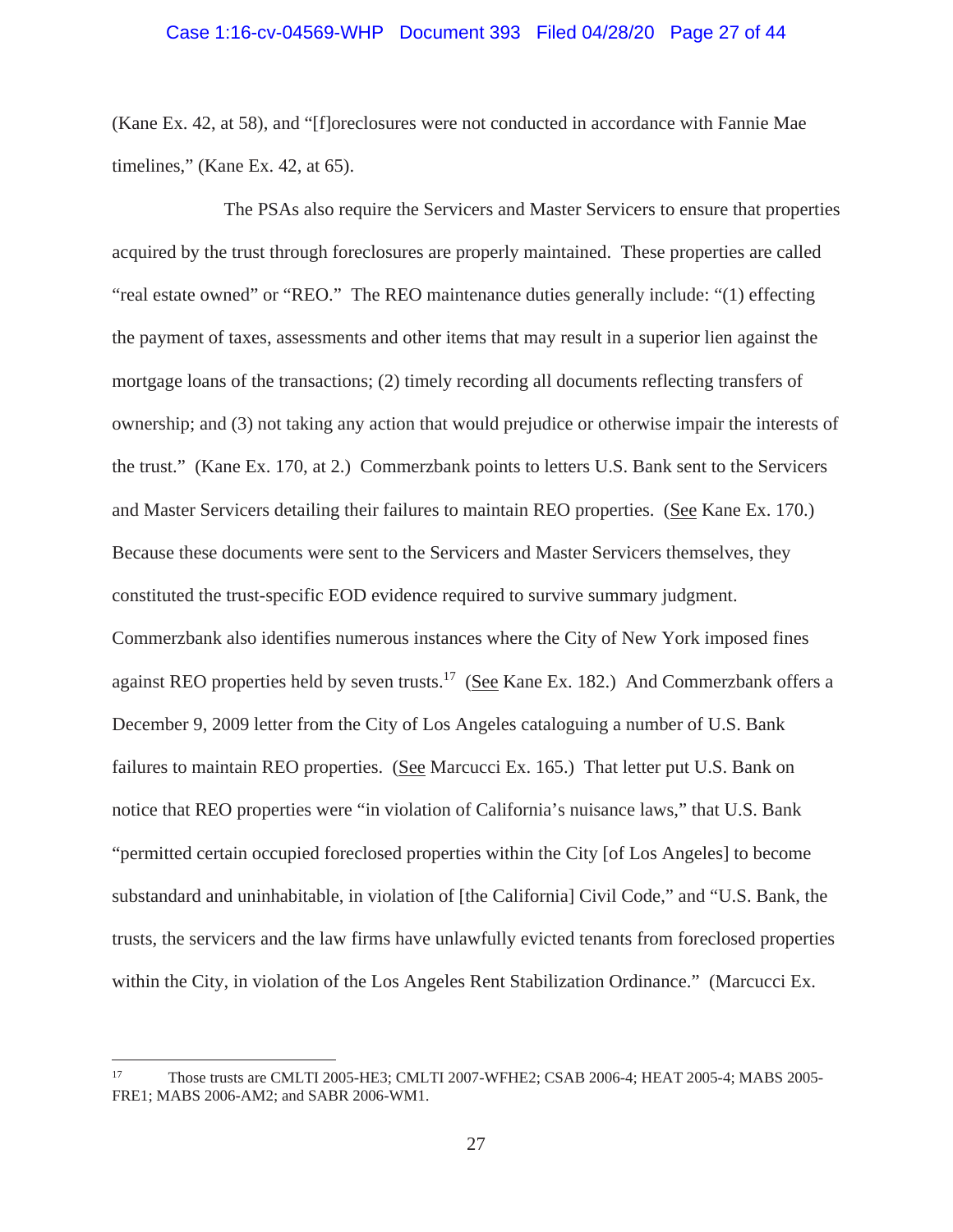(Kane Ex. 42, at 58), and "[f]oreclosures were not conducted in accordance with Fannie Mae timelines," (Kane Ex. 42, at 65).

The PSAs also require the Servicers and Master Servicers to ensure that properties acquired by the trust through foreclosures are properly maintained. These properties are called "real estate owned" or "REO." The REO maintenance duties generally include: "(1) effecting the payment of taxes, assessments and other items that may result in a superior lien against the mortgage loans of the transactions; (2) timely recording all documents reflecting transfers of ownership; and (3) not taking any action that would prejudice or otherwise impair the interests of the trust." (Kane Ex. 170, at 2.) Commerzbank points to letters U.S. Bank sent to the Servicers and Master Servicers detailing their failures to maintain REO properties. (See Kane Ex. 170.) Because these documents were sent to the Servicers and Master Servicers themselves, they constituted the trust-specific EOD evidence required to survive summary judgment. Commerzbank also identifies numerous instances where the City of New York imposed fines against REO properties held by seven trusts.[17] (See Kane Ex. 182.) And Commerzbank offers a December 9, 2009 letter from the City of Los Angeles cataloguing a number of U.S. Bank failures to maintain REO properties. (See Marcucci Ex. 165.) That letter put U.S. Bank on notice that REO properties were "in violation of California's nuisance laws," that U.S. Bank "permitted certain occupied foreclosed properties within the City [of Los Angeles] to become substandard and uninhabitable, in violation of [the California] Civil Code," and "U.S. Bank, the trusts, the servicers and the law firms have unlawfully evicted tenants from foreclosed properties within the City, in violation of the Los Angeles Rent Stabilization Ordinance." (Marcucci Ex.

---

[17] Those trusts are CMLTI 2005-HE3; CMLTI 2007-WFHE2; CSAB 2006-4; HEAT 2005-4; MABS 2005-FRE1; MABS 2006-AM2; and SABR 2006-WM1.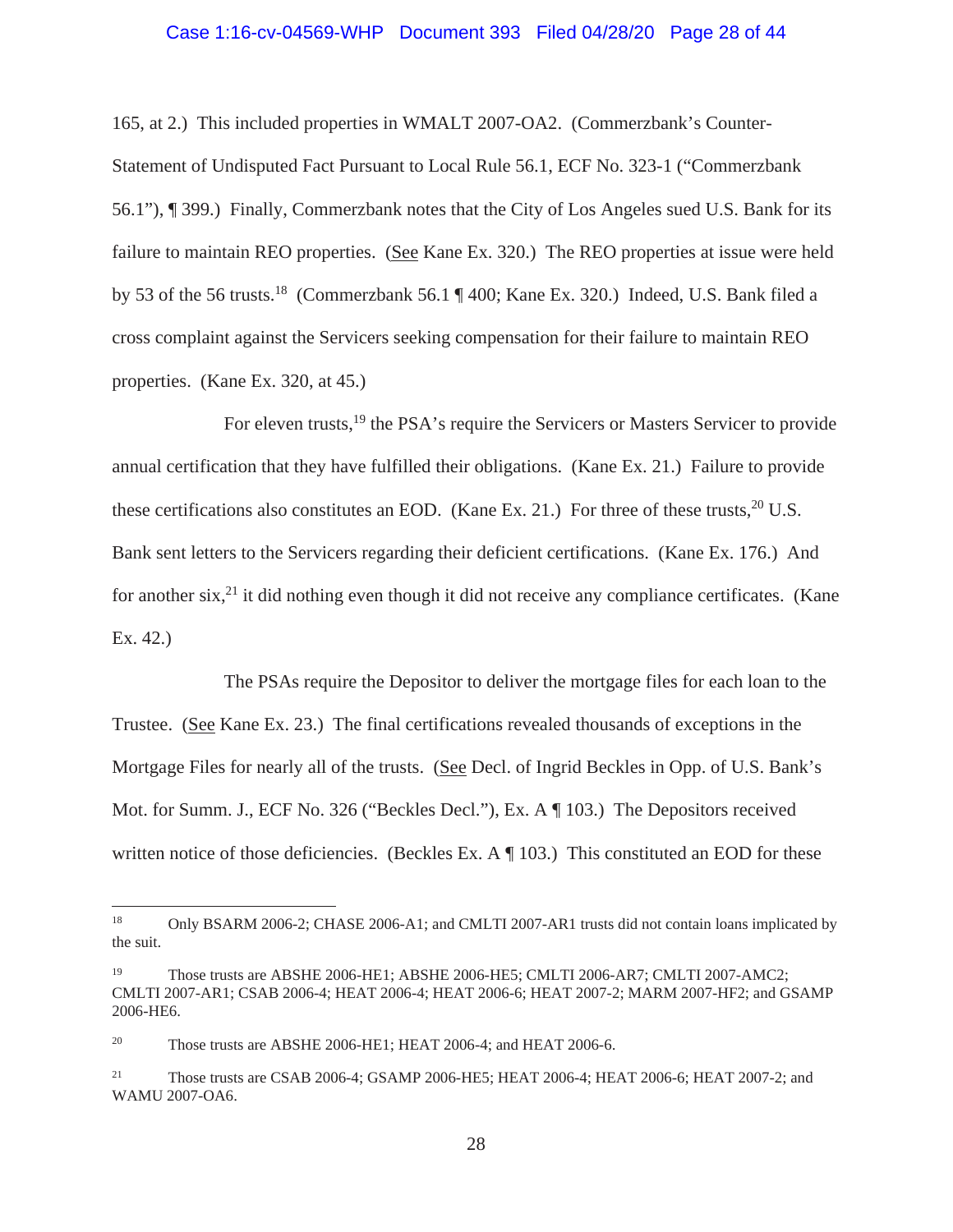165, at 2.) This included properties in WMALT 2007-OA2. (Commerzbank's Counter-Statement of Undisputed Fact Pursuant to Local Rule 56.1, ECF No. 323-1 ("Commerzbank 56.1"), ¶ 399.) Finally, Commerzbank notes that the City of Los Angeles sued U.S. Bank for its failure to maintain REO properties. (See Kane Ex. 320.) The REO properties at issue were held by 53 of the 56 trusts.[18] (Commerzbank 56.1 ¶ 400; Kane Ex. 320.) Indeed, U.S. Bank filed a cross complaint against the Servicers seeking compensation for their failure to maintain REO properties. (Kane Ex. 320, at 45.)

For eleven trusts,[19] the PSA's require the Servicers or Masters Servicer to provide annual certification that they have fulfilled their obligations. (Kane Ex. 21.) Failure to provide these certifications also constitutes an EOD. (Kane Ex. 21.) For three of these trusts,[20] U.S. Bank sent letters to the Servicers regarding their deficient certifications. (Kane Ex. 176.) And for another six,[21] it did nothing even though it did not receive any compliance certificates. (Kane Ex. 42.)

The PSAs require the Depositor to deliver the mortgage files for each loan to the Trustee. (See Kane Ex. 23.) The final certifications revealed thousands of exceptions in the Mortgage Files for nearly all of the trusts. (See Decl. of Ingrid Beckles in Opp. of U.S. Bank's Mot. for Summ. J., ECF No. 326 ("Beckles Decl."), Ex. A ¶ 103.) The Depositors received written notice of those deficiencies. (Beckles Ex. A ¶ 103.) This constituted an EOD for these

---

[18] Only BSARM 2006-2; CHASE 2006-A1; and CMLTI 2007-AR1 trusts did not contain loans implicated by the suit.

[19] Those trusts are ABSHE 2006-HE1; ABSHE 2006-HE5; CMLTI 2006-AR7; CMLTI 2007-AMC2; CMLTI 2007-AR1; CSAB 2006-4; HEAT 2006-4; HEAT 2006-6; HEAT 2007-2; MARM 2007-HF2; and GSAMP 2006-HE6.

[20] Those trusts are ABSHE 2006-HE1; HEAT 2006-4; and HEAT 2006-6.

[21] Those trusts are CSAB 2006-4; GSAMP 2006-HE5; HEAT 2006-4; HEAT 2006-6; HEAT 2007-2; and WAMU 2007-OA6.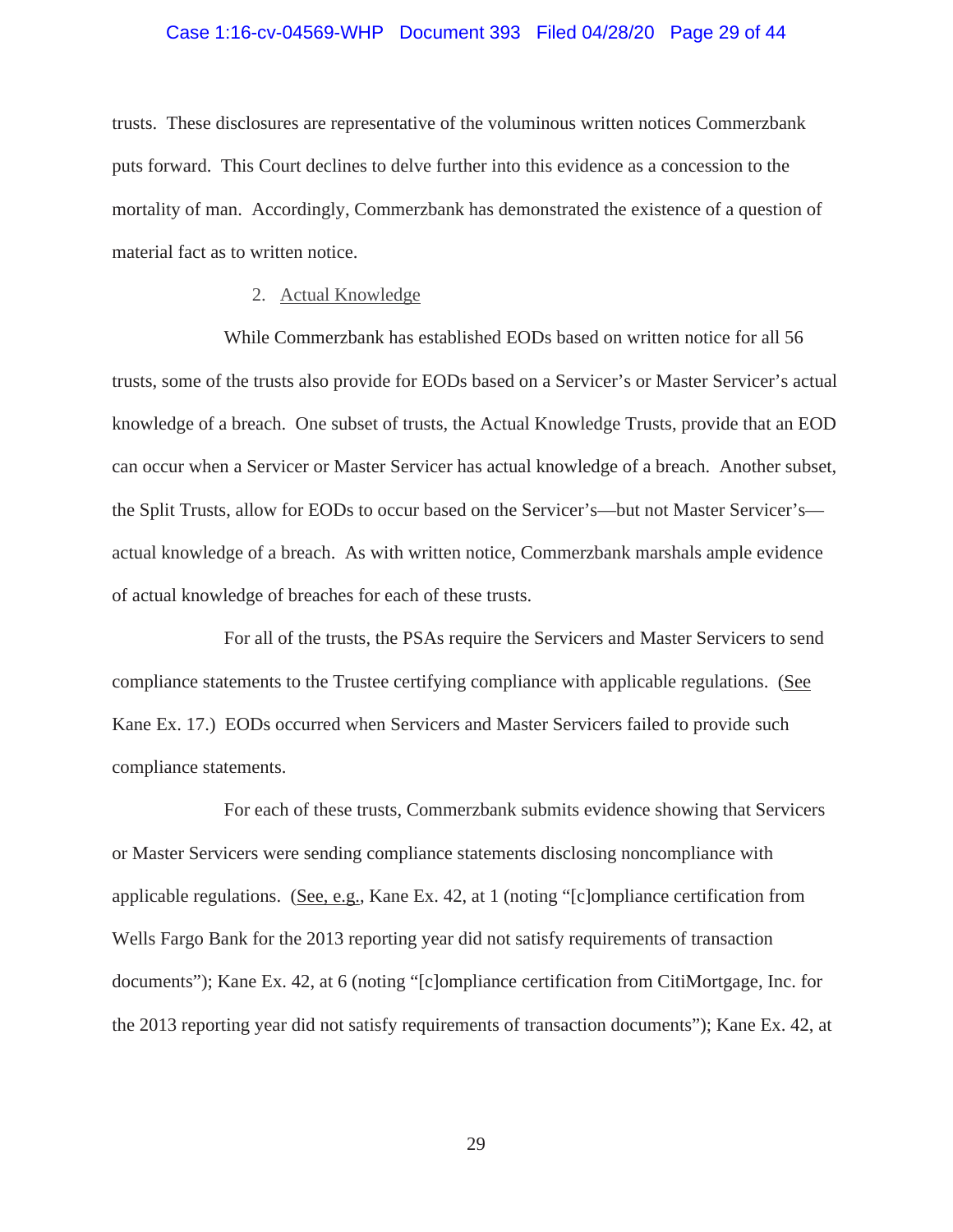trusts. These disclosures are representative of the voluminous written notices Commerzbank puts forward. This Court declines to delve further into this evidence as a concession to the mortality of man. Accordingly, Commerzbank has demonstrated the existence of a question of material fact as to written notice.

2. Actual Knowledge

While Commerzbank has established EODs based on written notice for all 56 trusts, some of the trusts also provide for EODs based on a Servicer's or Master Servicer's actual knowledge of a breach. One subset of trusts, the Actual Knowledge Trusts, provide that an EOD can occur when a Servicer or Master Servicer has actual knowledge of a breach. Another subset, the Split Trusts, allow for EODs to occur based on the Servicer's—but not Master Servicer's—actual knowledge of a breach. As with written notice, Commerzbank marshals ample evidence of actual knowledge of breaches for each of these trusts.

For all of the trusts, the PSAs require the Servicers and Master Servicers to send compliance statements to the Trustee certifying compliance with applicable regulations. (See Kane Ex. 17.) EODs occurred when Servicers and Master Servicers failed to provide such compliance statements.

For each of these trusts, Commerzbank submits evidence showing that Servicers or Master Servicers were sending compliance statements disclosing noncompliance with applicable regulations. (See, e.g., Kane Ex. 42, at 1 (noting "[c]ompliance certification from Wells Fargo Bank for the 2013 reporting year did not satisfy requirements of transaction documents"); Kane Ex. 42, at 6 (noting "[c]ompliance certification from CitiMortgage, Inc. for the 2013 reporting year did not satisfy requirements of transaction documents"); Kane Ex. 42, at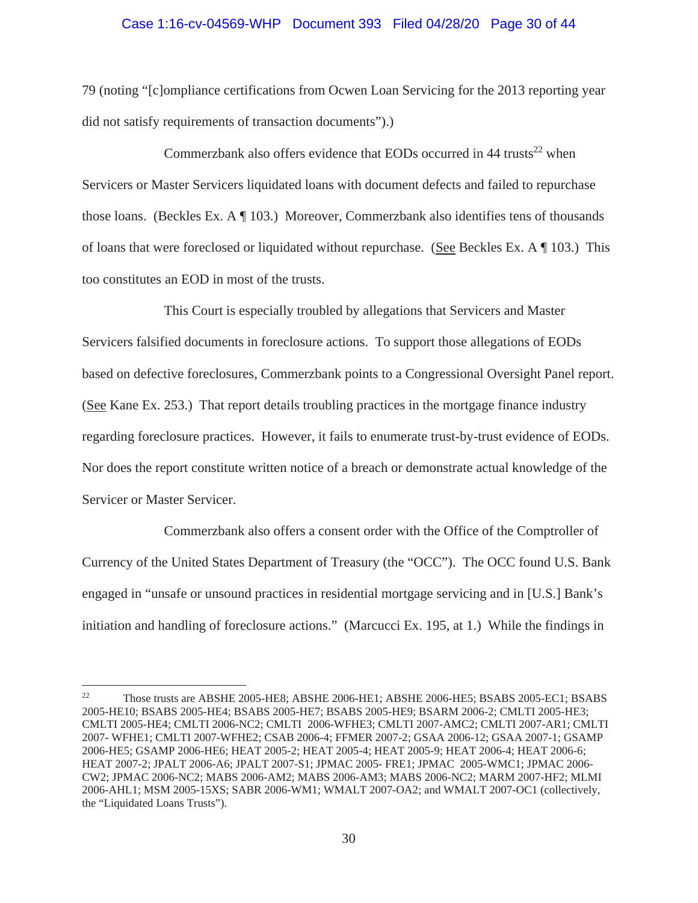79 (noting "[c]ompliance certifications from Ocwen Loan Servicing for the 2013 reporting year did not satisfy requirements of transaction documents").)

Commerzbank also offers evidence that EODs occurred in 44 trusts[22] when Servicers or Master Servicers liquidated loans with document defects and failed to repurchase those loans. (Beckles Ex. A ¶ 103.) Moreover, Commerzbank also identifies tens of thousands of loans that were foreclosed or liquidated without repurchase. (See Beckles Ex. A ¶ 103.) This too constitutes an EOD in most of the trusts.

This Court is especially troubled by allegations that Servicers and Master Servicers falsified documents in foreclosure actions. To support those allegations of EODs based on defective foreclosures, Commerzbank points to a Congressional Oversight Panel report. (See Kane Ex. 253.) That report details troubling practices in the mortgage finance industry regarding foreclosure practices. However, it fails to enumerate trust-by-trust evidence of EODs. Nor does the report constitute written notice of a breach or demonstrate actual knowledge of the Servicer or Master Servicer.

Commerzbank also offers a consent order with the Office of the Comptroller of Currency of the United States Department of Treasury (the "OCC"). The OCC found U.S. Bank engaged in "unsafe or unsound practices in residential mortgage servicing and in [U.S.] Bank's initiation and handling of foreclosure actions." (Marcucci Ex. 195, at 1.) While the findings in

---

[22] Those trusts are ABSHE 2005-HE8; ABSHE 2006-HE1; ABSHE 2006-HE5; BSABS 2005-EC1; BSABS 2005-HE10; BSABS 2005-HE4; BSABS 2005-HE7; BSABS 2005-HE9; BSARM 2006-2; CMLTI 2005-HE3; CMLTI 2005-HE4; CMLTI 2006-NC2; CMLTI 2006-WFHE3; CMLTI 2007-AMC2; CMLTI 2007-AR1; CMLTI 2007- WFHE1; CMLTI 2007-WFHE2; CSAB 2006-4; FFMER 2007-2; GSAA 2006-12; GSAA 2007-1; GSAMP 2006-HE5; GSAMP 2006-HE6; HEAT 2005-2; HEAT 2005-4; HEAT 2005-9; HEAT 2006-4; HEAT 2006-6; HEAT 2007-2; JPALT 2006-A6; JPALT 2007-S1; JPMAC 2005- FRE1; JPMAC 2005-WMC1; JPMAC 2006-CW2; JPMAC 2006-NC2; MABS 2006-AM2; MABS 2006-AM3; MABS 2006-NC2; MARM 2007-HF2; MLMI 2006-AHL1; MSM 2005-15XS; SABR 2006-WM1; WMALT 2007-OA2; and WMALT 2007-OC1 (collectively, the "Liquidated Loans Trusts").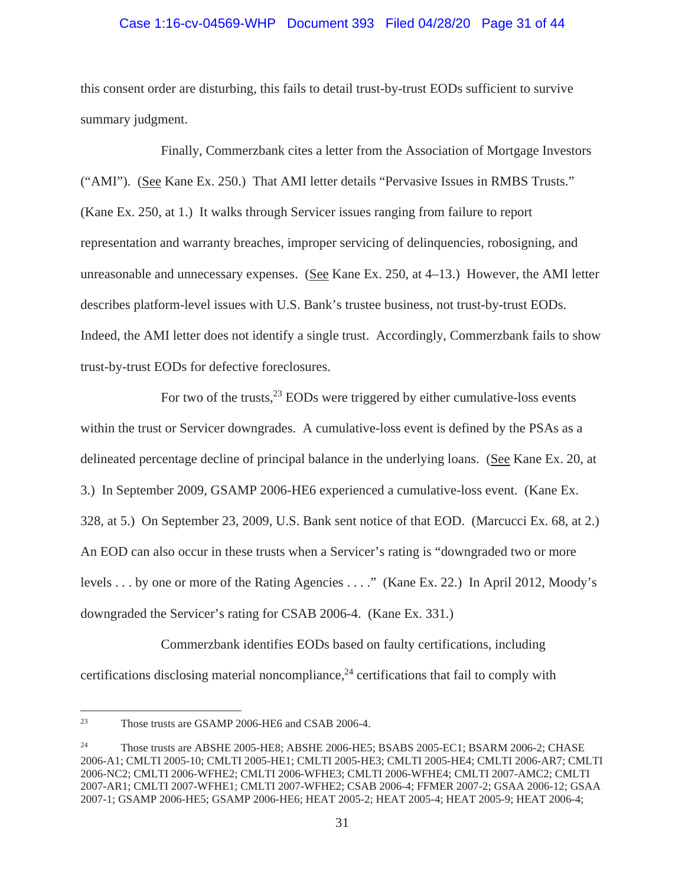this consent order are disturbing, this fails to detail trust-by-trust EODs sufficient to survive summary judgment.

Finally, Commerzbank cites a letter from the Association of Mortgage Investors ("AMI"). (See Kane Ex. 250.) That AMI letter details "Pervasive Issues in RMBS Trusts." (Kane Ex. 250, at 1.) It walks through Servicer issues ranging from failure to report representation and warranty breaches, improper servicing of delinquencies, robosigning, and unreasonable and unnecessary expenses. (See Kane Ex. 250, at 4–13.) However, the AMI letter describes platform-level issues with U.S. Bank's trustee business, not trust-by-trust EODs. Indeed, the AMI letter does not identify a single trust. Accordingly, Commerzbank fails to show trust-by-trust EODs for defective foreclosures.

For two of the trusts,[23] EODs were triggered by either cumulative-loss events within the trust or Servicer downgrades. A cumulative-loss event is defined by the PSAs as a delineated percentage decline of principal balance in the underlying loans. (See Kane Ex. 20, at 3.) In September 2009, GSAMP 2006-HE6 experienced a cumulative-loss event. (Kane Ex. 328, at 5.) On September 23, 2009, U.S. Bank sent notice of that EOD. (Marcucci Ex. 68, at 2.) An EOD can also occur in these trusts when a Servicer's rating is "downgraded two or more levels . . . by one or more of the Rating Agencies . . . ." (Kane Ex. 22.) In April 2012, Moody's downgraded the Servicer's rating for CSAB 2006-4. (Kane Ex. 331.)

Commerzbank identifies EODs based on faulty certifications, including certifications disclosing material noncompliance,[24] certifications that fail to comply with

---

[23] Those trusts are GSAMP 2006-HE6 and CSAB 2006-4.

[24] Those trusts are ABSHE 2005-HE8; ABSHE 2006-HE5; BSABS 2005-EC1; BSARM 2006-2; CHASE 2006-A1; CMLTI 2005-10; CMLTI 2005-HE1; CMLTI 2005-HE3; CMLTI 2005-HE4; CMLTI 2006-AR7; CMLTI 2006-NC2; CMLTI 2006-WFHE2; CMLTI 2006-WFHE3; CMLTI 2006-WFHE4; CMLTI 2007-AMC2; CMLTI 2007-AR1; CMLTI 2007-WFHE1; CMLTI 2007-WFHE2; CSAB 2006-4; FFMER 2007-2; GSAA 2006-12; GSAA 2007-1; GSAMP 2006-HE5; GSAMP 2006-HE6; HEAT 2005-2; HEAT 2005-4; HEAT 2005-9; HEAT 2006-4;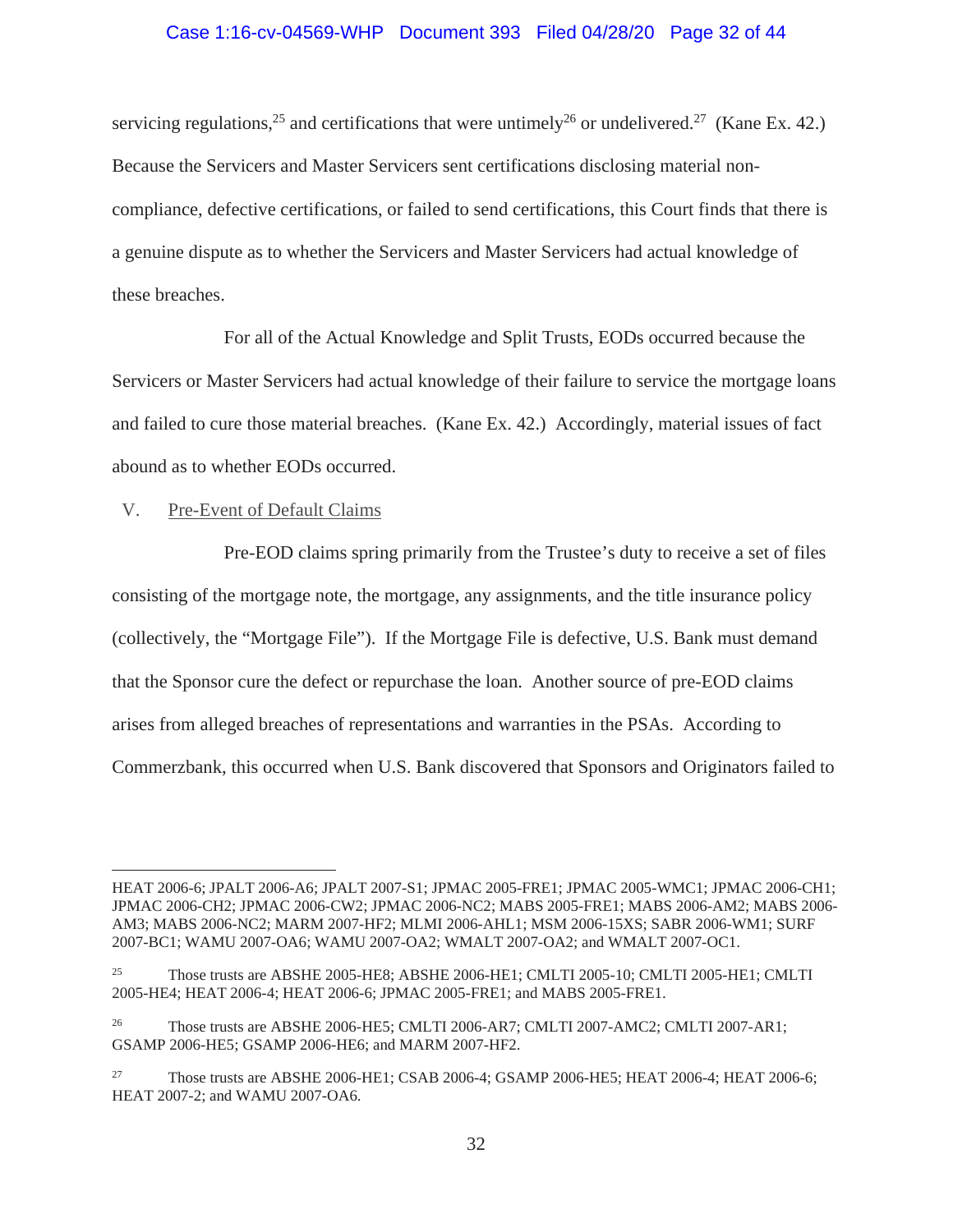servicing regulations,[25] and certifications that were untimely[26] or undelivered.[27] (Kane Ex. 42.) Because the Servicers and Master Servicers sent certifications disclosing material non-compliance, defective certifications, or failed to send certifications, this Court finds that there is a genuine dispute as to whether the Servicers and Master Servicers had actual knowledge of these breaches.

For all of the Actual Knowledge and Split Trusts, EODs occurred because the Servicers or Master Servicers had actual knowledge of their failure to service the mortgage loans and failed to cure those material breaches. (Kane Ex. 42.) Accordingly, material issues of fact abound as to whether EODs occurred.

## V. Pre-Event of Default Claims

Pre-EOD claims spring primarily from the Trustee's duty to receive a set of files consisting of the mortgage note, the mortgage, any assignments, and the title insurance policy (collectively, the "Mortgage File"). If the Mortgage File is defective, U.S. Bank must demand that the Sponsor cure the defect or repurchase the loan. Another source of pre-EOD claims arises from alleged breaches of representations and warranties in the PSAs. According to Commerzbank, this occurred when U.S. Bank discovered that Sponsors and Originators failed to

---

HEAT 2006-6; JPALT 2006-A6; JPALT 2007-S1; JPMAC 2005-FRE1; JPMAC 2005-WMC1; JPMAC 2006-CH1; JPMAC 2006-CH2; JPMAC 2006-CW2; JPMAC 2006-NC2; MABS 2005-FRE1; MABS 2006-AM2; MABS 2006-AM3; MABS 2006-NC2; MARM 2007-HF2; MLMI 2006-AHL1; MSM 2006-15XS; SABR 2006-WM1; SURF 2007-BC1; WAMU 2007-OA6; WAMU 2007-OA2; WMALT 2007-OA2; and WMALT 2007-OC1.

[25] Those trusts are ABSHE 2005-HE8; ABSHE 2006-HE1; CMLTI 2005-10; CMLTI 2005-HE1; CMLTI 2005-HE4; HEAT 2006-4; HEAT 2006-6; JPMAC 2005-FRE1; and MABS 2005-FRE1.

[26] Those trusts are ABSHE 2006-HE5; CMLTI 2006-AR7; CMLTI 2007-AMC2; CMLTI 2007-AR1; GSAMP 2006-HE5; GSAMP 2006-HE6; and MARM 2007-HF2.

[27] Those trusts are ABSHE 2006-HE1; CSAB 2006-4; GSAMP 2006-HE5; HEAT 2006-4; HEAT 2006-6; HEAT 2007-2; and WAMU 2007-OA6.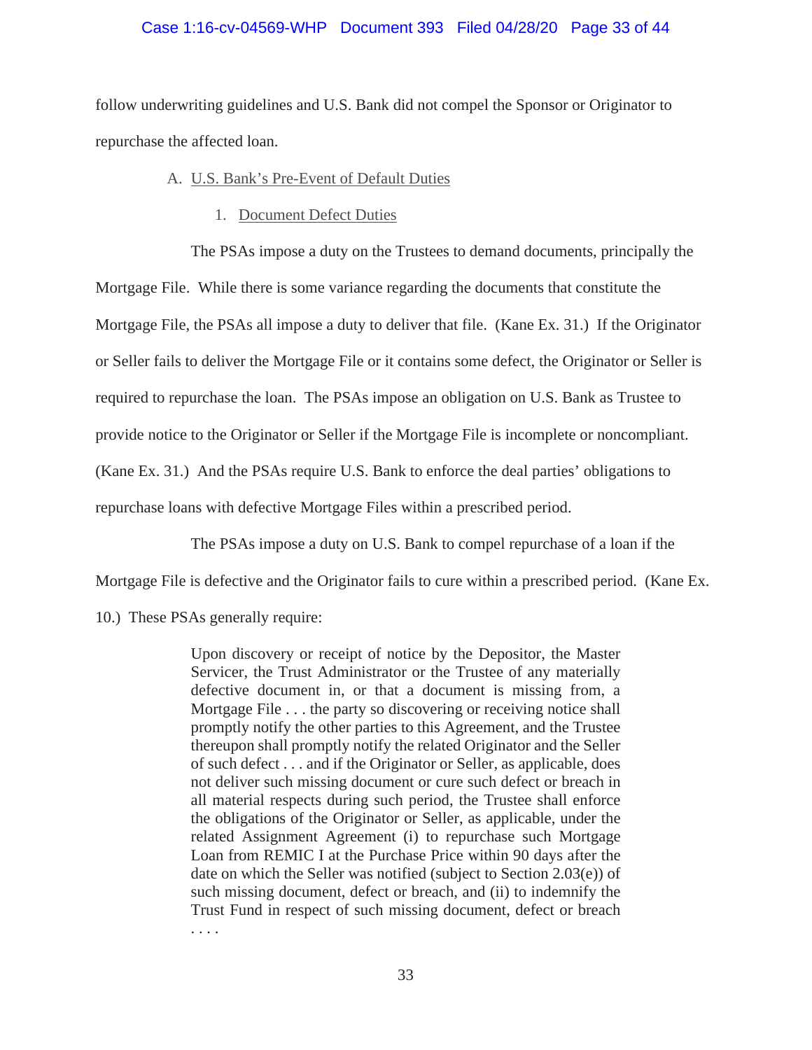follow underwriting guidelines and U.S. Bank did not compel the Sponsor or Originator to repurchase the affected loan.

### A. U.S. Bank's Pre-Event of Default Duties

#### 1. Document Defect Duties

The PSAs impose a duty on the Trustees to demand documents, principally the Mortgage File. While there is some variance regarding the documents that constitute the Mortgage File, the PSAs all impose a duty to deliver that file. (Kane Ex. 31.) If the Originator or Seller fails to deliver the Mortgage File or it contains some defect, the Originator or Seller is required to repurchase the loan. The PSAs impose an obligation on U.S. Bank as Trustee to provide notice to the Originator or Seller if the Mortgage File is incomplete or noncompliant. (Kane Ex. 31.) And the PSAs require U.S. Bank to enforce the deal parties' obligations to repurchase loans with defective Mortgage Files within a prescribed period.

The PSAs impose a duty on U.S. Bank to compel repurchase of a loan if the Mortgage File is defective and the Originator fails to cure within a prescribed period. (Kane Ex. 10.) These PSAs generally require:

> Upon discovery or receipt of notice by the Depositor, the Master Servicer, the Trust Administrator or the Trustee of any materially defective document in, or that a document is missing from, a Mortgage File . . . the party so discovering or receiving notice shall promptly notify the other parties to this Agreement, and the Trustee thereupon shall promptly notify the related Originator and the Seller of such defect . . . and if the Originator or Seller, as applicable, does not deliver such missing document or cure such defect or breach in all material respects during such period, the Trustee shall enforce the obligations of the Originator or Seller, as applicable, under the related Assignment Agreement (i) to repurchase such Mortgage Loan from REMIC I at the Purchase Price within 90 days after the date on which the Seller was notified (subject to Section 2.03(e)) of such missing document, defect or breach, and (ii) to indemnify the Trust Fund in respect of such missing document, defect or breach . . . .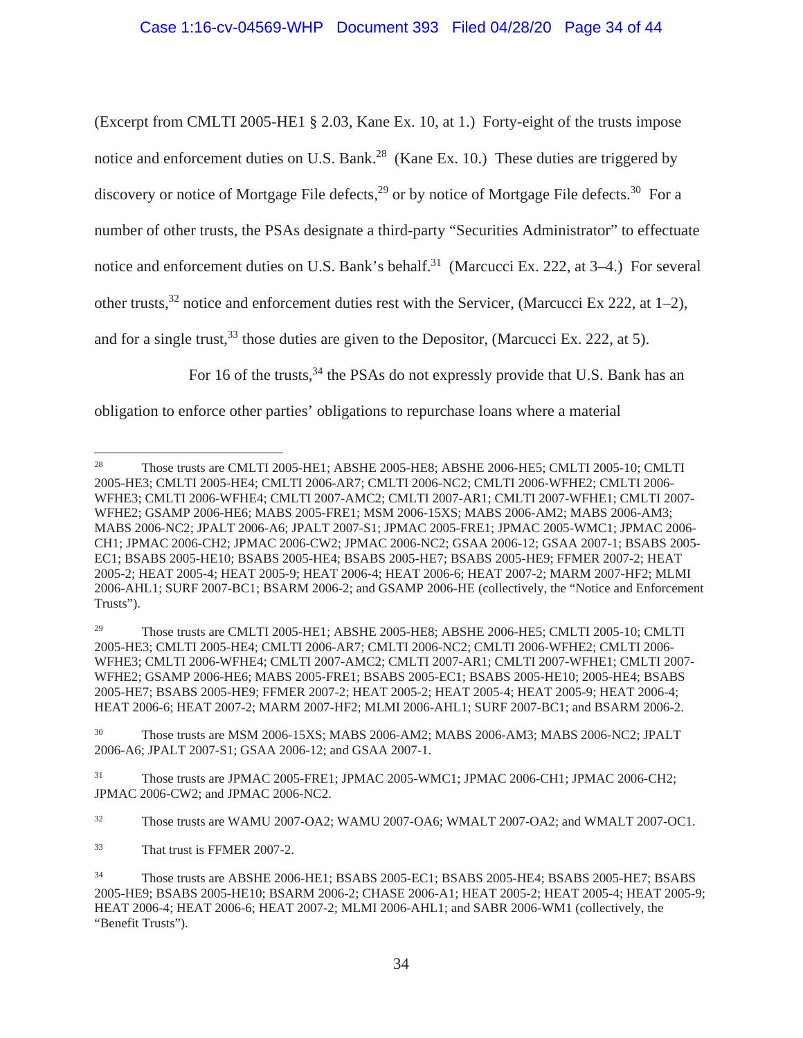(Excerpt from CMLTI 2005-HE1 § 2.03, Kane Ex. 10, at 1.) Forty-eight of the trusts impose notice and enforcement duties on U.S. Bank.[28] (Kane Ex. 10.) These duties are triggered by discovery or notice of Mortgage File defects,[29] or by notice of Mortgage File defects.[30] For a number of other trusts, the PSAs designate a third-party "Securities Administrator" to effectuate notice and enforcement duties on U.S. Bank's behalf.[31] (Marcucci Ex. 222, at 3–4.) For several other trusts,[32] notice and enforcement duties rest with the Servicer, (Marcucci Ex 222, at 1–2), and for a single trust,[33] those duties are given to the Depositor, (Marcucci Ex. 222, at 5).

For 16 of the trusts,[34] the PSAs do not expressly provide that U.S. Bank has an obligation to enforce other parties' obligations to repurchase loans where a material

---

[28] Those trusts are CMLTI 2005-HE1; ABSHE 2005-HE8; ABSHE 2006-HE5; CMLTI 2005-10; CMLTI 2005-HE3; CMLTI 2005-HE4; CMLTI 2006-AR7; CMLTI 2006-NC2; CMLTI 2006-WFHE2; CMLTI 2006-WFHE3; CMLTI 2006-WFHE4; CMLTI 2007-AMC2; CMLTI 2007-AR1; CMLTI 2007-WFHE1; CMLTI 2007-WFHE2; GSAMP 2006-HE6; MABS 2005-FRE1; MSM 2006-15XS; MABS 2006-AM2; MABS 2006-AM3; MABS 2006-NC2; JPALT 2006-A6; JPALT 2007-S1; JPMAC 2005-FRE1; JPMAC 2005-WMC1; JPMAC 2006-CH1; JPMAC 2006-CH2; JPMAC 2006-CW2; JPMAC 2006-NC2; GSAA 2006-12; GSAA 2007-1; BSABS 2005-EC1; BSABS 2005-HE10; BSABS 2005-HE4; BSABS 2005-HE7; BSABS 2005-HE9; FFMER 2007-2; HEAT 2005-2; HEAT 2005-4; HEAT 2005-9; HEAT 2006-4; HEAT 2006-6; HEAT 2007-2; MARM 2007-HF2; MLMI 2006-AHL1; SURF 2007-BC1; BSARM 2006-2; and GSAMP 2006-HE (collectively, the "Notice and Enforcement Trusts").

[29] Those trusts are CMLTI 2005-HE1; ABSHE 2005-HE8; ABSHE 2006-HE5; CMLTI 2005-10; CMLTI 2005-HE3; CMLTI 2005-HE4; CMLTI 2006-AR7; CMLTI 2006-NC2; CMLTI 2006-WFHE2; CMLTI 2006-WFHE3; CMLTI 2006-WFHE4; CMLTI 2007-AMC2; CMLTI 2007-AR1; CMLTI 2007-WFHE1; CMLTI 2007-WFHE2; GSAMP 2006-HE6; MABS 2005-FRE1; BSABS 2005-EC1; BSABS 2005-HE10; 2005-HE4; BSABS 2005-HE7; BSABS 2005-HE9; FFMER 2007-2; HEAT 2005-2; HEAT 2005-4; HEAT 2005-9; HEAT 2006-4; HEAT 2006-6; HEAT 2007-2; MARM 2007-HF2; MLMI 2006-AHL1; SURF 2007-BC1; and BSARM 2006-2.

[30] Those trusts are MSM 2006-15XS; MABS 2006-AM2; MABS 2006-AM3; MABS 2006-NC2; JPALT 2006-A6; JPALT 2007-S1; GSAA 2006-12; and GSAA 2007-1.

[31] Those trusts are JPMAC 2005-FRE1; JPMAC 2005-WMC1; JPMAC 2006-CH1; JPMAC 2006-CH2; JPMAC 2006-CW2; and JPMAC 2006-NC2.

[32] Those trusts are WAMU 2007-OA2; WAMU 2007-OA6; WMALT 2007-OA2; and WMALT 2007-OC1.

[33] That trust is FFMER 2007-2.

[34] Those trusts are ABSHE 2006-HE1; BSABS 2005-EC1; BSABS 2005-HE4; BSABS 2005-HE7; BSABS 2005-HE9; BSABS 2005-HE10; BSARM 2006-2; CHASE 2006-A1; HEAT 2005-2; HEAT 2005-4; HEAT 2005-9; HEAT 2006-4; HEAT 2006-6; HEAT 2007-2; MLMI 2006-AHL1; and SABR 2006-WM1 (collectively, the "Benefit Trusts").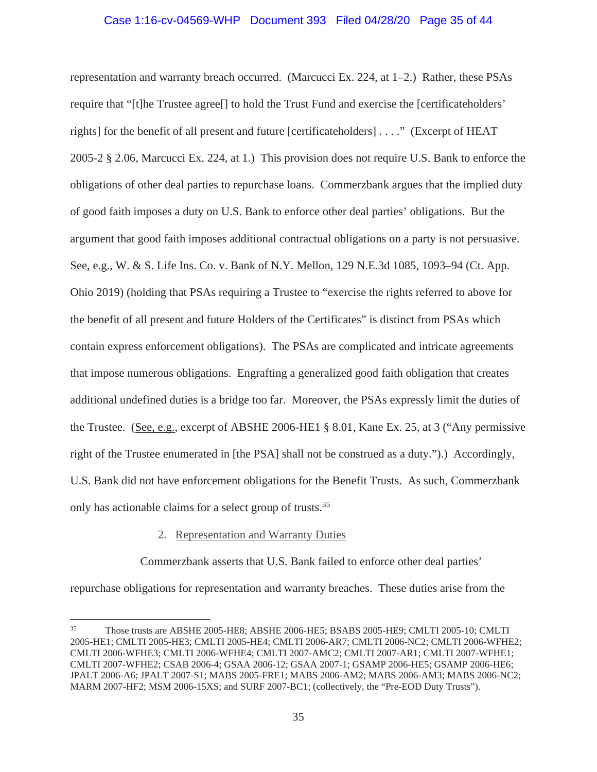representation and warranty breach occurred. (Marcucci Ex. 224, at 1–2.) Rather, these PSAs require that "[t]he Trustee agree[] to hold the Trust Fund and exercise the [certificateholders' rights] for the benefit of all present and future [certificateholders] . . . ." (Excerpt of HEAT 2005-2 § 2.06, Marcucci Ex. 224, at 1.) This provision does not require U.S. Bank to enforce the obligations of other deal parties to repurchase loans. Commerzbank argues that the implied duty of good faith imposes a duty on U.S. Bank to enforce other deal parties' obligations. But the argument that good faith imposes additional contractual obligations on a party is not persuasive. See, e.g., W. & S. Life Ins. Co. v. Bank of N.Y. Mellon, 129 N.E.3d 1085, 1093–94 (Ct. App. Ohio 2019) (holding that PSAs requiring a Trustee to "exercise the rights referred to above for the benefit of all present and future Holders of the Certificates" is distinct from PSAs which contain express enforcement obligations). The PSAs are complicated and intricate agreements that impose numerous obligations. Engrafting a generalized good faith obligation that creates additional undefined duties is a bridge too far. Moreover, the PSAs expressly limit the duties of the Trustee. (See, e.g., excerpt of ABSHE 2006-HE1 § 8.01, Kane Ex. 25, at 3 ("Any permissive right of the Trustee enumerated in [the PSA] shall not be construed as a duty.").) Accordingly, U.S. Bank did not have enforcement obligations for the Benefit Trusts. As such, Commerzbank only has actionable claims for a select group of trusts.[35]

2. Representation and Warranty Duties

Commerzbank asserts that U.S. Bank failed to enforce other deal parties' repurchase obligations for representation and warranty breaches. These duties arise from the

---

[35] Those trusts are ABSHE 2005-HE8; ABSHE 2006-HE5; BSABS 2005-HE9; CMLTI 2005-10; CMLTI 2005-HE1; CMLTI 2005-HE3; CMLTI 2005-HE4; CMLTI 2006-AR7; CMLTI 2006-NC2; CMLTI 2006-WFHE2; CMLTI 2006-WFHE3; CMLTI 2006-WFHE4; CMLTI 2007-AMC2; CMLTI 2007-AR1; CMLTI 2007-WFHE1; CMLTI 2007-WFHE2; CSAB 2006-4; GSAA 2006-12; GSAA 2007-1; GSAMP 2006-HE5; GSAMP 2006-HE6; JPALT 2006-A6; JPALT 2007-S1; MABS 2005-FRE1; MABS 2006-AM2; MABS 2006-AM3; MABS 2006-NC2; MARM 2007-HF2; MSM 2006-15XS; and SURF 2007-BC1; (collectively, the "Pre-EOD Duty Trusts").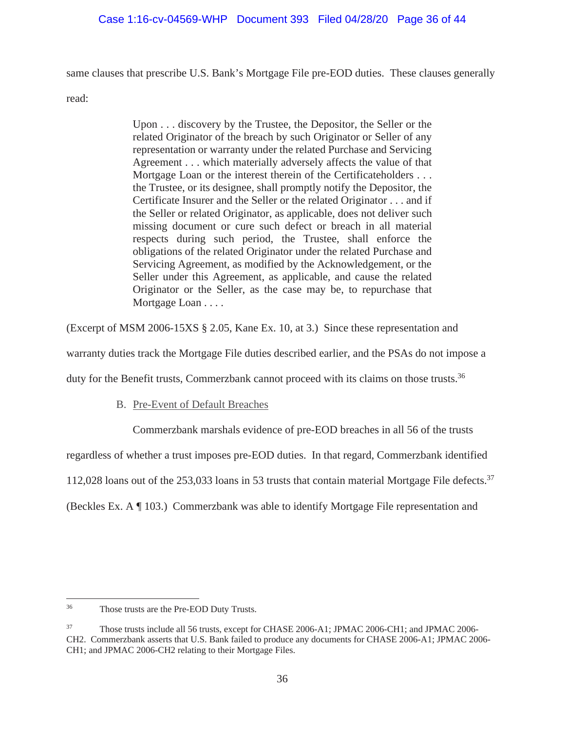same clauses that prescribe U.S. Bank's Mortgage File pre-EOD duties. These clauses generally read:

> Upon . . . discovery by the Trustee, the Depositor, the Seller or the related Originator of the breach by such Originator or Seller of any representation or warranty under the related Purchase and Servicing Agreement . . . which materially adversely affects the value of that Mortgage Loan or the interest therein of the Certificateholders . . . the Trustee, or its designee, shall promptly notify the Depositor, the Certificate Insurer and the Seller or the related Originator . . . and if the Seller or related Originator, as applicable, does not deliver such missing document or cure such defect or breach in all material respects during such period, the Trustee, shall enforce the obligations of the related Originator under the related Purchase and Servicing Agreement, as modified by the Acknowledgement, or the Seller under this Agreement, as applicable, and cause the related Originator or the Seller, as the case may be, to repurchase that Mortgage Loan . . . .

(Excerpt of MSM 2006-15XS § 2.05, Kane Ex. 10, at 3.) Since these representation and warranty duties track the Mortgage File duties described earlier, and the PSAs do not impose a duty for the Benefit trusts, Commerzbank cannot proceed with its claims on those trusts.[36]

B. Pre-Event of Default Breaches

Commerzbank marshals evidence of pre-EOD breaches in all 56 of the trusts regardless of whether a trust imposes pre-EOD duties. In that regard, Commerzbank identified 112,028 loans out of the 253,033 loans in 53 trusts that contain material Mortgage File defects.[37] (Beckles Ex. A ¶ 103.) Commerzbank was able to identify Mortgage File representation and

---

[36] Those trusts are the Pre-EOD Duty Trusts.

[37] Those trusts include all 56 trusts, except for CHASE 2006-A1; JPMAC 2006-CH1; and JPMAC 2006-CH2. Commerzbank asserts that U.S. Bank failed to produce any documents for CHASE 2006-A1; JPMAC 2006-CH1; and JPMAC 2006-CH2 relating to their Mortgage Files.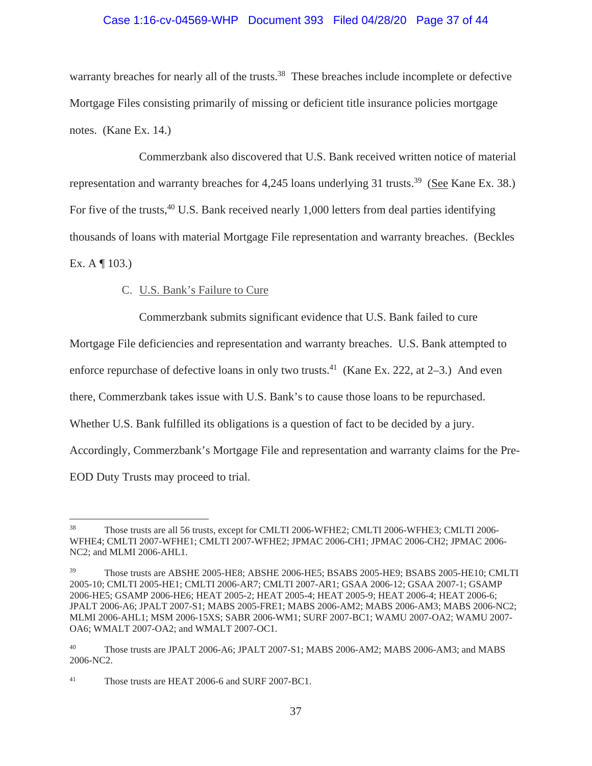warranty breaches for nearly all of the trusts.[38] These breaches include incomplete or defective Mortgage Files consisting primarily of missing or deficient title insurance policies mortgage notes. (Kane Ex. 14.)

Commerzbank also discovered that U.S. Bank received written notice of material representation and warranty breaches for 4,245 loans underlying 31 trusts.[39] (See Kane Ex. 38.) For five of the trusts,[40] U.S. Bank received nearly 1,000 letters from deal parties identifying thousands of loans with material Mortgage File representation and warranty breaches. (Beckles Ex. A ¶ 103.)

### C. U.S. Bank's Failure to Cure

Commerzbank submits significant evidence that U.S. Bank failed to cure Mortgage File deficiencies and representation and warranty breaches. U.S. Bank attempted to enforce repurchase of defective loans in only two trusts.[41] (Kane Ex. 222, at 2–3.) And even there, Commerzbank takes issue with U.S. Bank's to cause those loans to be repurchased. Whether U.S. Bank fulfilled its obligations is a question of fact to be decided by a jury. Accordingly, Commerzbank's Mortgage File and representation and warranty claims for the Pre-EOD Duty Trusts may proceed to trial.

---

[38] Those trusts are all 56 trusts, except for CMLTI 2006-WFHE2; CMLTI 2006-WFHE3; CMLTI 2006-WFHE4; CMLTI 2007-WFHE1; CMLTI 2007-WFHE2; JPMAC 2006-CH1; JPMAC 2006-CH2; JPMAC 2006-NC2; and MLMI 2006-AHL1.

[39] Those trusts are ABSHE 2005-HE8; ABSHE 2006-HE5; BSABS 2005-HE9; BSABS 2005-HE10; CMLTI 2005-10; CMLTI 2005-HE1; CMLTI 2006-AR7; CMLTI 2007-AR1; GSAA 2006-12; GSAA 2007-1; GSAMP 2006-HE5; GSAMP 2006-HE6; HEAT 2005-2; HEAT 2005-4; HEAT 2005-9; HEAT 2006-4; HEAT 2006-6; JPALT 2006-A6; JPALT 2007-S1; MABS 2005-FRE1; MABS 2006-AM2; MABS 2006-AM3; MABS 2006-NC2; MLMI 2006-AHL1; MSM 2006-15XS; SABR 2006-WM1; SURF 2007-BC1; WAMU 2007-OA2; WAMU 2007-OA6; WMALT 2007-OA2; and WMALT 2007-OC1.

[40] Those trusts are JPALT 2006-A6; JPALT 2007-S1; MABS 2006-AM2; MABS 2006-AM3; and MABS 2006-NC2.

[41] Those trusts are HEAT 2006-6 and SURF 2007-BC1.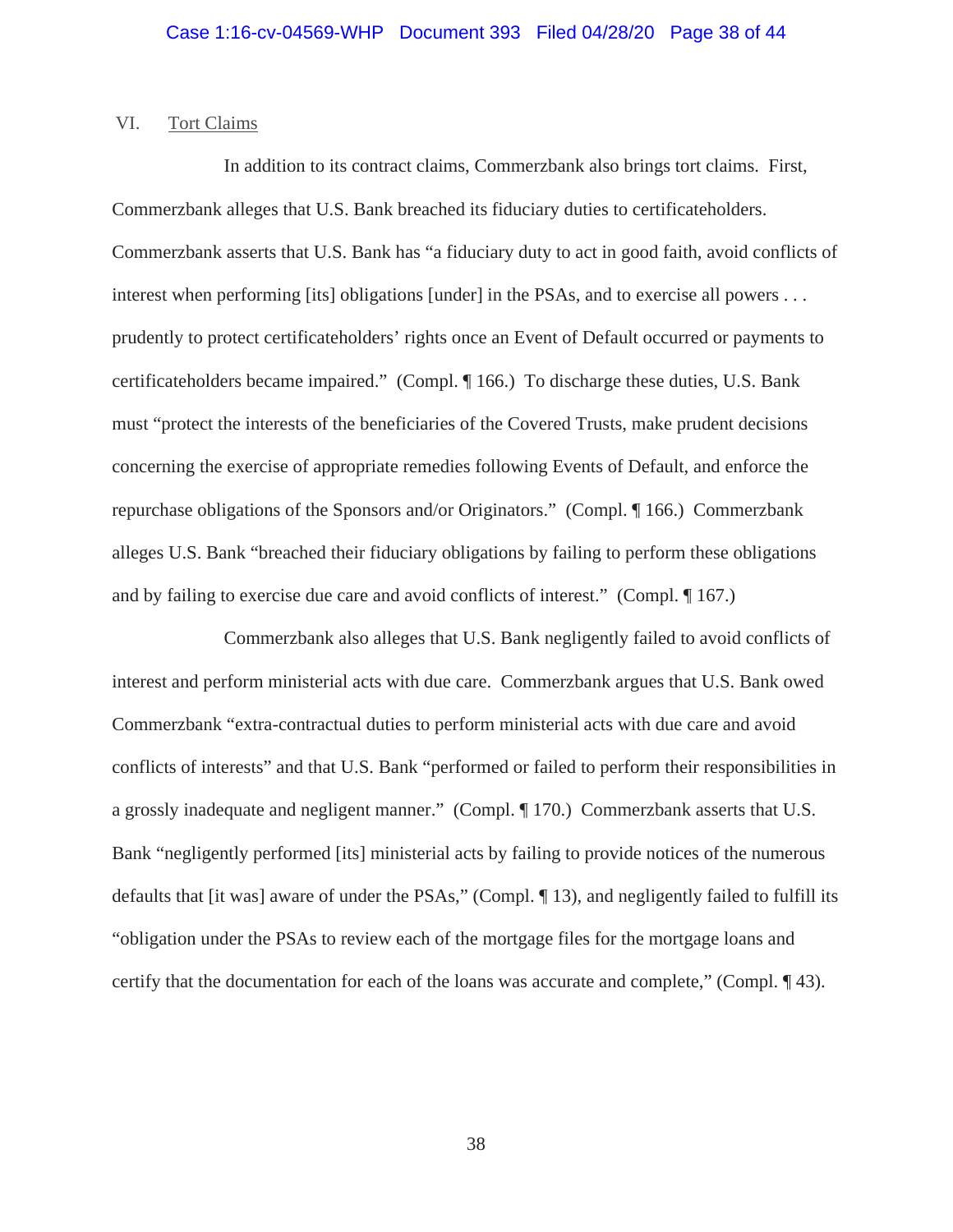## VI. Tort Claims

In addition to its contract claims, Commerzbank also brings tort claims. First, Commerzbank alleges that U.S. Bank breached its fiduciary duties to certificateholders. Commerzbank asserts that U.S. Bank has "a fiduciary duty to act in good faith, avoid conflicts of interest when performing [its] obligations [under] in the PSAs, and to exercise all powers . . . prudently to protect certificateholders' rights once an Event of Default occurred or payments to certificateholders became impaired." (Compl. ¶ 166.) To discharge these duties, U.S. Bank must "protect the interests of the beneficiaries of the Covered Trusts, make prudent decisions concerning the exercise of appropriate remedies following Events of Default, and enforce the repurchase obligations of the Sponsors and/or Originators." (Compl. ¶ 166.) Commerzbank alleges U.S. Bank "breached their fiduciary obligations by failing to perform these obligations and by failing to exercise due care and avoid conflicts of interest." (Compl. ¶ 167.)

Commerzbank also alleges that U.S. Bank negligently failed to avoid conflicts of interest and perform ministerial acts with due care. Commerzbank argues that U.S. Bank owed Commerzbank "extra-contractual duties to perform ministerial acts with due care and avoid conflicts of interests" and that U.S. Bank "performed or failed to perform their responsibilities in a grossly inadequate and negligent manner." (Compl. ¶ 170.) Commerzbank asserts that U.S. Bank "negligently performed [its] ministerial acts by failing to provide notices of the numerous defaults that [it was] aware of under the PSAs," (Compl. ¶ 13), and negligently failed to fulfill its "obligation under the PSAs to review each of the mortgage files for the mortgage loans and certify that the documentation for each of the loans was accurate and complete," (Compl. ¶ 43).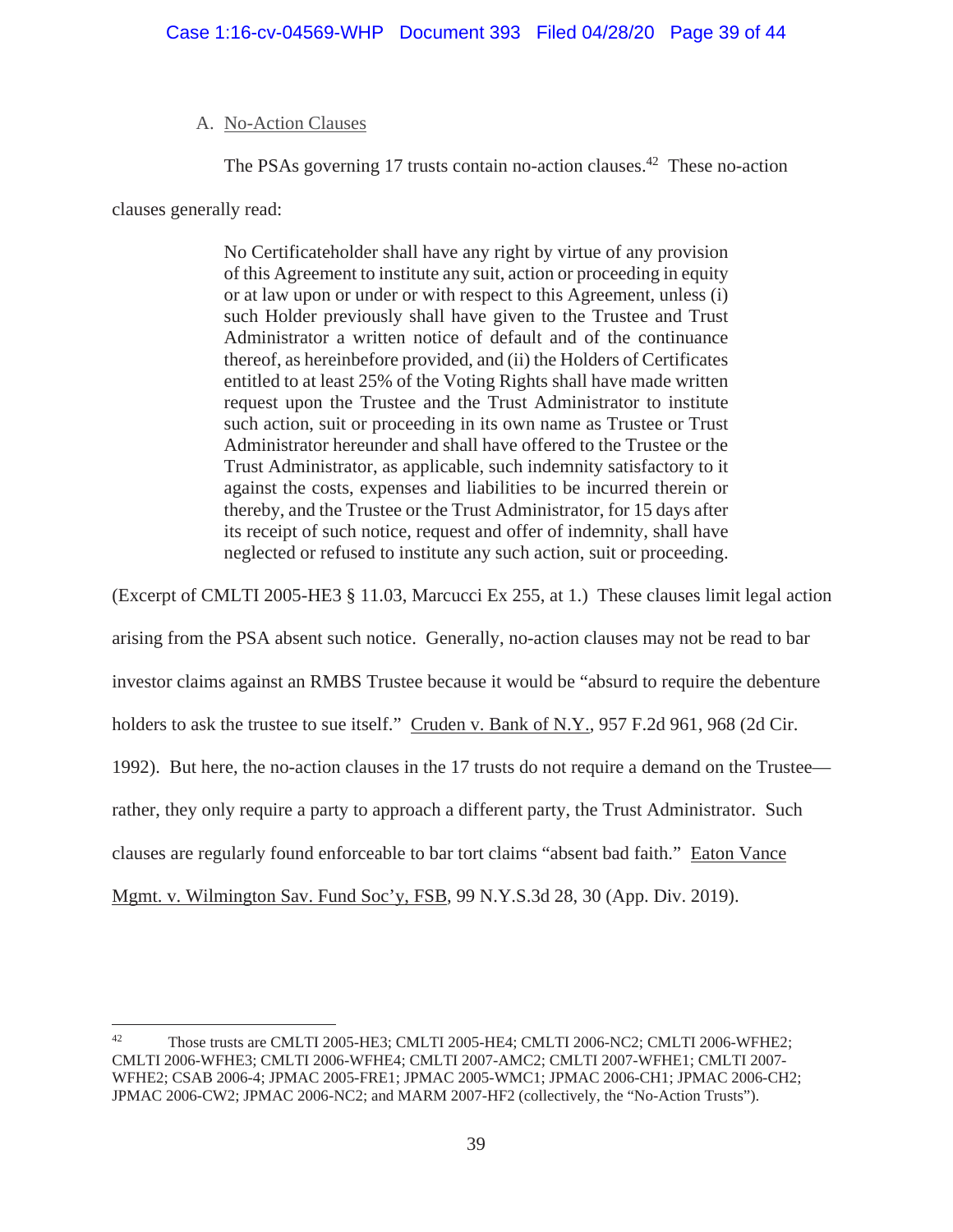### A. No-Action Clauses

The PSAs governing 17 trusts contain no-action clauses.[42] These no-action clauses generally read:

> No Certificateholder shall have any right by virtue of any provision of this Agreement to institute any suit, action or proceeding in equity or at law upon or under or with respect to this Agreement, unless (i) such Holder previously shall have given to the Trustee and Trust Administrator a written notice of default and of the continuance thereof, as hereinbefore provided, and (ii) the Holders of Certificates entitled to at least 25% of the Voting Rights shall have made written request upon the Trustee and the Trust Administrator to institute such action, suit or proceeding in its own name as Trustee or Trust Administrator hereunder and shall have offered to the Trustee or the Trust Administrator, as applicable, such indemnity satisfactory to it against the costs, expenses and liabilities to be incurred therein or thereby, and the Trustee or the Trust Administrator, for 15 days after its receipt of such notice, request and offer of indemnity, shall have neglected or refused to institute any such action, suit or proceeding.

(Excerpt of CMLTI 2005-HE3 § 11.03, Marcucci Ex 255, at 1.) These clauses limit legal action arising from the PSA absent such notice. Generally, no-action clauses may not be read to bar investor claims against an RMBS Trustee because it would be "absurd to require the debenture holders to ask the trustee to sue itself." Cruden v. Bank of N.Y., 957 F.2d 961, 968 (2d Cir. 1992). But here, the no-action clauses in the 17 trusts do not require a demand on the Trustee—rather, they only require a party to approach a different party, the Trust Administrator. Such clauses are regularly found enforceable to bar tort claims "absent bad faith." Eaton Vance Mgmt. v. Wilmington Sav. Fund Soc'y, FSB, 99 N.Y.S.3d 28, 30 (App. Div. 2019).

---

[42] Those trusts are CMLTI 2005-HE3; CMLTI 2005-HE4; CMLTI 2006-NC2; CMLTI 2006-WFHE2; CMLTI 2006-WFHE3; CMLTI 2006-WFHE4; CMLTI 2007-AMC2; CMLTI 2007-WFHE1; CMLTI 2007-WFHE2; CSAB 2006-4; JPMAC 2005-FRE1; JPMAC 2005-WMC1; JPMAC 2006-CH1; JPMAC 2006-CH2; JPMAC 2006-CW2; JPMAC 2006-NC2; and MARM 2007-HF2 (collectively, the "No-Action Trusts").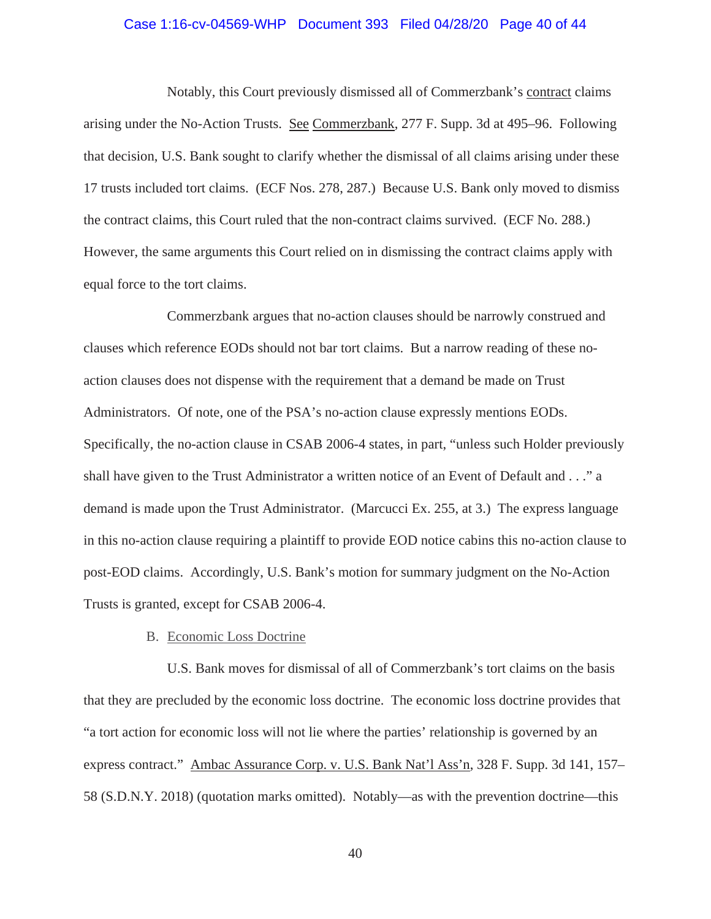Notably, this Court previously dismissed all of Commerzbank's contract claims arising under the No-Action Trusts. See Commerzbank, 277 F. Supp. 3d at 495–96. Following that decision, U.S. Bank sought to clarify whether the dismissal of all claims arising under these 17 trusts included tort claims. (ECF Nos. 278, 287.) Because U.S. Bank only moved to dismiss the contract claims, this Court ruled that the non-contract claims survived. (ECF No. 288.) However, the same arguments this Court relied on in dismissing the contract claims apply with equal force to the tort claims.

Commerzbank argues that no-action clauses should be narrowly construed and clauses which reference EODs should not bar tort claims. But a narrow reading of these no-action clauses does not dispense with the requirement that a demand be made on Trust Administrators. Of note, one of the PSA's no-action clause expressly mentions EODs. Specifically, the no-action clause in CSAB 2006-4 states, in part, "unless such Holder previously shall have given to the Trust Administrator a written notice of an Event of Default and . . ." a demand is made upon the Trust Administrator. (Marcucci Ex. 255, at 3.) The express language in this no-action clause requiring a plaintiff to provide EOD notice cabins this no-action clause to post-EOD claims. Accordingly, U.S. Bank's motion for summary judgment on the No-Action Trusts is granted, except for CSAB 2006-4.

B. Economic Loss Doctrine

U.S. Bank moves for dismissal of all of Commerzbank's tort claims on the basis that they are precluded by the economic loss doctrine. The economic loss doctrine provides that "a tort action for economic loss will not lie where the parties' relationship is governed by an express contract." Ambac Assurance Corp. v. U.S. Bank Nat'l Ass'n, 328 F. Supp. 3d 141, 157–58 (S.D.N.Y. 2018) (quotation marks omitted). Notably—as with the prevention doctrine—this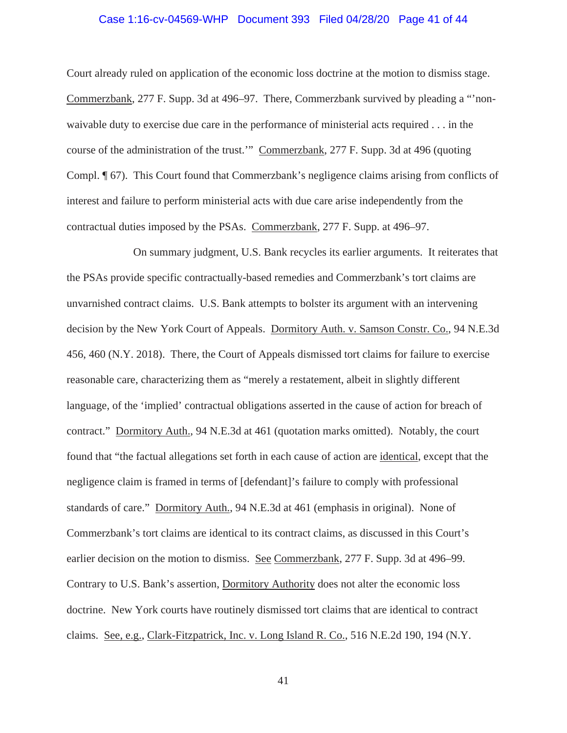Court already ruled on application of the economic loss doctrine at the motion to dismiss stage. Commerzbank, 277 F. Supp. 3d at 496–97. There, Commerzbank survived by pleading a "'non-waivable duty to exercise due care in the performance of ministerial acts required . . . in the course of the administration of the trust.'" Commerzbank, 277 F. Supp. 3d at 496 (quoting Compl. ¶ 67). This Court found that Commerzbank's negligence claims arising from conflicts of interest and failure to perform ministerial acts with due care arise independently from the contractual duties imposed by the PSAs. Commerzbank, 277 F. Supp. at 496–97.

On summary judgment, U.S. Bank recycles its earlier arguments. It reiterates that the PSAs provide specific contractually-based remedies and Commerzbank's tort claims are unvarnished contract claims. U.S. Bank attempts to bolster its argument with an intervening decision by the New York Court of Appeals. Dormitory Auth. v. Samson Constr. Co., 94 N.E.3d 456, 460 (N.Y. 2018). There, the Court of Appeals dismissed tort claims for failure to exercise reasonable care, characterizing them as "merely a restatement, albeit in slightly different language, of the 'implied' contractual obligations asserted in the cause of action for breach of contract." Dormitory Auth., 94 N.E.3d at 461 (quotation marks omitted). Notably, the court found that "the factual allegations set forth in each cause of action are identical, except that the negligence claim is framed in terms of [defendant]'s failure to comply with professional standards of care." Dormitory Auth., 94 N.E.3d at 461 (emphasis in original). None of Commerzbank's tort claims are identical to its contract claims, as discussed in this Court's earlier decision on the motion to dismiss. See Commerzbank, 277 F. Supp. 3d at 496–99. Contrary to U.S. Bank's assertion, Dormitory Authority does not alter the economic loss doctrine. New York courts have routinely dismissed tort claims that are identical to contract claims. See, e.g., Clark-Fitzpatrick, Inc. v. Long Island R. Co., 516 N.E.2d 190, 194 (N.Y.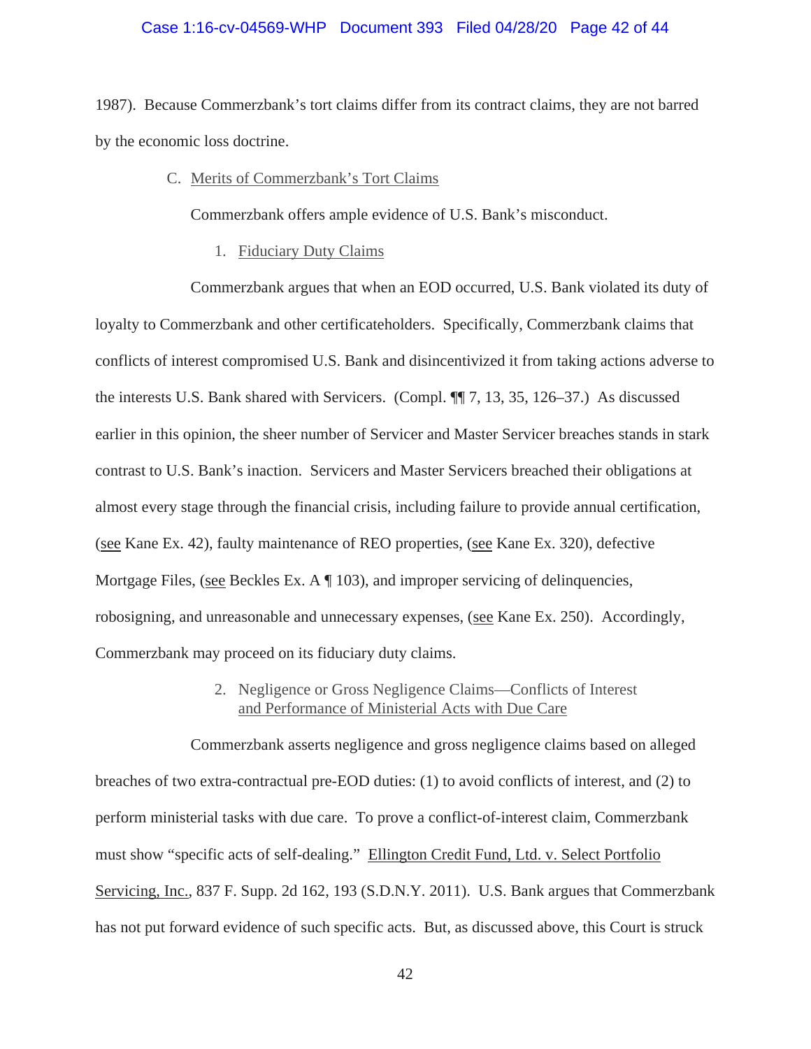1987). Because Commerzbank's tort claims differ from its contract claims, they are not barred by the economic loss doctrine.

### C. Merits of Commerzbank's Tort Claims

Commerzbank offers ample evidence of U.S. Bank's misconduct.

#### 1. Fiduciary Duty Claims

Commerzbank argues that when an EOD occurred, U.S. Bank violated its duty of loyalty to Commerzbank and other certificateholders. Specifically, Commerzbank claims that conflicts of interest compromised U.S. Bank and disincentivized it from taking actions adverse to the interests U.S. Bank shared with Servicers. (Compl. ¶¶ 7, 13, 35, 126–37.) As discussed earlier in this opinion, the sheer number of Servicer and Master Servicer breaches stands in stark contrast to U.S. Bank's inaction. Servicers and Master Servicers breached their obligations at almost every stage through the financial crisis, including failure to provide annual certification, (see Kane Ex. 42), faulty maintenance of REO properties, (see Kane Ex. 320), defective Mortgage Files, (see Beckles Ex. A ¶ 103), and improper servicing of delinquencies, robosigning, and unreasonable and unnecessary expenses, (see Kane Ex. 250). Accordingly, Commerzbank may proceed on its fiduciary duty claims.

#### 2. Negligence or Gross Negligence Claims—Conflicts of Interest and Performance of Ministerial Acts with Due Care

Commerzbank asserts negligence and gross negligence claims based on alleged breaches of two extra-contractual pre-EOD duties: (1) to avoid conflicts of interest, and (2) to perform ministerial tasks with due care. To prove a conflict-of-interest claim, Commerzbank must show "specific acts of self-dealing." Ellington Credit Fund, Ltd. v. Select Portfolio Servicing, Inc., 837 F. Supp. 2d 162, 193 (S.D.N.Y. 2011). U.S. Bank argues that Commerzbank has not put forward evidence of such specific acts. But, as discussed above, this Court is struck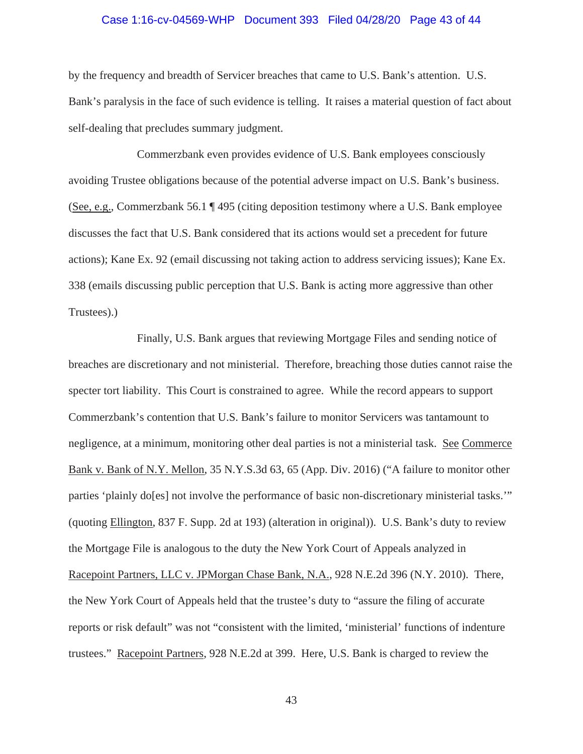by the frequency and breadth of Servicer breaches that came to U.S. Bank's attention. U.S. Bank's paralysis in the face of such evidence is telling. It raises a material question of fact about self-dealing that precludes summary judgment.

Commerzbank even provides evidence of U.S. Bank employees consciously avoiding Trustee obligations because of the potential adverse impact on U.S. Bank's business. (See, e.g., Commerzbank 56.1 ¶ 495 (citing deposition testimony where a U.S. Bank employee discusses the fact that U.S. Bank considered that its actions would set a precedent for future actions); Kane Ex. 92 (email discussing not taking action to address servicing issues); Kane Ex. 338 (emails discussing public perception that U.S. Bank is acting more aggressive than other Trustees).)

Finally, U.S. Bank argues that reviewing Mortgage Files and sending notice of breaches are discretionary and not ministerial. Therefore, breaching those duties cannot raise the specter tort liability. This Court is constrained to agree. While the record appears to support Commerzbank's contention that U.S. Bank's failure to monitor Servicers was tantamount to negligence, at a minimum, monitoring other deal parties is not a ministerial task. See Commerce Bank v. Bank of N.Y. Mellon, 35 N.Y.S.3d 63, 65 (App. Div. 2016) ("A failure to monitor other parties 'plainly do[es] not involve the performance of basic non-discretionary ministerial tasks.'" (quoting Ellington, 837 F. Supp. 2d at 193) (alteration in original)). U.S. Bank's duty to review the Mortgage File is analogous to the duty the New York Court of Appeals analyzed in Racepoint Partners, LLC v. JPMorgan Chase Bank, N.A., 928 N.E.2d 396 (N.Y. 2010). There, the New York Court of Appeals held that the trustee's duty to "assure the filing of accurate reports or risk default" was not "consistent with the limited, 'ministerial' functions of indenture trustees." Racepoint Partners, 928 N.E.2d at 399. Here, U.S. Bank is charged to review the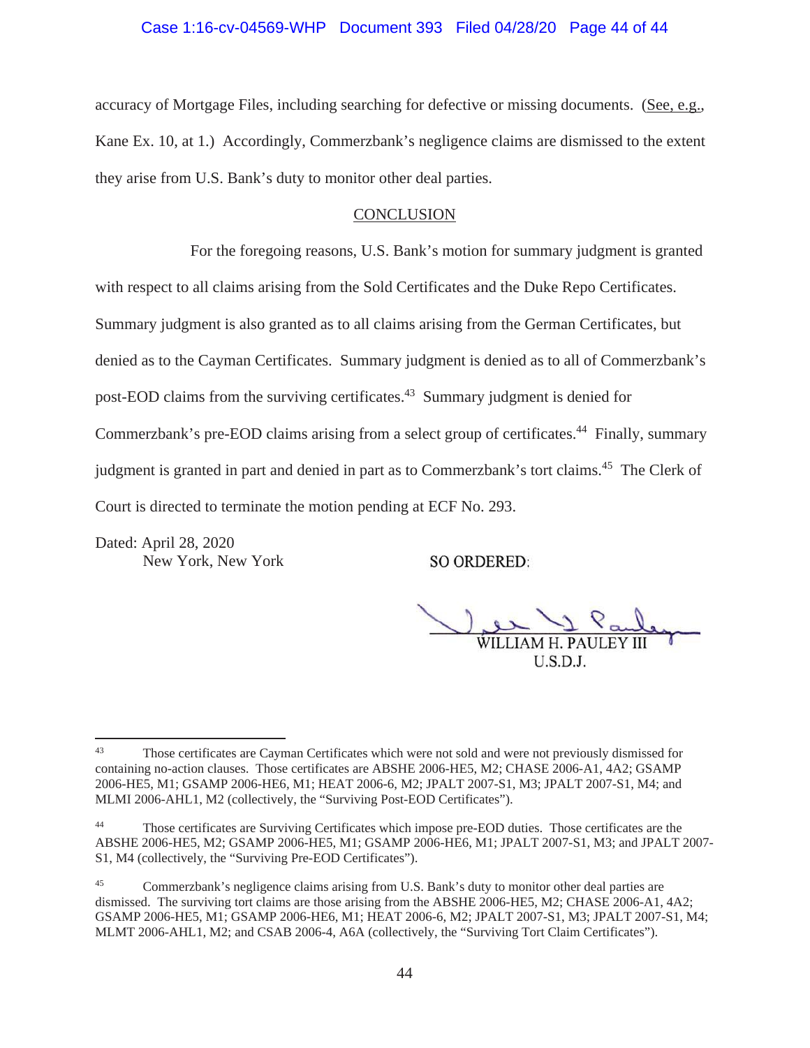accuracy of Mortgage Files, including searching for defective or missing documents. (See, e.g., Kane Ex. 10, at 1.) Accordingly, Commerzbank's negligence claims are dismissed to the extent they arise from U.S. Bank's duty to monitor other deal parties.

## CONCLUSION

For the foregoing reasons, U.S. Bank's motion for summary judgment is granted with respect to all claims arising from the Sold Certificates and the Duke Repo Certificates. Summary judgment is also granted as to all claims arising from the German Certificates, but denied as to the Cayman Certificates. Summary judgment is denied as to all of Commerzbank's post-EOD claims from the surviving certificates.[43] Summary judgment is denied for Commerzbank's pre-EOD claims arising from a select group of certificates.[44] Finally, summary judgment is granted in part and denied in part as to Commerzbank's tort claims.[45] The Clerk of Court is directed to terminate the motion pending at ECF No. 293.

Dated: April 28, 2020
New York, New York

SO ORDERED:

WILLIAM H. PAULEY III
U.S.D.J.

---

[43] Those certificates are Cayman Certificates which were not sold and were not previously dismissed for containing no-action clauses. Those certificates are ABSHE 2006-HE5, M2; CHASE 2006-A1, 4A2; GSAMP 2006-HE5, M1; GSAMP 2006-HE6, M1; HEAT 2006-6, M2; JPALT 2007-S1, M3; JPALT 2007-S1, M4; and MLMI 2006-AHL1, M2 (collectively, the "Surviving Post-EOD Certificates").

[44] Those certificates are Surviving Certificates which impose pre-EOD duties. Those certificates are the ABSHE 2006-HE5, M2; GSAMP 2006-HE5, M1; GSAMP 2006-HE6, M1; JPALT 2007-S1, M3; and JPALT 2007-S1, M4 (collectively, the "Surviving Pre-EOD Certificates").

[45] Commerzbank's negligence claims arising from U.S. Bank's duty to monitor other deal parties are dismissed. The surviving tort claims are those arising from the ABSHE 2006-HE5, M2; CHASE 2006-A1, 4A2; GSAMP 2006-HE5, M1; GSAMP 2006-HE6, M1; HEAT 2006-6, M2; JPALT 2007-S1, M3; JPALT 2007-S1, M4; MLMT 2006-AHL1, M2; and CSAB 2006-4, A6A (collectively, the "Surviving Tort Claim Certificates").